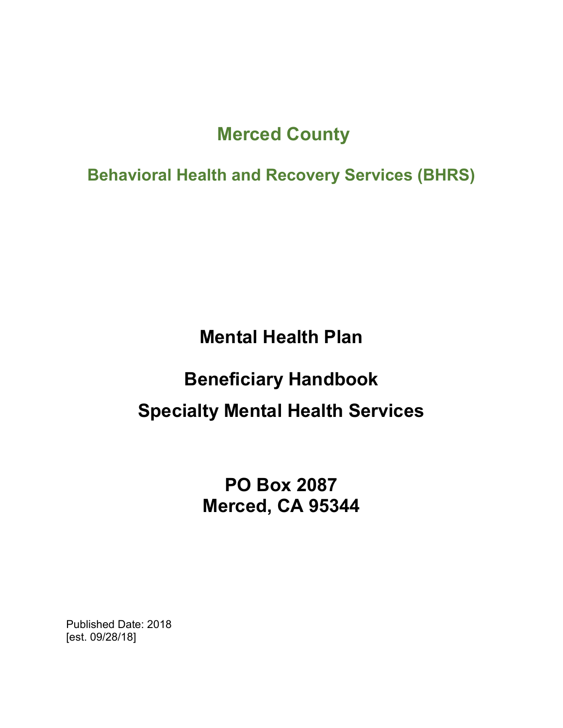# Merced County

## Behavioral Health and Recovery Services (BHRS)

# Mental Health Plan

# Beneficiary Handbook

# Specialty Mental Health Services

**PO Box 2087**
**Merced, CA 95344**

Published Date: 2018
[est. 09/28/18]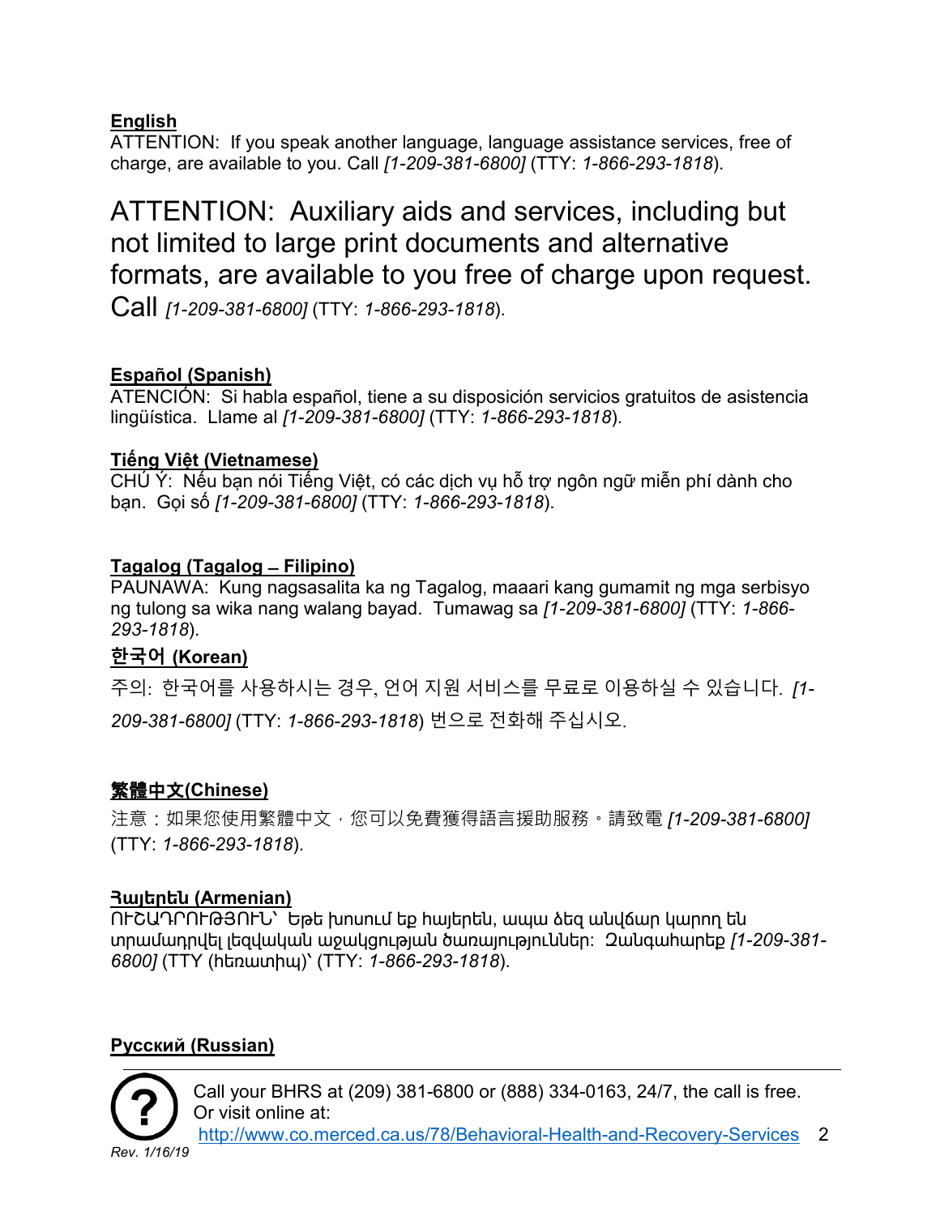**English**

ATTENTION: If you speak another language, language assistance services, free of charge, are available to you. Call *[1-209-381-6800]* (TTY: *1-866-293-1818*).

## ATTENTION: Auxiliary aids and services, including but not limited to large print documents and alternative formats, are available to you free of charge upon request. Call *[1-209-381-6800]* (TTY: *1-866-293-1818*).

**Español (Spanish)**

ATENCIÓN: Si habla español, tiene a su disposición servicios gratuitos de asistencia lingüística. Llame al *[1-209-381-6800]* (TTY: *1-866-293-1818*).

**Tiếng Việt (Vietnamese)**

CHÚ Ý: Nếu bạn nói Tiếng Việt, có các dịch vụ hỗ trợ ngôn ngữ miễn phí dành cho bạn. Gọi số *[1-209-381-6800]* (TTY: *1-866-293-1818*).

**Tagalog (Tagalog ̶ Filipino)**

PAUNAWA: Kung nagsasalita ka ng Tagalog, maaari kang gumamit ng mga serbisyo ng tulong sa wika nang walang bayad. Tumawag sa *[1-209-381-6800]* (TTY: *1-866-293-1818*).

**한국어 (Korean)**

주의: 한국어를 사용하시는 경우, 언어 지원 서비스를 무료로 이용하실 수 있습니다. *[1-209-381-6800]* (TTY: *1-866-293-1818*) 번으로 전화해 주십시오.

**繁體中文(Chinese)**

注意：如果您使用繁體中文，您可以免費獲得語言援助服務。請致電 *[1-209-381-6800]* (TTY: *1-866-293-1818*).

**Հայերեն (Armenian)**

ՈՒՇԱԴՐՈՒԹՅՈՒՆ՝ Եթե խոսում եք հայերեն, ապա ձեզ անվճար կարող են տրամադրվել լեզվական աջակցության ծառայություններ: Զանգահարեք *[1-209-381-6800]* (TTY (հեռատիպ)՝ (TTY: *1-866-293-1818*).

**Русский (Russian)**

Call your BHRS at (209) 381-6800 or (888) 334-0163, 24/7, the call is free. Or visit online at: http://www.co.merced.ca.us/78/Behavioral-Health-and-Recovery-Services

Rev. 1/16/19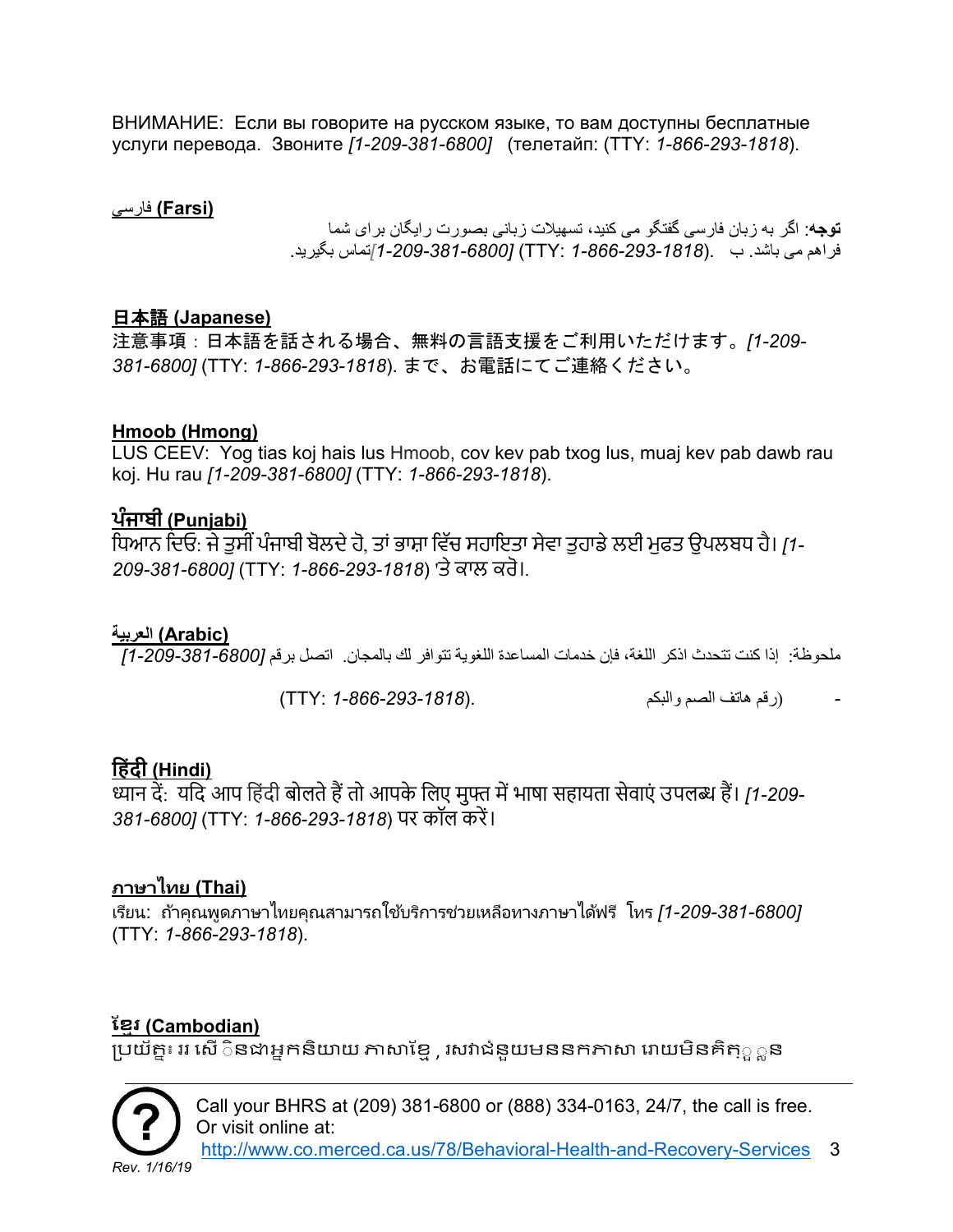ВНИМАНИЕ: Если вы говорите на русском языке, то вам доступны бесплатные услуги перевода. Звоните *[1-209-381-6800]* (телетайп: (TTY: *1-866-293-1818*).

**فارسی (Farsi)**

**توجه**: اگر به زبان فارسی گفتگو می کنید، تسهیلات زبانی بصورت رایگان برای شما فراهم می باشد. با *[1-209-381-6800]* (TTY: *1-866-293-1818*) تماس بگیرید.

**日本語 (Japanese)**

注意事項：日本語を話される場合、無料の言語支援をご利用いただけます。*[1-209-381-6800]* (TTY: *1-866-293-1818*). まで、お電話にてご連絡ください。

**Hmoob (Hmong)**

LUS CEEV: Yog tias koj hais lus Hmoob, cov kev pab txog lus, muaj kev pab dawb rau koj. Hu rau *[1-209-381-6800]* (TTY: *1-866-293-1818*).

**ਪੰਜਾਬੀ (Punjabi)**

ਧਿਆਨ ਦਿਓ: ਜੇ ਤੁਸੀਂ ਪੰਜਾਬੀ ਬੋਲਦੇ ਹੋ, ਤਾਂ ਭਾਸ਼ਾ ਵਿੱਚ ਸਹਾਇਤਾ ਸੇਵਾ ਤੁਹਾਡੇ ਲਈ ਮੁਫਤ ਉਪਲਬਧ ਹੈ। *[1-209-381-6800]* (TTY: *1-866-293-1818*) 'ਤੇ ਕਾਲ ਕਰੋ।

**العربية (Arabic)**

ملحوظة: إذا كنت تتحدث اذكر اللغة، فإن خدمات المساعدة اللغوية تتوافر لك بالمجان. اتصل برقم *[1-209-381-6800]* - (رقم هاتف الصم والبكم (TTY: *1-866-293-1818*).

**हिंदी (Hindi)**

ध्यान दें: यदि आप हिंदी बोलते हैं तो आपके लिए मुफ्त में भाषा सहायता सेवाएं उपलब्ध हैं। *[1-209-381-6800]* (TTY: *1-866-293-1818*) पर कॉल करें।

**ภาษาไทย (Thai)**

เรียน: ถ้าคุณพูดภาษาไทยคุณสามารถใช้บริการช่วยเหลือทางภาษาได้ฟรี โทร *[1-209-381-6800]* (TTY: *1-866-293-1818*).

**ខ្មែរ (Cambodian)**

ប្រយ័ត្ន៖ បើសិនជាអ្នកនិយាយ ភាសាខ្មែរ, សេវាជំនួយមផ្នែកភាសា ដោយមិនគិតឈ្នួល

Call your BHRS at (209) 381-6800 or (888) 334-0163, 24/7, the call is free. Or visit online at: http://www.co.merced.ca.us/78/Behavioral-Health-and-Recovery-Services

Rev. 1/16/19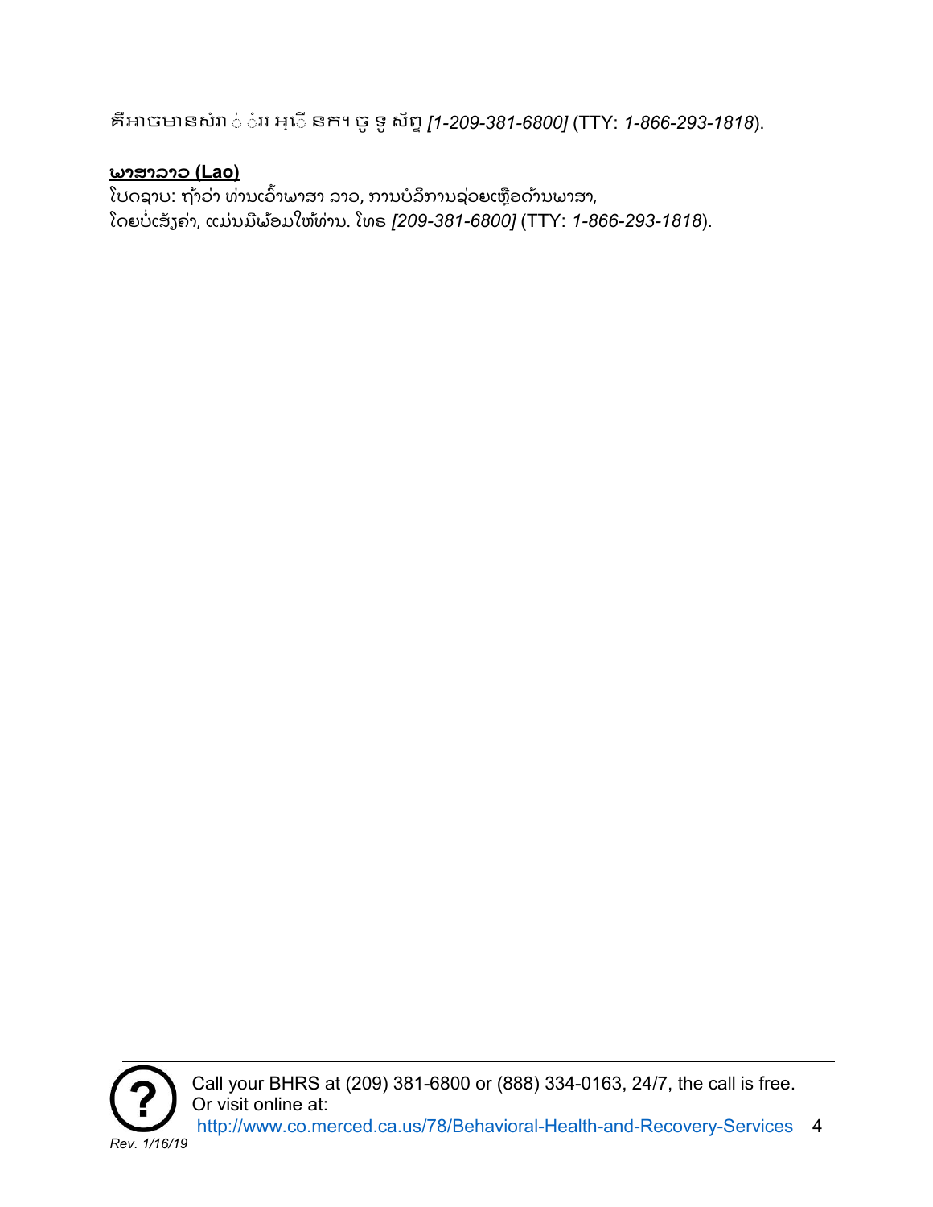គឺអាចមានសំរាប់បំរើអ្នក។ ចូរ ទូរស័ព្ទ *[1-209-381-6800]* (TTY: *1-866-293-1818*).

**ພາສາລາວ (Lao)**

ໂປດຊາບ: ຖ້າວ່າ ທ່ານເວົ້າພາສາ ລາວ, ການບໍລິການຊ່ວຍເຫຼືອດ້ານພາສາ, ໂດຍບໍ່ເສັງຄ່າ, ແມ່ນມີພ້ອມໃຫ້ທ່ານ. ໂທຣ *[209-381-6800]* (TTY: *1-866-293-1818*).

Call your BHRS at (209) 381-6800 or (888) 334-0163, 24/7, the call is free. Or visit online at: http://www.co.merced.ca.us/78/Behavioral-Health-and-Recovery-Services

*Rev. 1/16/19*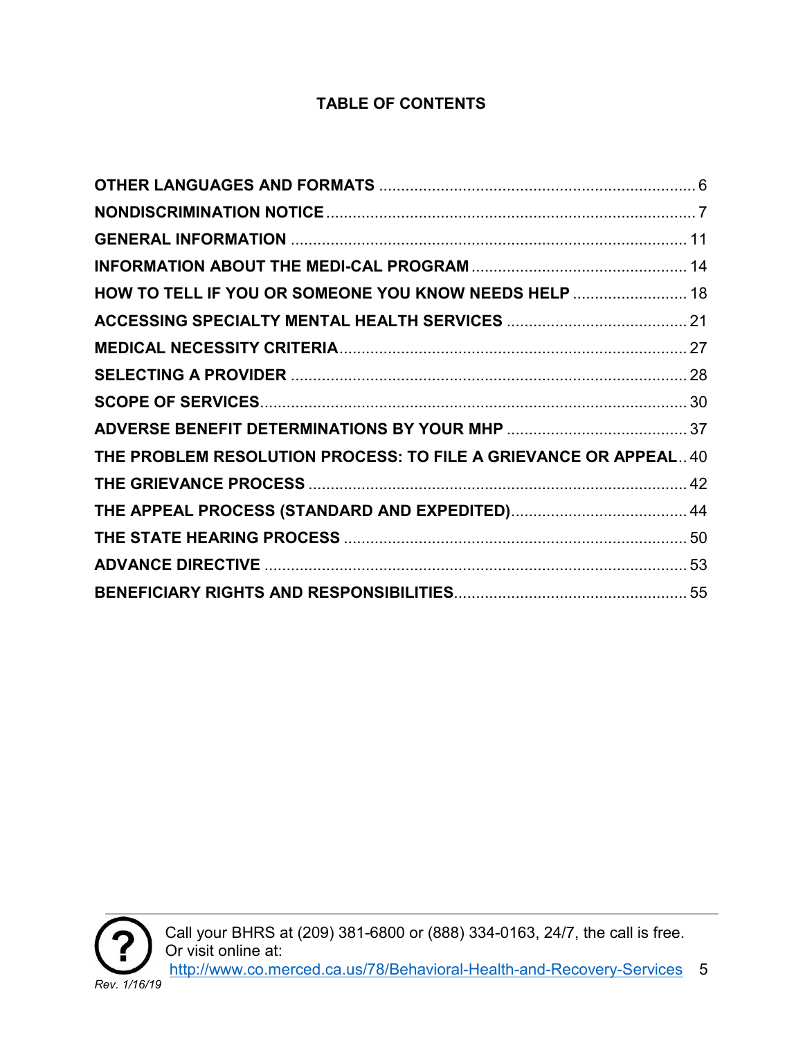# TABLE OF CONTENTS

| Section | Page |
|---|---|
| OTHER LANGUAGES AND FORMATS | 6 |
| NONDISCRIMINATION NOTICE | 7 |
| GENERAL INFORMATION | 11 |
| INFORMATION ABOUT THE MEDI-CAL PROGRAM | 14 |
| HOW TO TELL IF YOU OR SOMEONE YOU KNOW NEEDS HELP | 18 |
| ACCESSING SPECIALTY MENTAL HEALTH SERVICES | 21 |
| MEDICAL NECESSITY CRITERIA | 27 |
| SELECTING A PROVIDER | 28 |
| SCOPE OF SERVICES | 30 |
| ADVERSE BENEFIT DETERMINATIONS BY YOUR MHP | 37 |
| THE PROBLEM RESOLUTION PROCESS: TO FILE A GRIEVANCE OR APPEAL | 40 |
| THE GRIEVANCE PROCESS | 42 |
| THE APPEAL PROCESS (STANDARD AND EXPEDITED) | 44 |
| THE STATE HEARING PROCESS | 50 |
| ADVANCE DIRECTIVE | 53 |
| BENEFICIARY RIGHTS AND RESPONSIBILITIES | 55 |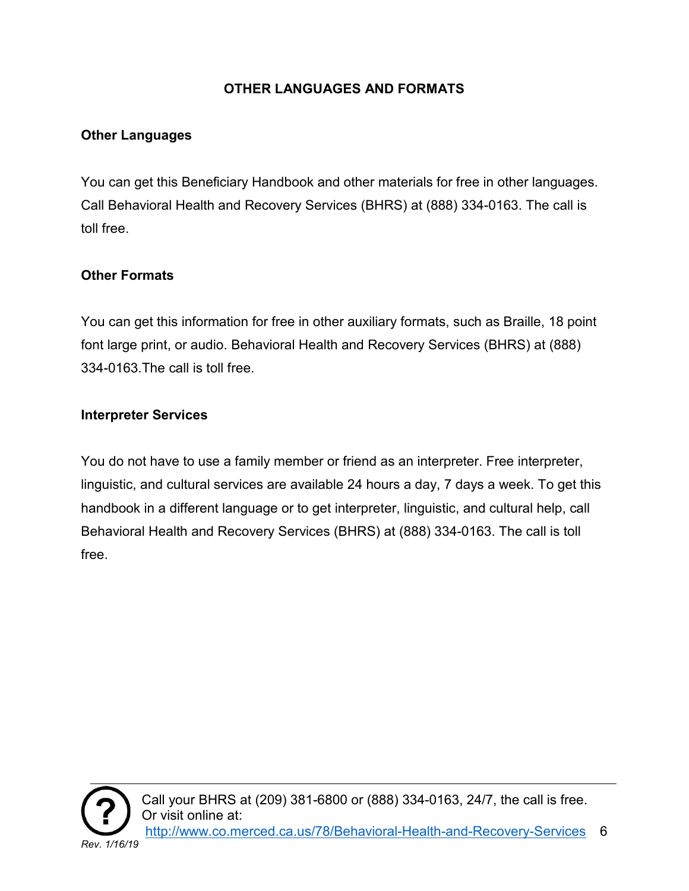## OTHER LANGUAGES AND FORMATS

### Other Languages

You can get this Beneficiary Handbook and other materials for free in other languages. Call Behavioral Health and Recovery Services (BHRS) at (888) 334-0163. The call is toll free.

### Other Formats

You can get this information for free in other auxiliary formats, such as Braille, 18 point font large print, or audio. Behavioral Health and Recovery Services (BHRS) at (888) 334-0163.The call is toll free.

### Interpreter Services

You do not have to use a family member or friend as an interpreter. Free interpreter, linguistic, and cultural services are available 24 hours a day, 7 days a week. To get this handbook in a different language or to get interpreter, linguistic, and cultural help, call Behavioral Health and Recovery Services (BHRS) at (888) 334-0163. The call is toll free.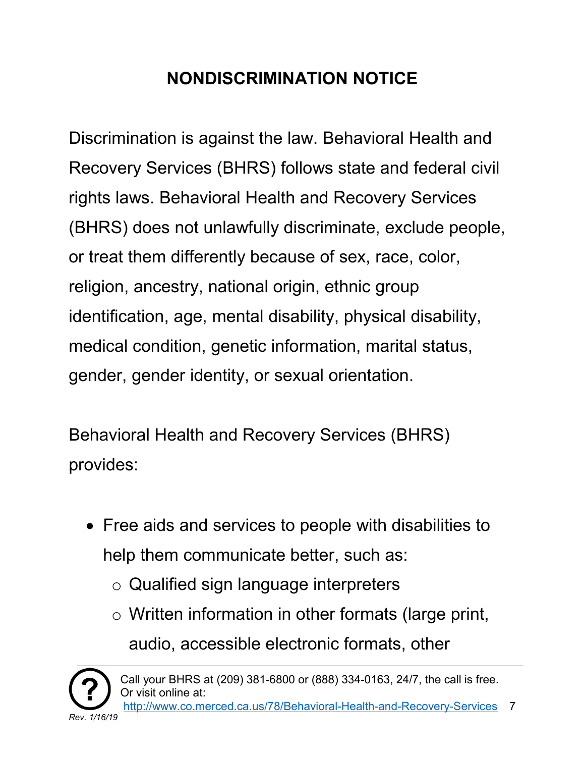# NONDISCRIMINATION NOTICE

Discrimination is against the law. Behavioral Health and Recovery Services (BHRS) follows state and federal civil rights laws. Behavioral Health and Recovery Services (BHRS) does not unlawfully discriminate, exclude people, or treat them differently because of sex, race, color, religion, ancestry, national origin, ethnic group identification, age, mental disability, physical disability, medical condition, genetic information, marital status, gender, gender identity, or sexual orientation.

Behavioral Health and Recovery Services (BHRS) provides:

- Free aids and services to people with disabilities to help them communicate better, such as:
  - Qualified sign language interpreters
  - Written information in other formats (large print, audio, accessible electronic formats, other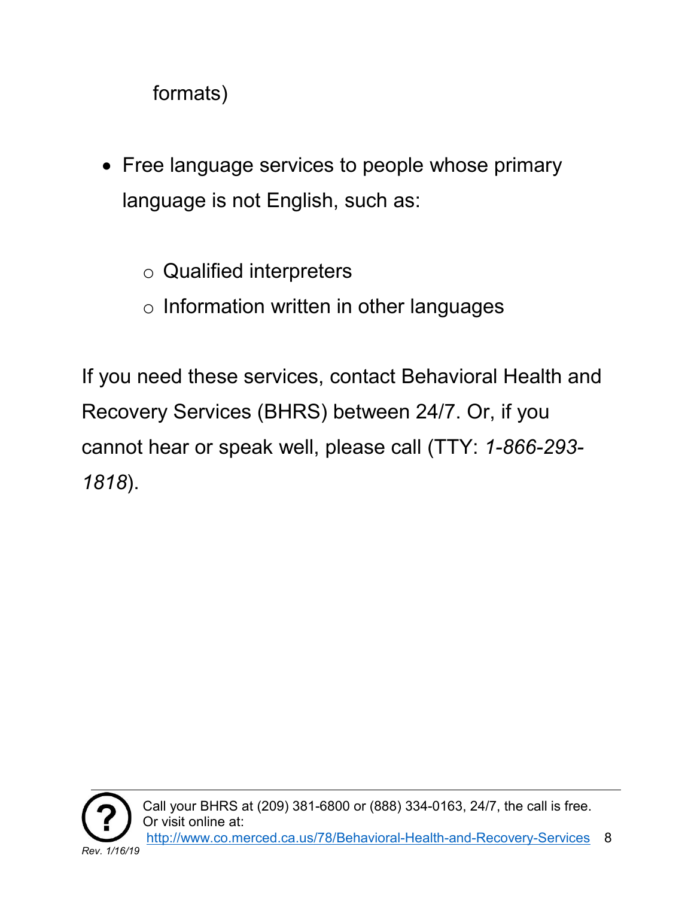formats)

- Free language services to people whose primary language is not English, such as:
  - Qualified interpreters
  - Information written in other languages

If you need these services, contact Behavioral Health and Recovery Services (BHRS) between 24/7. Or, if you cannot hear or speak well, please call (TTY: *1-866-293-1818*).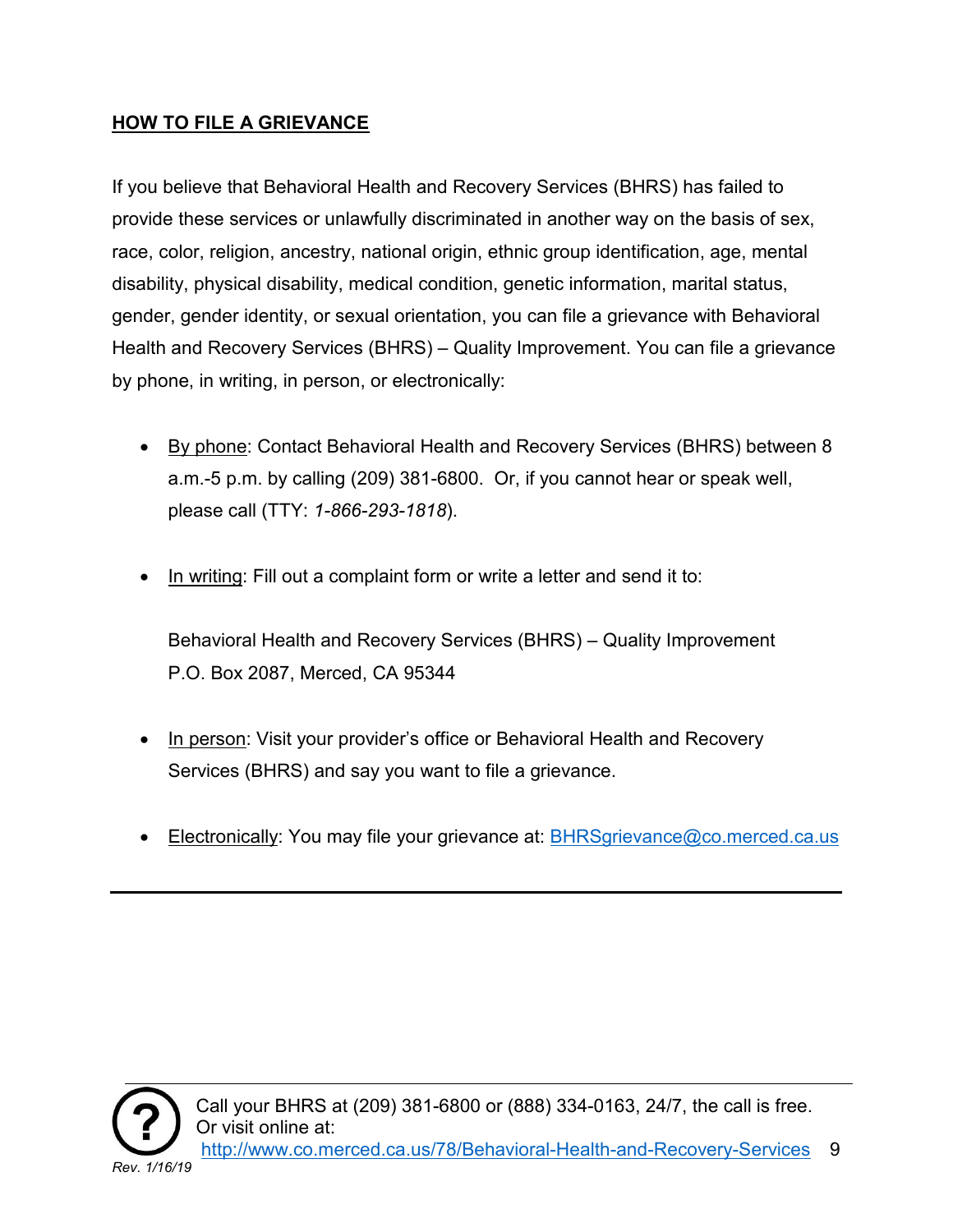## HOW TO FILE A GRIEVANCE

If you believe that Behavioral Health and Recovery Services (BHRS) has failed to provide these services or unlawfully discriminated in another way on the basis of sex, race, color, religion, ancestry, national origin, ethnic group identification, age, mental disability, physical disability, medical condition, genetic information, marital status, gender, gender identity, or sexual orientation, you can file a grievance with Behavioral Health and Recovery Services (BHRS) – Quality Improvement. You can file a grievance by phone, in writing, in person, or electronically:

- By phone: Contact Behavioral Health and Recovery Services (BHRS) between 8 a.m.-5 p.m. by calling (209) 381-6800. Or, if you cannot hear or speak well, please call (TTY: *1-866-293-1818*).

- In writing: Fill out a complaint form or write a letter and send it to:

  Behavioral Health and Recovery Services (BHRS) – Quality Improvement
  P.O. Box 2087, Merced, CA 95344

- In person: Visit your provider's office or Behavioral Health and Recovery Services (BHRS) and say you want to file a grievance.

- Electronically: You may file your grievance at: BHRSgrievance@co.merced.ca.us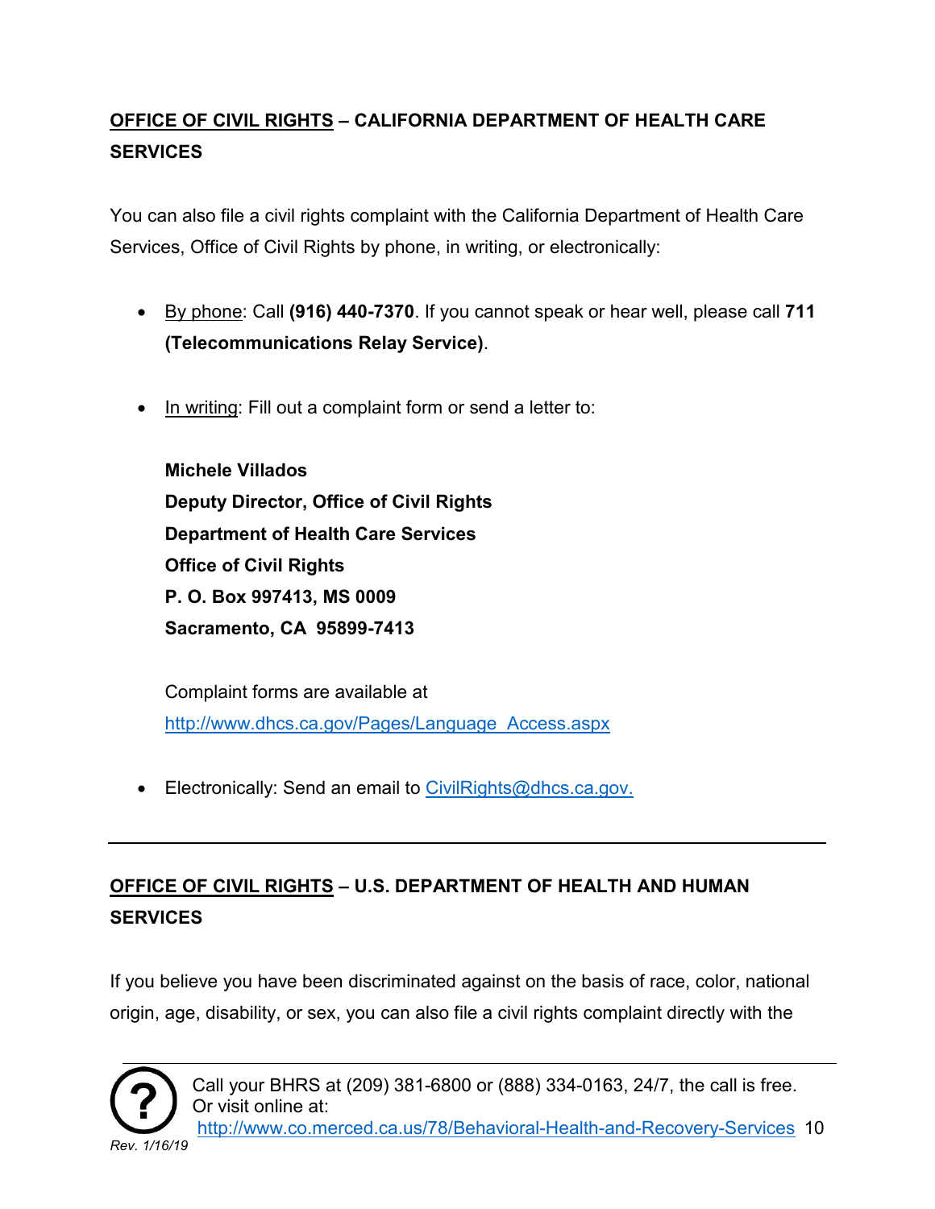## <u>OFFICE OF CIVIL RIGHTS</u> – CALIFORNIA DEPARTMENT OF HEALTH CARE SERVICES

You can also file a civil rights complaint with the California Department of Health Care Services, Office of Civil Rights by phone, in writing, or electronically:

- <u>By phone</u>: Call **(916) 440-7370**. If you cannot speak or hear well, please call **711 (Telecommunications Relay Service)**.

- <u>In writing</u>: Fill out a complaint form or send a letter to:

  **Michele Villados**
  **Deputy Director, Office of Civil Rights**
  **Department of Health Care Services**
  **Office of Civil Rights**
  **P. O. Box 997413, MS 0009**
  **Sacramento, CA 95899-7413**

  Complaint forms are available at http://www.dhcs.ca.gov/Pages/Language_Access.aspx

- Electronically: Send an email to CivilRights@dhcs.ca.gov.

---

## <u>OFFICE OF CIVIL RIGHTS</u> – U.S. DEPARTMENT OF HEALTH AND HUMAN SERVICES

If you believe you have been discriminated against on the basis of race, color, national origin, age, disability, or sex, you can also file a civil rights complaint directly with the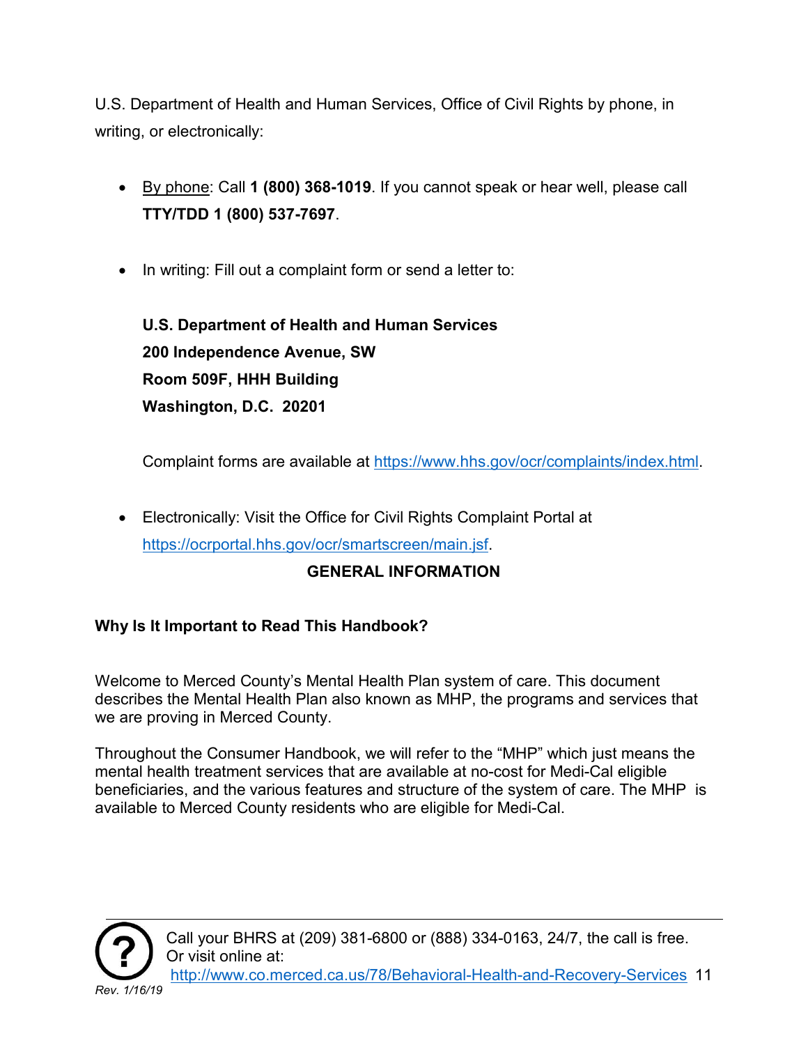U.S. Department of Health and Human Services, Office of Civil Rights by phone, in writing, or electronically:

- By phone: Call **1 (800) 368-1019**. If you cannot speak or hear well, please call **TTY/TDD 1 (800) 537-7697**.

- In writing: Fill out a complaint form or send a letter to:

  **U.S. Department of Health and Human Services**
  **200 Independence Avenue, SW**
  **Room 509F, HHH Building**
  **Washington, D.C. 20201**

  Complaint forms are available at https://www.hhs.gov/ocr/complaints/index.html.

- Electronically: Visit the Office for Civil Rights Complaint Portal at https://ocrportal.hhs.gov/ocr/smartscreen/main.jsf.

## GENERAL INFORMATION

### Why Is It Important to Read This Handbook?

Welcome to Merced County's Mental Health Plan system of care. This document describes the Mental Health Plan also known as MHP, the programs and services that we are proving in Merced County.

Throughout the Consumer Handbook, we will refer to the "MHP" which just means the mental health treatment services that are available at no-cost for Medi-Cal eligible beneficiaries, and the various features and structure of the system of care. The MHP is available to Merced County residents who are eligible for Medi-Cal.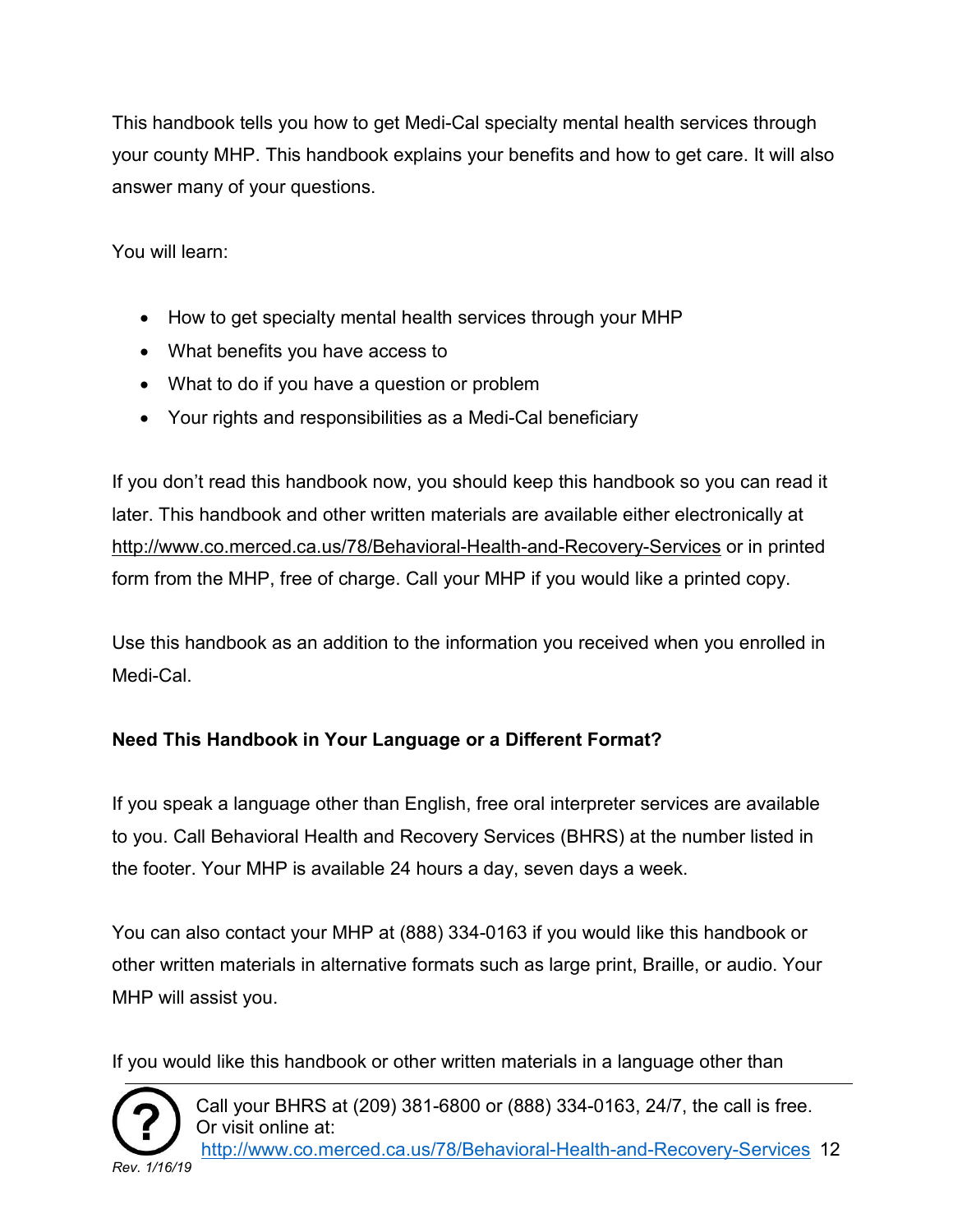This handbook tells you how to get Medi-Cal specialty mental health services through your county MHP. This handbook explains your benefits and how to get care. It will also answer many of your questions.

You will learn:

- How to get specialty mental health services through your MHP
- What benefits you have access to
- What to do if you have a question or problem
- Your rights and responsibilities as a Medi-Cal beneficiary

If you don't read this handbook now, you should keep this handbook so you can read it later. This handbook and other written materials are available either electronically at http://www.co.merced.ca.us/78/Behavioral-Health-and-Recovery-Services or in printed form from the MHP, free of charge. Call your MHP if you would like a printed copy.

Use this handbook as an addition to the information you received when you enrolled in Medi-Cal.

**Need This Handbook in Your Language or a Different Format?**

If you speak a language other than English, free oral interpreter services are available to you. Call Behavioral Health and Recovery Services (BHRS) at the number listed in the footer. Your MHP is available 24 hours a day, seven days a week.

You can also contact your MHP at (888) 334-0163 if you would like this handbook or other written materials in alternative formats such as large print, Braille, or audio. Your MHP will assist you.

If you would like this handbook or other written materials in a language other than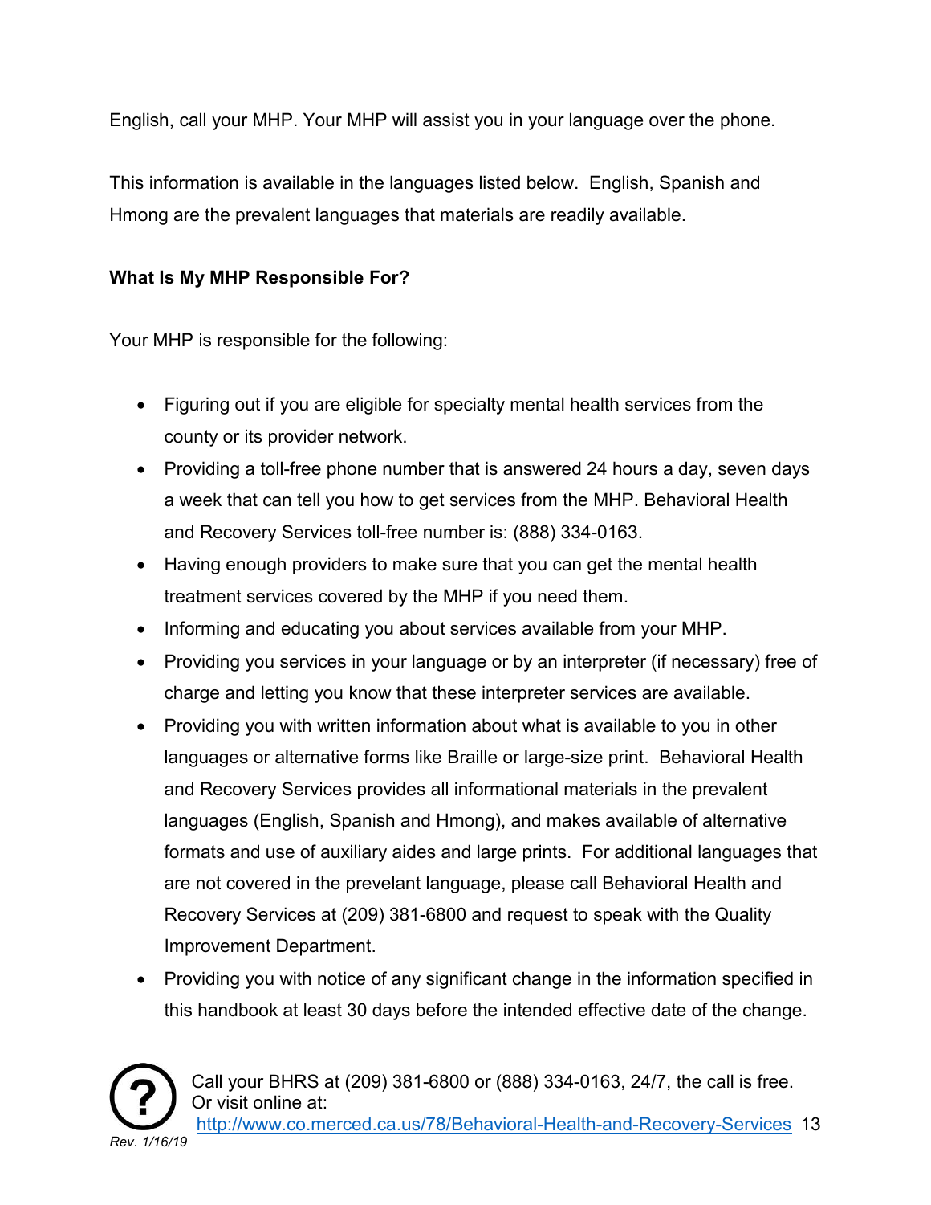English, call your MHP. Your MHP will assist you in your language over the phone.

This information is available in the languages listed below. English, Spanish and Hmong are the prevalent languages that materials are readily available.

**What Is My MHP Responsible For?**

Your MHP is responsible for the following:

- Figuring out if you are eligible for specialty mental health services from the county or its provider network.
- Providing a toll-free phone number that is answered 24 hours a day, seven days a week that can tell you how to get services from the MHP. Behavioral Health and Recovery Services toll-free number is: (888) 334-0163.
- Having enough providers to make sure that you can get the mental health treatment services covered by the MHP if you need them.
- Informing and educating you about services available from your MHP.
- Providing you services in your language or by an interpreter (if necessary) free of charge and letting you know that these interpreter services are available.
- Providing you with written information about what is available to you in other languages or alternative forms like Braille or large-size print. Behavioral Health and Recovery Services provides all informational materials in the prevalent languages (English, Spanish and Hmong), and makes available of alternative formats and use of auxiliary aides and large prints. For additional languages that are not covered in the prevelant language, please call Behavioral Health and Recovery Services at (209) 381-6800 and request to speak with the Quality Improvement Department.
- Providing you with notice of any significant change in the information specified in this handbook at least 30 days before the intended effective date of the change.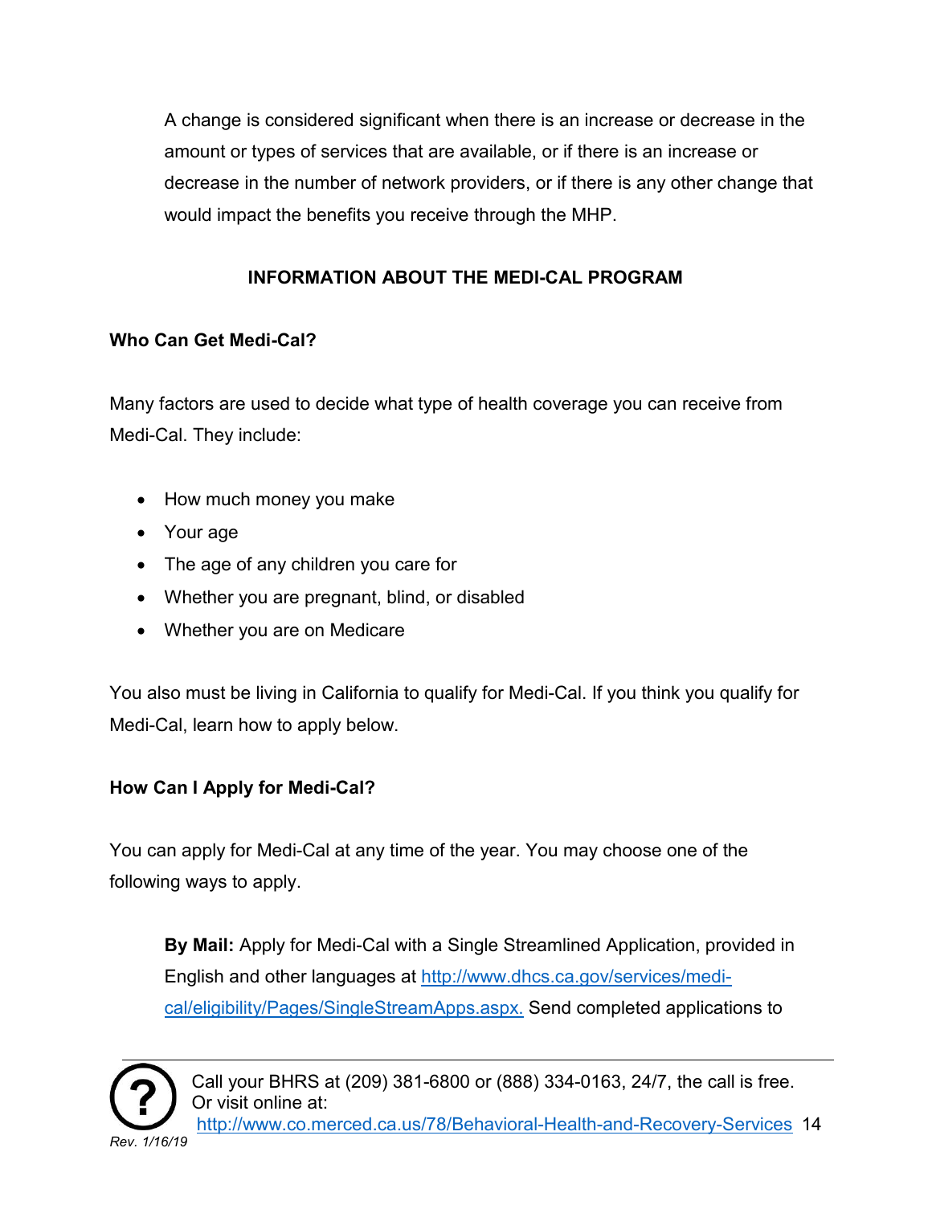A change is considered significant when there is an increase or decrease in the amount or types of services that are available, or if there is an increase or decrease in the number of network providers, or if there is any other change that would impact the benefits you receive through the MHP.

## INFORMATION ABOUT THE MEDI-CAL PROGRAM

### Who Can Get Medi-Cal?

Many factors are used to decide what type of health coverage you can receive from Medi-Cal. They include:

- How much money you make
- Your age
- The age of any children you care for
- Whether you are pregnant, blind, or disabled
- Whether you are on Medicare

You also must be living in California to qualify for Medi-Cal. If you think you qualify for Medi-Cal, learn how to apply below.

### How Can I Apply for Medi-Cal?

You can apply for Medi-Cal at any time of the year. You may choose one of the following ways to apply.

**By Mail:** Apply for Medi-Cal with a Single Streamlined Application, provided in English and other languages at [http://www.dhcs.ca.gov/services/medi-cal/eligibility/Pages/SingleStreamApps.aspx.](http://www.dhcs.ca.gov/services/medi-cal/eligibility/Pages/SingleStreamApps.aspx) Send completed applications to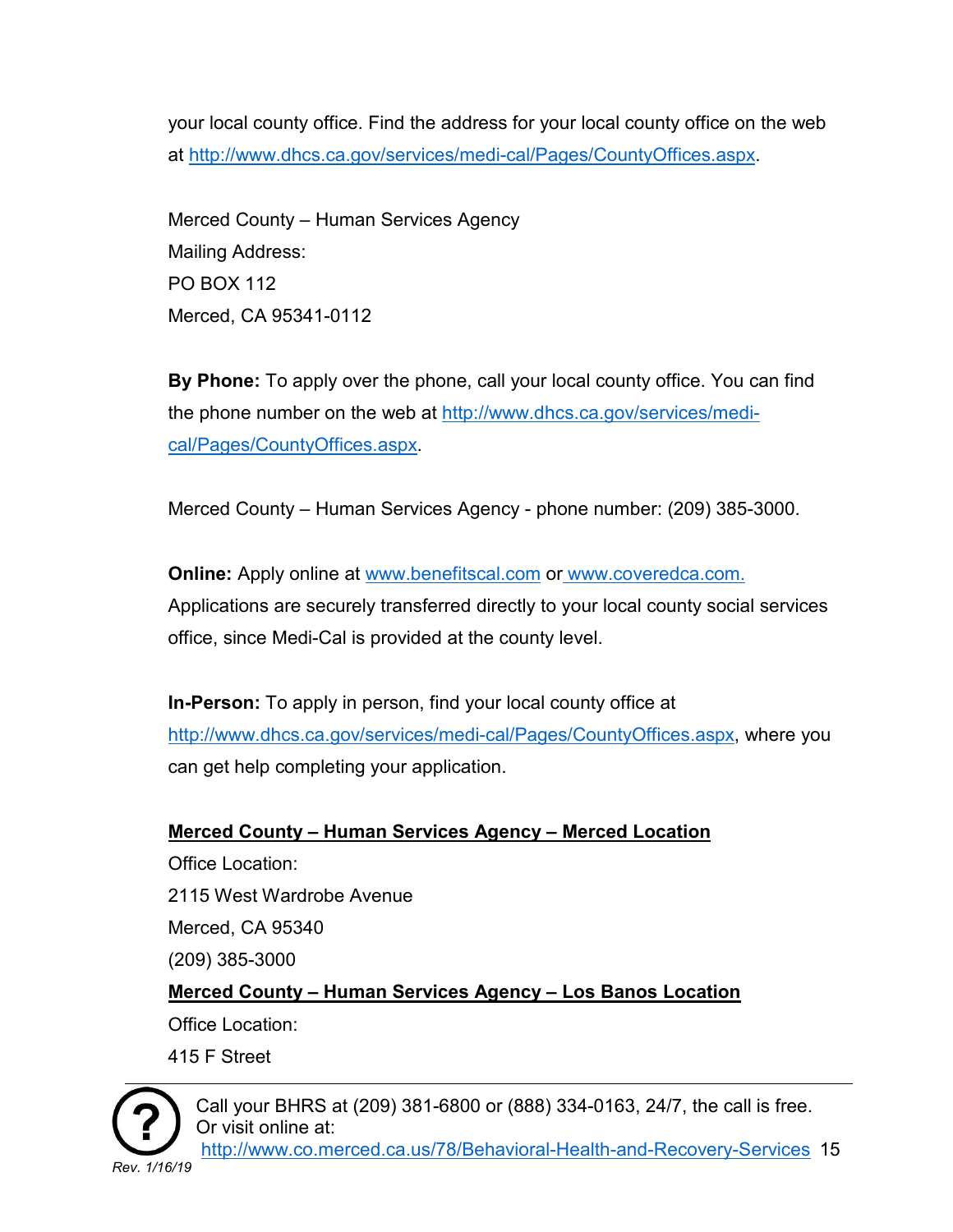your local county office. Find the address for your local county office on the web at http://www.dhcs.ca.gov/services/medi-cal/Pages/CountyOffices.aspx.

Merced County – Human Services Agency
Mailing Address:
PO BOX 112
Merced, CA 95341-0112

**By Phone:** To apply over the phone, call your local county office. You can find the phone number on the web at http://www.dhcs.ca.gov/services/medi-cal/Pages/CountyOffices.aspx.

Merced County – Human Services Agency - phone number: (209) 385-3000.

**Online:** Apply online at www.benefitscal.com or www.coveredca.com. Applications are securely transferred directly to your local county social services office, since Medi-Cal is provided at the county level.

**In-Person:** To apply in person, find your local county office at http://www.dhcs.ca.gov/services/medi-cal/Pages/CountyOffices.aspx, where you can get help completing your application.

**Merced County – Human Services Agency – Merced Location**
Office Location:
2115 West Wardrobe Avenue
Merced, CA 95340
(209) 385-3000

**Merced County – Human Services Agency – Los Banos Location**
Office Location:
415 F Street

Call your BHRS at (209) 381-6800 or (888) 334-0163, 24/7, the call is free. Or visit online at: http://www.co.merced.ca.us/78/Behavioral-Health-and-Recovery-Services

*Rev. 1/16/19*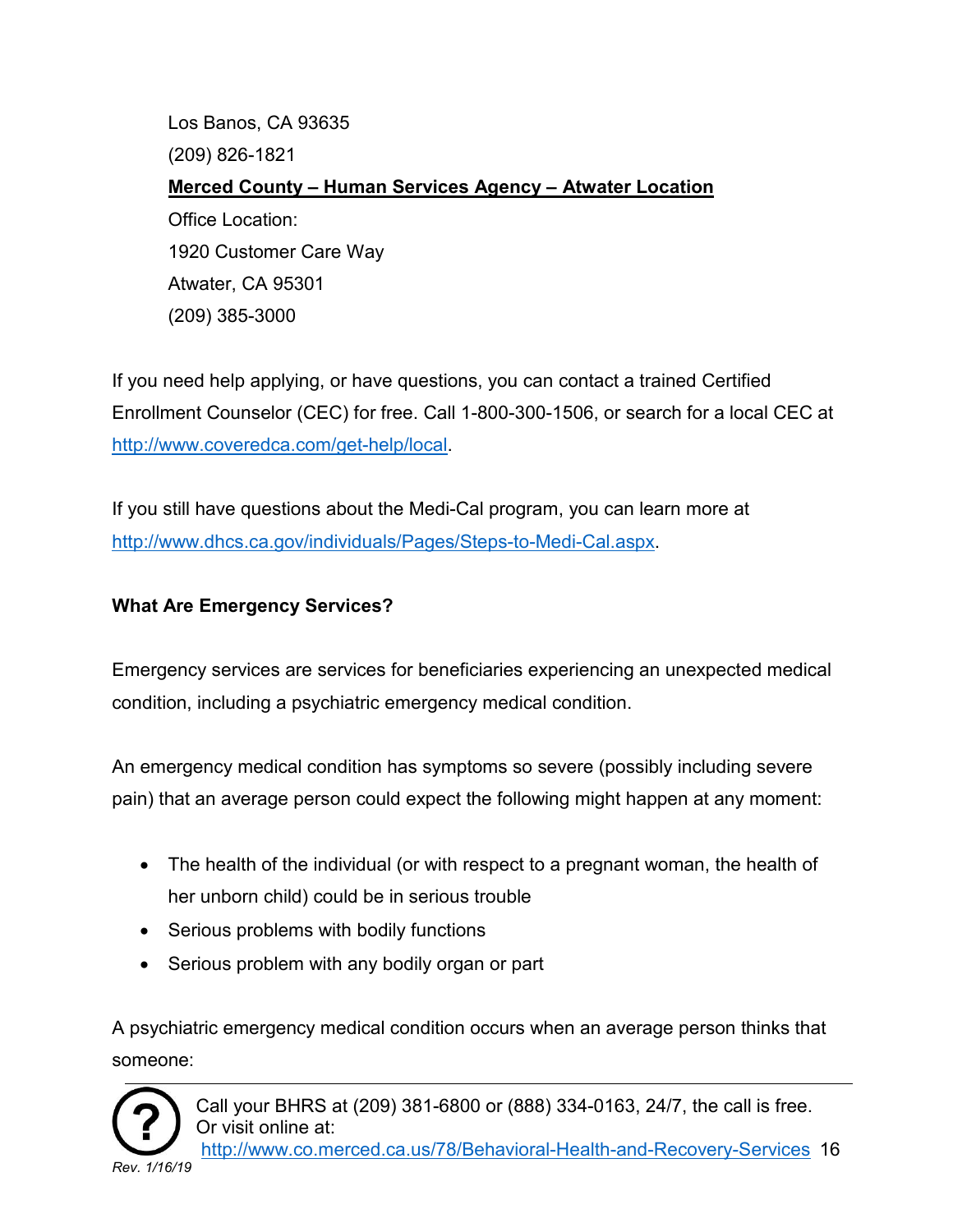Los Banos, CA 93635

(209) 826-1821

**Merced County – Human Services Agency – Atwater Location**

Office Location:

1920 Customer Care Way

Atwater, CA 95301

(209) 385-3000

If you need help applying, or have questions, you can contact a trained Certified Enrollment Counselor (CEC) for free. Call 1-800-300-1506, or search for a local CEC at http://www.coveredca.com/get-help/local.

If you still have questions about the Medi-Cal program, you can learn more at http://www.dhcs.ca.gov/individuals/Pages/Steps-to-Medi-Cal.aspx.

**What Are Emergency Services?**

Emergency services are services for beneficiaries experiencing an unexpected medical condition, including a psychiatric emergency medical condition.

An emergency medical condition has symptoms so severe (possibly including severe pain) that an average person could expect the following might happen at any moment:

- The health of the individual (or with respect to a pregnant woman, the health of her unborn child) could be in serious trouble
- Serious problems with bodily functions
- Serious problem with any bodily organ or part

A psychiatric emergency medical condition occurs when an average person thinks that someone: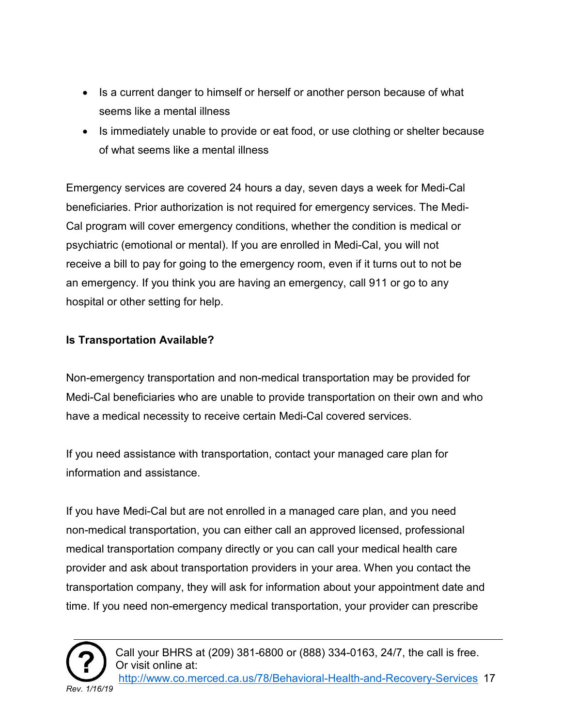- Is a current danger to himself or herself or another person because of what seems like a mental illness
- Is immediately unable to provide or eat food, or use clothing or shelter because of what seems like a mental illness

Emergency services are covered 24 hours a day, seven days a week for Medi-Cal beneficiaries. Prior authorization is not required for emergency services. The Medi-Cal program will cover emergency conditions, whether the condition is medical or psychiatric (emotional or mental). If you are enrolled in Medi-Cal, you will not receive a bill to pay for going to the emergency room, even if it turns out to not be an emergency. If you think you are having an emergency, call 911 or go to any hospital or other setting for help.

**Is Transportation Available?**

Non-emergency transportation and non-medical transportation may be provided for Medi-Cal beneficiaries who are unable to provide transportation on their own and who have a medical necessity to receive certain Medi-Cal covered services.

If you need assistance with transportation, contact your managed care plan for information and assistance.

If you have Medi-Cal but are not enrolled in a managed care plan, and you need non-medical transportation, you can either call an approved licensed, professional medical transportation company directly or you can call your medical health care provider and ask about transportation providers in your area. When you contact the transportation company, they will ask for information about your appointment date and time. If you need non-emergency medical transportation, your provider can prescribe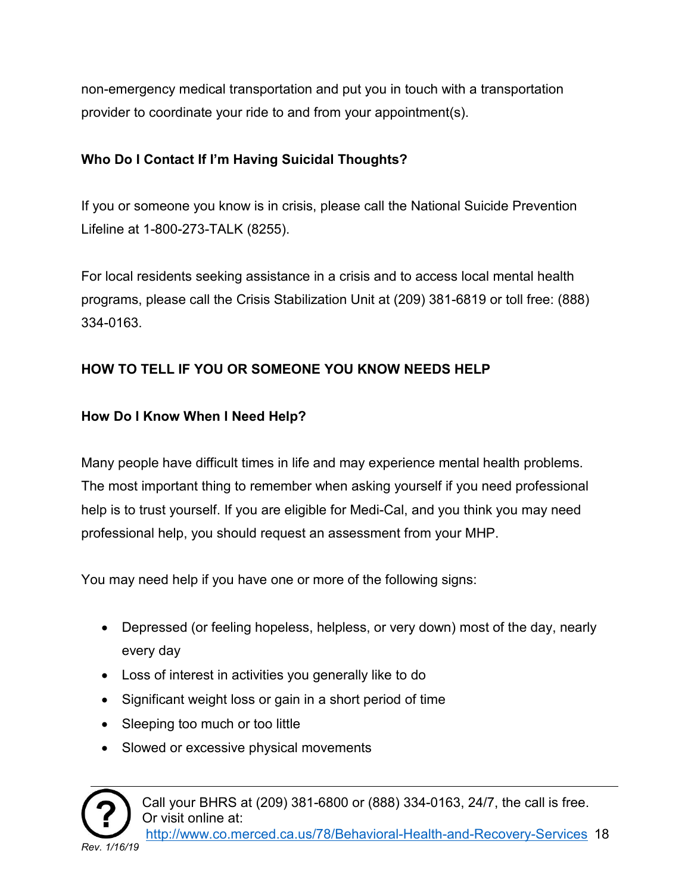non-emergency medical transportation and put you in touch with a transportation provider to coordinate your ride to and from your appointment(s).

### Who Do I Contact If I'm Having Suicidal Thoughts?

If you or someone you know is in crisis, please call the National Suicide Prevention Lifeline at 1-800-273-TALK (8255).

For local residents seeking assistance in a crisis and to access local mental health programs, please call the Crisis Stabilization Unit at (209) 381-6819 or toll free: (888) 334-0163.

## HOW TO TELL IF YOU OR SOMEONE YOU KNOW NEEDS HELP

### How Do I Know When I Need Help?

Many people have difficult times in life and may experience mental health problems. The most important thing to remember when asking yourself if you need professional help is to trust yourself. If you are eligible for Medi-Cal, and you think you may need professional help, you should request an assessment from your MHP.

You may need help if you have one or more of the following signs:

- Depressed (or feeling hopeless, helpless, or very down) most of the day, nearly every day
- Loss of interest in activities you generally like to do
- Significant weight loss or gain in a short period of time
- Sleeping too much or too little
- Slowed or excessive physical movements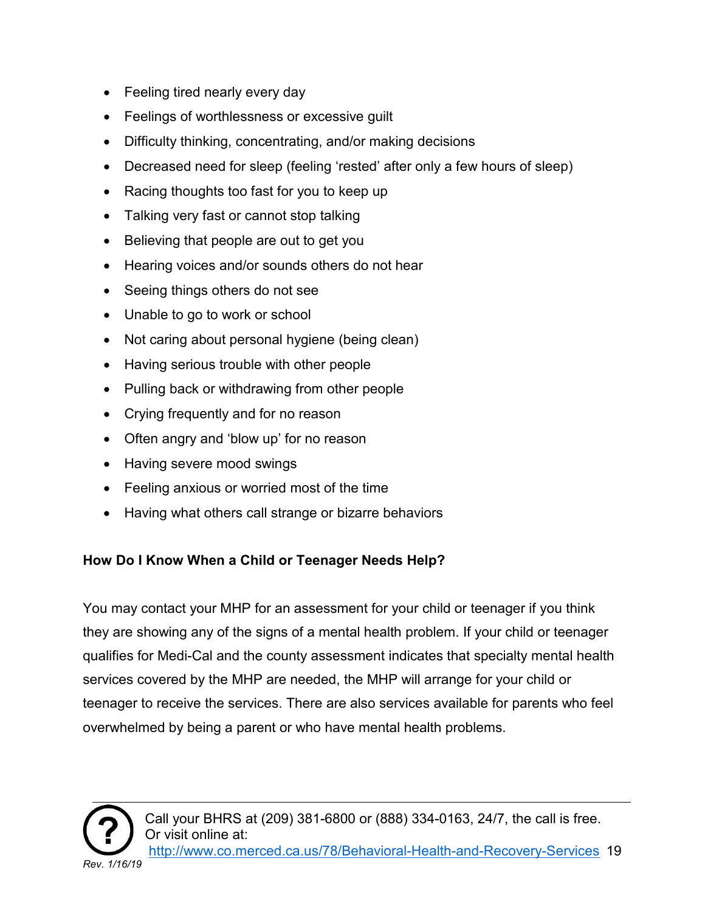- Feeling tired nearly every day
- Feelings of worthlessness or excessive guilt
- Difficulty thinking, concentrating, and/or making decisions
- Decreased need for sleep (feeling 'rested' after only a few hours of sleep)
- Racing thoughts too fast for you to keep up
- Talking very fast or cannot stop talking
- Believing that people are out to get you
- Hearing voices and/or sounds others do not hear
- Seeing things others do not see
- Unable to go to work or school
- Not caring about personal hygiene (being clean)
- Having serious trouble with other people
- Pulling back or withdrawing from other people
- Crying frequently and for no reason
- Often angry and 'blow up' for no reason
- Having severe mood swings
- Feeling anxious or worried most of the time
- Having what others call strange or bizarre behaviors

**How Do I Know When a Child or Teenager Needs Help?**

You may contact your MHP for an assessment for your child or teenager if you think they are showing any of the signs of a mental health problem. If your child or teenager qualifies for Medi-Cal and the county assessment indicates that specialty mental health services covered by the MHP are needed, the MHP will arrange for your child or teenager to receive the services. There are also services available for parents who feel overwhelmed by being a parent or who have mental health problems.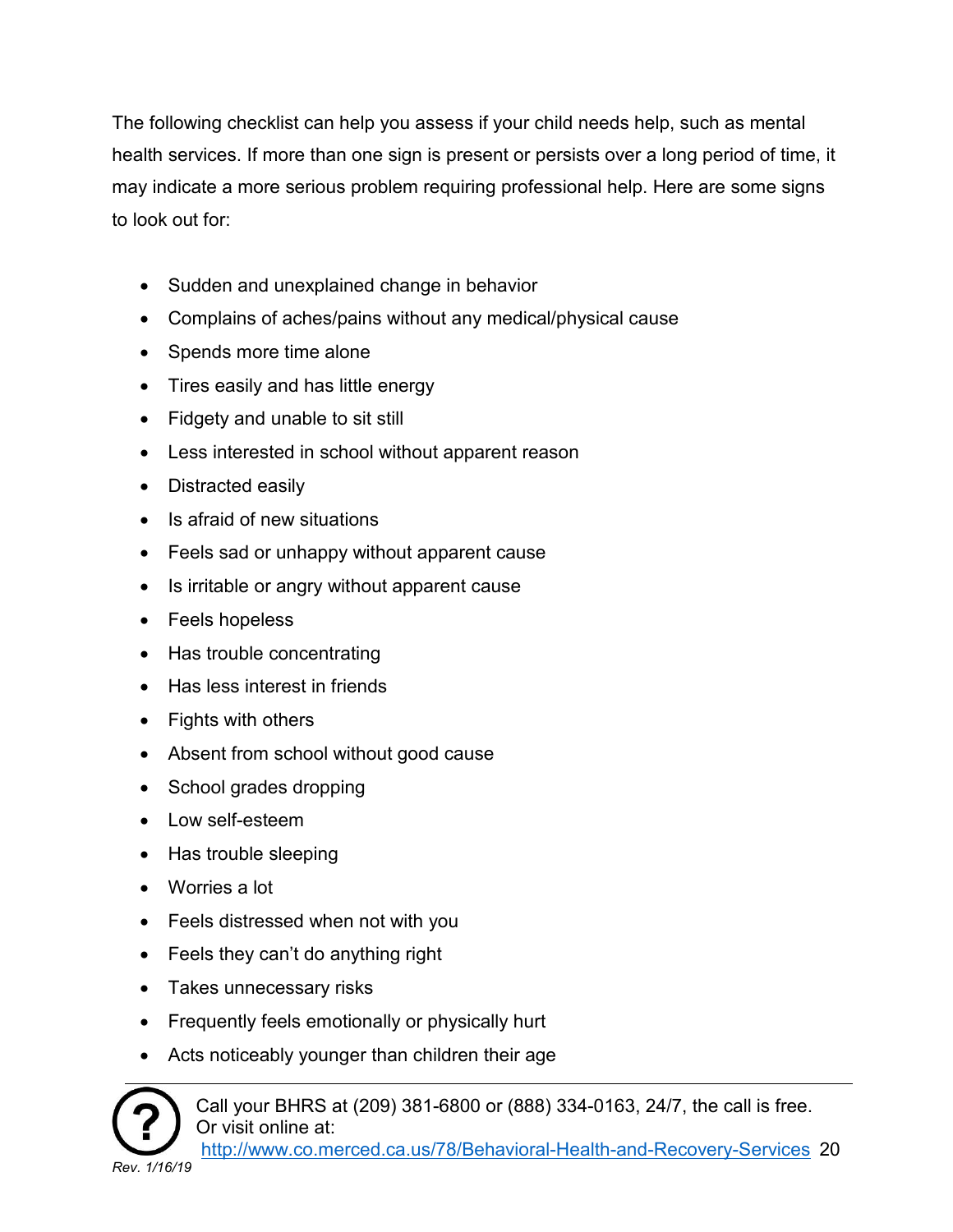The following checklist can help you assess if your child needs help, such as mental health services. If more than one sign is present or persists over a long period of time, it may indicate a more serious problem requiring professional help. Here are some signs to look out for:

- Sudden and unexplained change in behavior
- Complains of aches/pains without any medical/physical cause
- Spends more time alone
- Tires easily and has little energy
- Fidgety and unable to sit still
- Less interested in school without apparent reason
- Distracted easily
- Is afraid of new situations
- Feels sad or unhappy without apparent cause
- Is irritable or angry without apparent cause
- Feels hopeless
- Has trouble concentrating
- Has less interest in friends
- Fights with others
- Absent from school without good cause
- School grades dropping
- Low self-esteem
- Has trouble sleeping
- Worries a lot
- Feels distressed when not with you
- Feels they can't do anything right
- Takes unnecessary risks
- Frequently feels emotionally or physically hurt
- Acts noticeably younger than children their age

Call your BHRS at (209) 381-6800 or (888) 334-0163, 24/7, the call is free. Or visit online at: http://www.co.merced.ca.us/78/Behavioral-Health-and-Recovery-Services

*Rev. 1/16/19*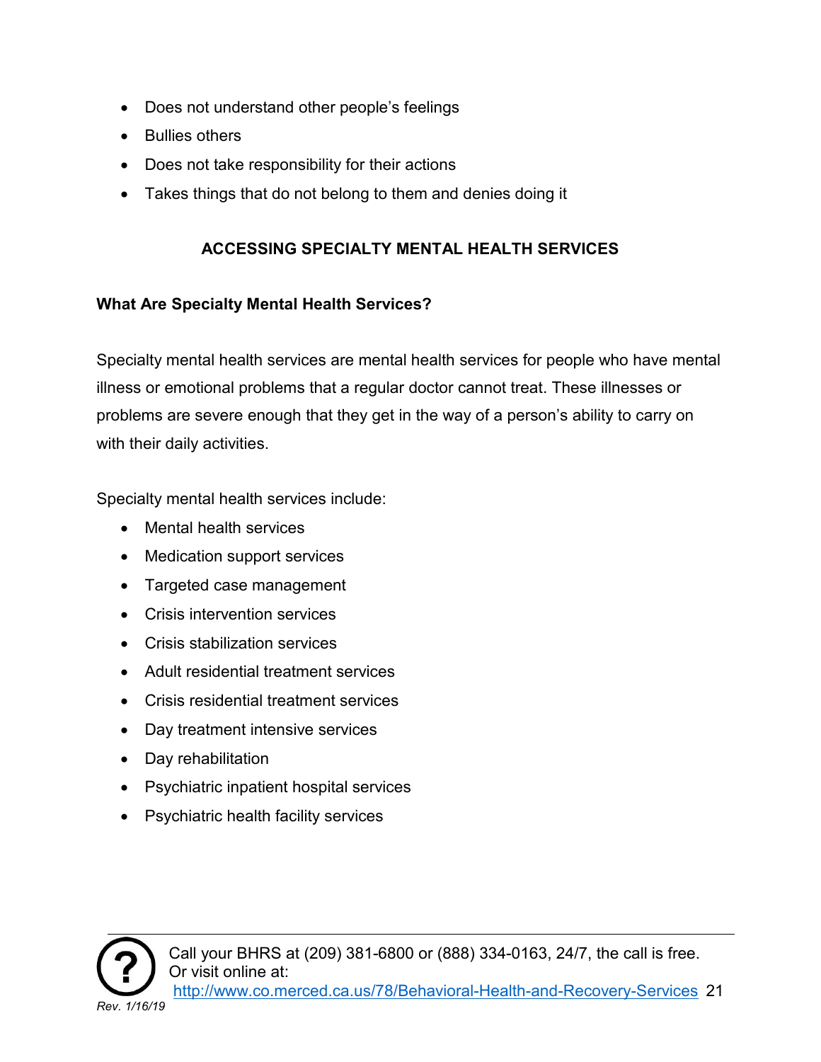- Does not understand other people's feelings
- Bullies others
- Does not take responsibility for their actions
- Takes things that do not belong to them and denies doing it

## ACCESSING SPECIALTY MENTAL HEALTH SERVICES

### What Are Specialty Mental Health Services?

Specialty mental health services are mental health services for people who have mental illness or emotional problems that a regular doctor cannot treat. These illnesses or problems are severe enough that they get in the way of a person's ability to carry on with their daily activities.

Specialty mental health services include:

- Mental health services
- Medication support services
- Targeted case management
- Crisis intervention services
- Crisis stabilization services
- Adult residential treatment services
- Crisis residential treatment services
- Day treatment intensive services
- Day rehabilitation
- Psychiatric inpatient hospital services
- Psychiatric health facility services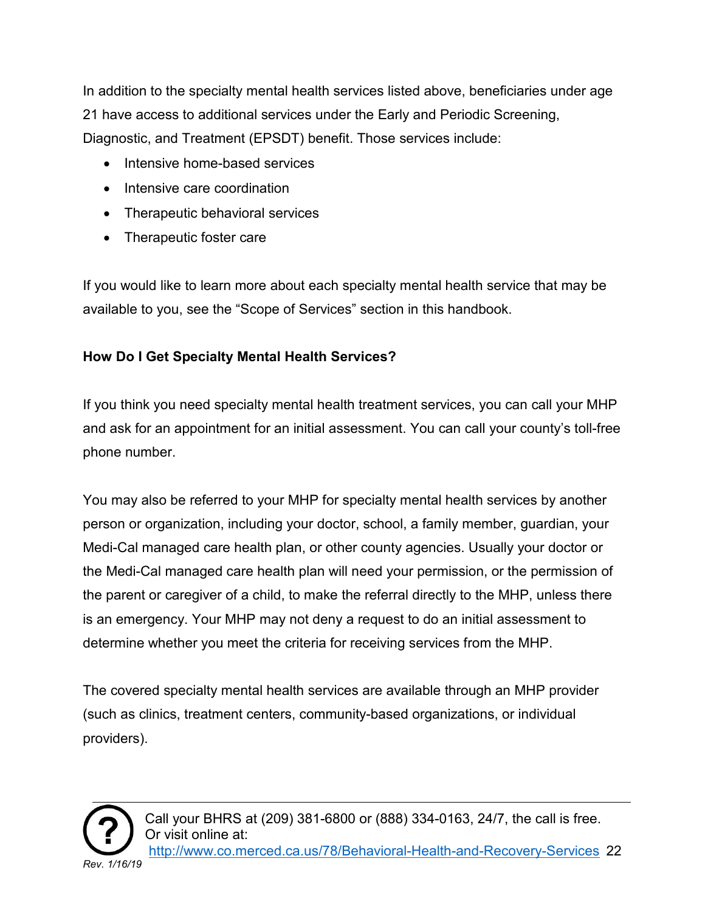In addition to the specialty mental health services listed above, beneficiaries under age 21 have access to additional services under the Early and Periodic Screening, Diagnostic, and Treatment (EPSDT) benefit. Those services include:

- Intensive home-based services
- Intensive care coordination
- Therapeutic behavioral services
- Therapeutic foster care

If you would like to learn more about each specialty mental health service that may be available to you, see the "Scope of Services" section in this handbook.

**How Do I Get Specialty Mental Health Services?**

If you think you need specialty mental health treatment services, you can call your MHP and ask for an appointment for an initial assessment. You can call your county's toll-free phone number.

You may also be referred to your MHP for specialty mental health services by another person or organization, including your doctor, school, a family member, guardian, your Medi-Cal managed care health plan, or other county agencies. Usually your doctor or the Medi-Cal managed care health plan will need your permission, or the permission of the parent or caregiver of a child, to make the referral directly to the MHP, unless there is an emergency. Your MHP may not deny a request to do an initial assessment to determine whether you meet the criteria for receiving services from the MHP.

The covered specialty mental health services are available through an MHP provider (such as clinics, treatment centers, community-based organizations, or individual providers).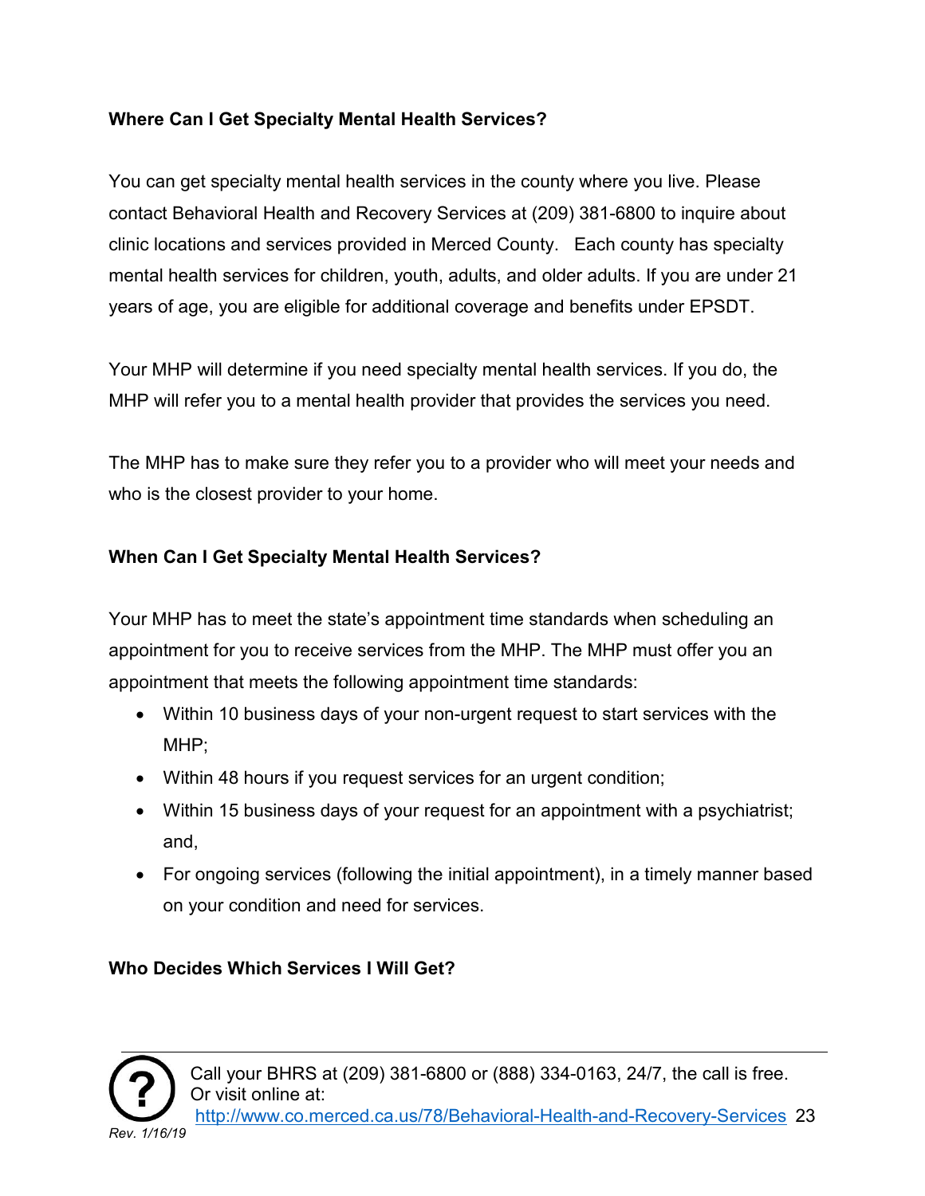**Where Can I Get Specialty Mental Health Services?**

You can get specialty mental health services in the county where you live. Please contact Behavioral Health and Recovery Services at (209) 381-6800 to inquire about clinic locations and services provided in Merced County. Each county has specialty mental health services for children, youth, adults, and older adults. If you are under 21 years of age, you are eligible for additional coverage and benefits under EPSDT.

Your MHP will determine if you need specialty mental health services. If you do, the MHP will refer you to a mental health provider that provides the services you need.

The MHP has to make sure they refer you to a provider who will meet your needs and who is the closest provider to your home.

**When Can I Get Specialty Mental Health Services?**

Your MHP has to meet the state's appointment time standards when scheduling an appointment for you to receive services from the MHP. The MHP must offer you an appointment that meets the following appointment time standards:

- Within 10 business days of your non-urgent request to start services with the MHP;
- Within 48 hours if you request services for an urgent condition;
- Within 15 business days of your request for an appointment with a psychiatrist; and,
- For ongoing services (following the initial appointment), in a timely manner based on your condition and need for services.

**Who Decides Which Services I Will Get?**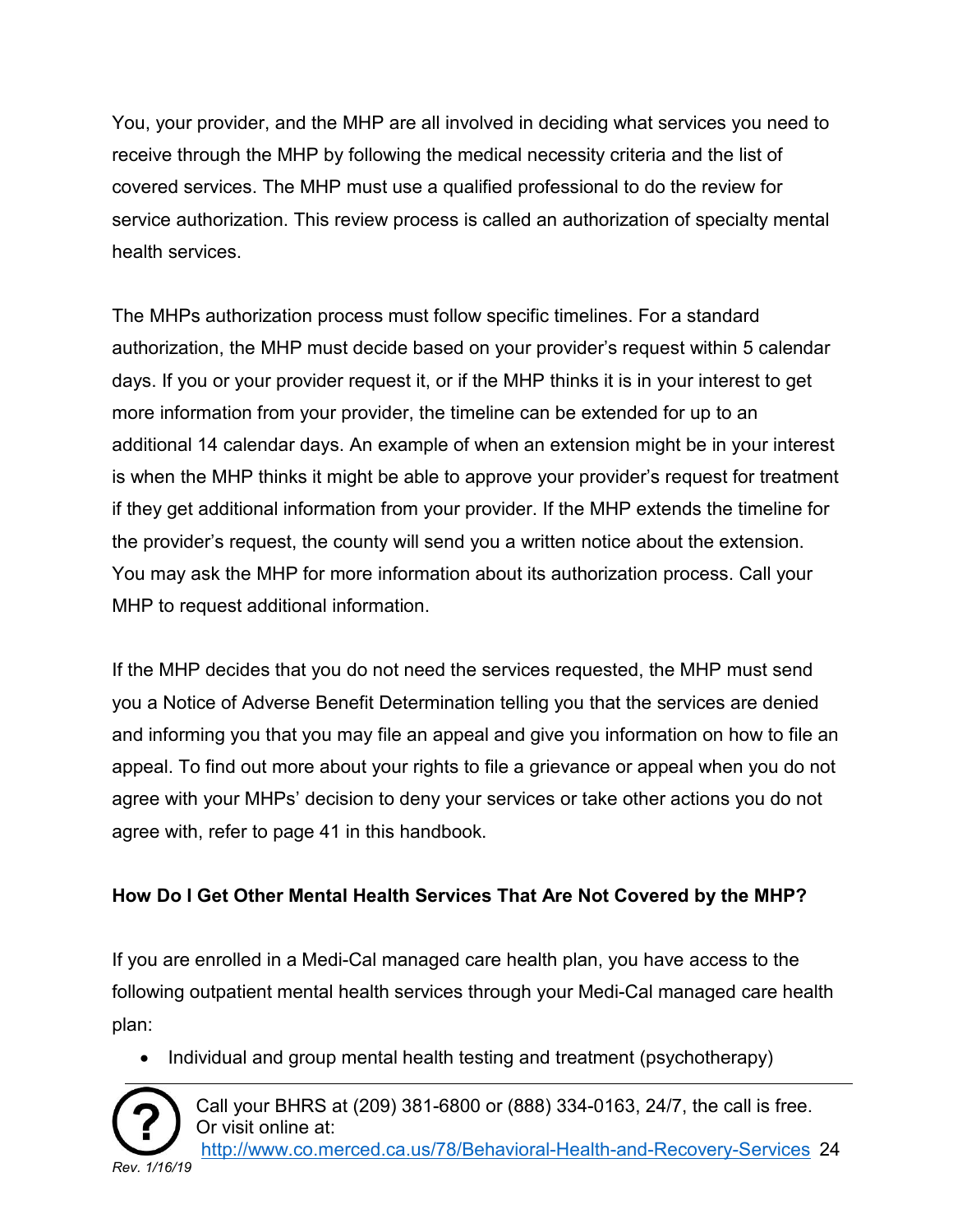You, your provider, and the MHP are all involved in deciding what services you need to receive through the MHP by following the medical necessity criteria and the list of covered services. The MHP must use a qualified professional to do the review for service authorization. This review process is called an authorization of specialty mental health services.

The MHPs authorization process must follow specific timelines. For a standard authorization, the MHP must decide based on your provider's request within 5 calendar days. If you or your provider request it, or if the MHP thinks it is in your interest to get more information from your provider, the timeline can be extended for up to an additional 14 calendar days. An example of when an extension might be in your interest is when the MHP thinks it might be able to approve your provider's request for treatment if they get additional information from your provider. If the MHP extends the timeline for the provider's request, the county will send you a written notice about the extension. You may ask the MHP for more information about its authorization process. Call your MHP to request additional information.

If the MHP decides that you do not need the services requested, the MHP must send you a Notice of Adverse Benefit Determination telling you that the services are denied and informing you that you may file an appeal and give you information on how to file an appeal. To find out more about your rights to file a grievance or appeal when you do not agree with your MHPs' decision to deny your services or take other actions you do not agree with, refer to page 41 in this handbook.

**How Do I Get Other Mental Health Services That Are Not Covered by the MHP?**

If you are enrolled in a Medi-Cal managed care health plan, you have access to the following outpatient mental health services through your Medi-Cal managed care health plan:

- Individual and group mental health testing and treatment (psychotherapy)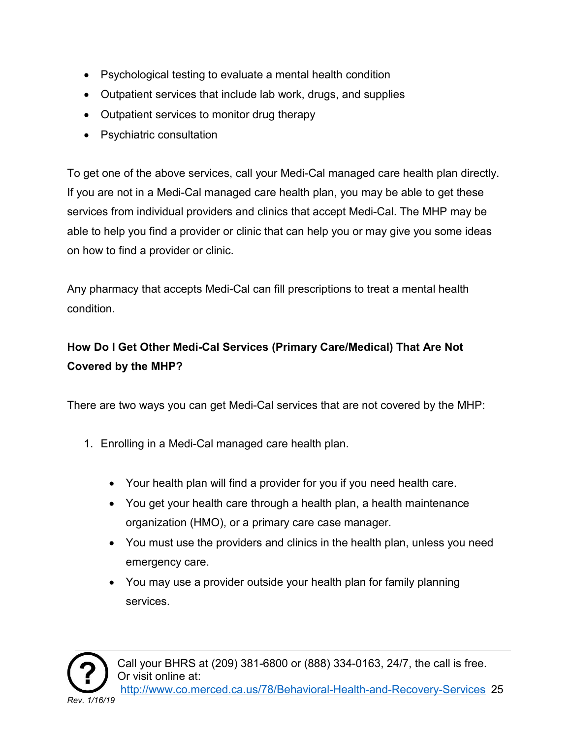- Psychological testing to evaluate a mental health condition
- Outpatient services that include lab work, drugs, and supplies
- Outpatient services to monitor drug therapy
- Psychiatric consultation

To get one of the above services, call your Medi-Cal managed care health plan directly. If you are not in a Medi-Cal managed care health plan, you may be able to get these services from individual providers and clinics that accept Medi-Cal. The MHP may be able to help you find a provider or clinic that can help you or may give you some ideas on how to find a provider or clinic.

Any pharmacy that accepts Medi-Cal can fill prescriptions to treat a mental health condition.

**How Do I Get Other Medi-Cal Services (Primary Care/Medical) That Are Not Covered by the MHP?**

There are two ways you can get Medi-Cal services that are not covered by the MHP:

1. Enrolling in a Medi-Cal managed care health plan.

    - Your health plan will find a provider for you if you need health care.
    - You get your health care through a health plan, a health maintenance organization (HMO), or a primary care case manager.
    - You must use the providers and clinics in the health plan, unless you need emergency care.
    - You may use a provider outside your health plan for family planning services.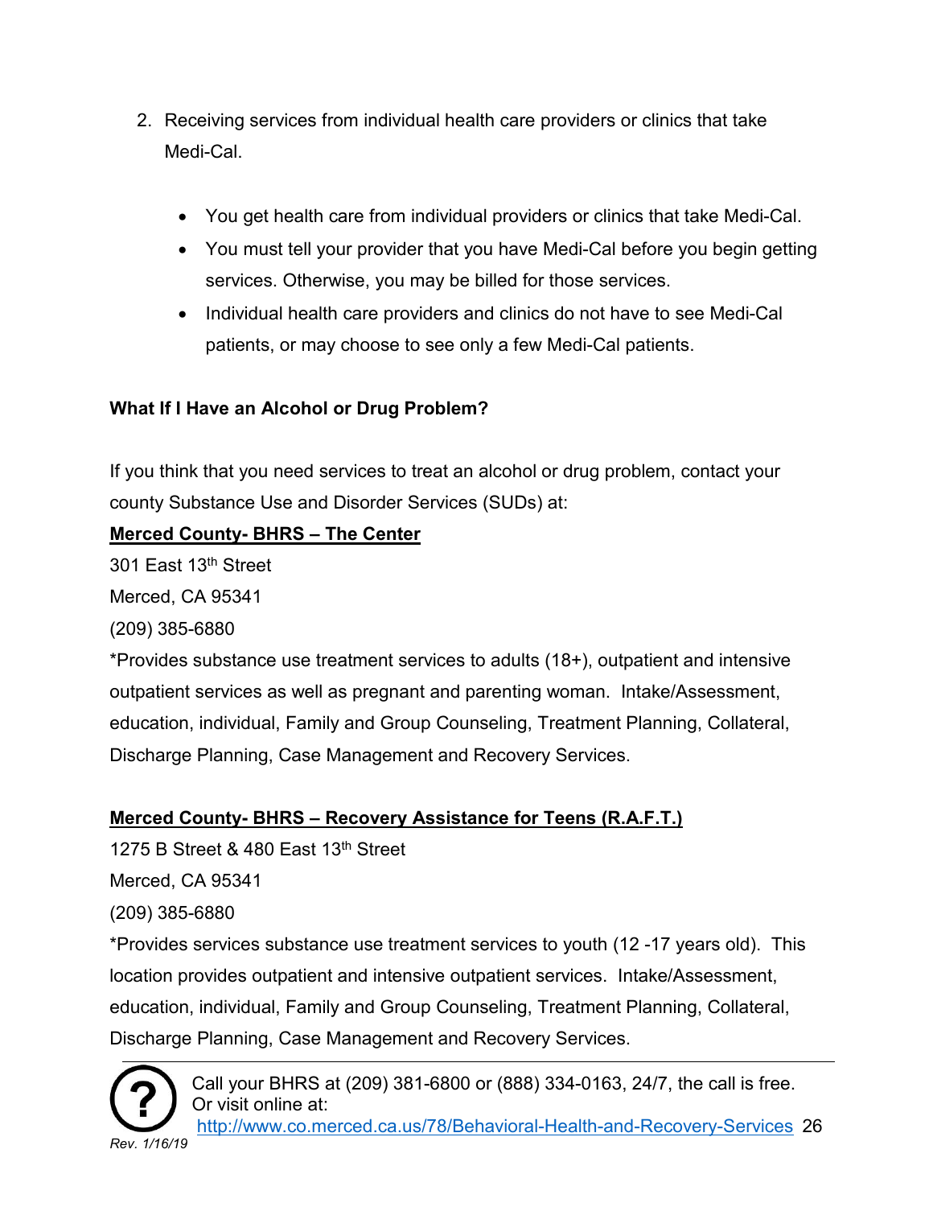2. Receiving services from individual health care providers or clinics that take Medi-Cal.

    - You get health care from individual providers or clinics that take Medi-Cal.
    - You must tell your provider that you have Medi-Cal before you begin getting services. Otherwise, you may be billed for those services.
    - Individual health care providers and clinics do not have to see Medi-Cal patients, or may choose to see only a few Medi-Cal patients.

**What If I Have an Alcohol or Drug Problem?**

If you think that you need services to treat an alcohol or drug problem, contact your county Substance Use and Disorder Services (SUDs) at:

**Merced County- BHRS – The Center**

301 East 13th Street

Merced, CA 95341

(209) 385-6880

*Provides substance use treatment services to adults (18+), outpatient and intensive outpatient services as well as pregnant and parenting woman. Intake/Assessment, education, individual, Family and Group Counseling, Treatment Planning, Collateral, Discharge Planning, Case Management and Recovery Services.

**Merced County- BHRS – Recovery Assistance for Teens (R.A.F.T.)**

1275 B Street & 480 East 13th Street

Merced, CA 95341

(209) 385-6880

*Provides services substance use treatment services to youth (12 -17 years old). This location provides outpatient and intensive outpatient services. Intake/Assessment, education, individual, Family and Group Counseling, Treatment Planning, Collateral, Discharge Planning, Case Management and Recovery Services.

Call your BHRS at (209) 381-6800 or (888) 334-0163, 24/7, the call is free.
Or visit online at:
http://www.co.merced.ca.us/78/Behavioral-Health-and-Recovery-Services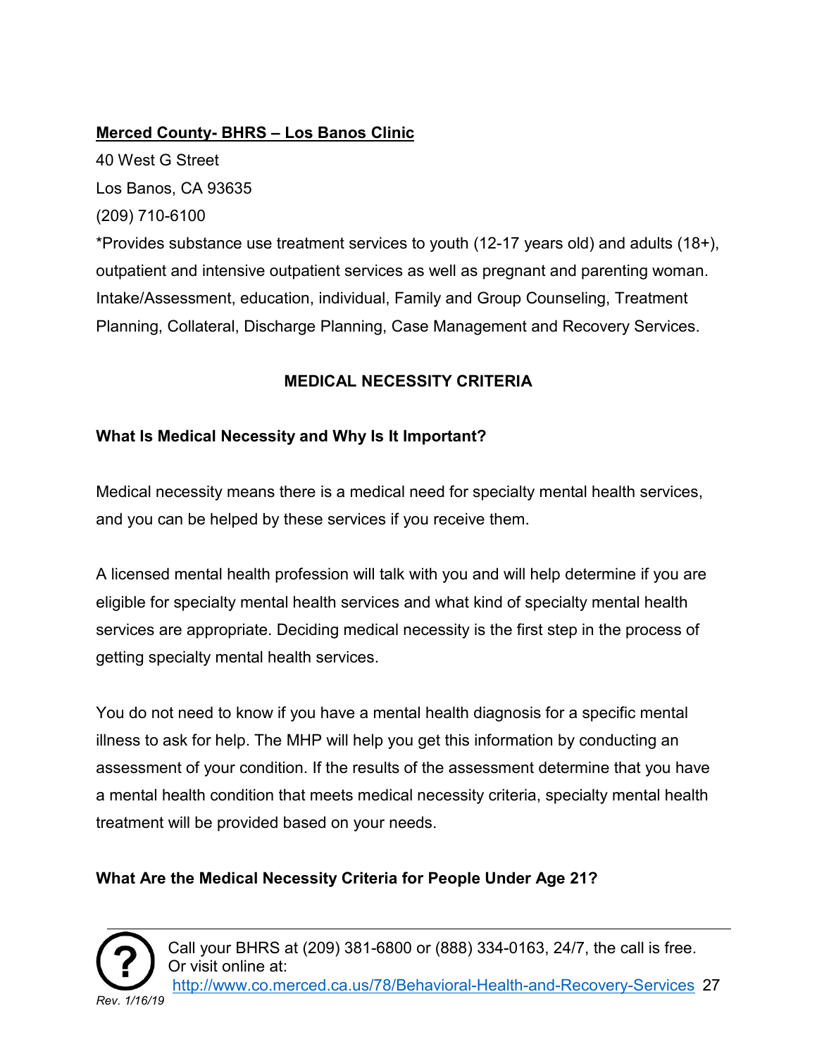**Merced County- BHRS – Los Banos Clinic**

40 West G Street

Los Banos, CA 93635

(209) 710-6100

*Provides substance use treatment services to youth (12-17 years old) and adults (18+), outpatient and intensive outpatient services as well as pregnant and parenting woman. Intake/Assessment, education, individual, Family and Group Counseling, Treatment Planning, Collateral, Discharge Planning, Case Management and Recovery Services.

## MEDICAL NECESSITY CRITERIA

### What Is Medical Necessity and Why Is It Important?

Medical necessity means there is a medical need for specialty mental health services, and you can be helped by these services if you receive them.

A licensed mental health profession will talk with you and will help determine if you are eligible for specialty mental health services and what kind of specialty mental health services are appropriate. Deciding medical necessity is the first step in the process of getting specialty mental health services.

You do not need to know if you have a mental health diagnosis for a specific mental illness to ask for help. The MHP will help you get this information by conducting an assessment of your condition. If the results of the assessment determine that you have a mental health condition that meets medical necessity criteria, specialty mental health treatment will be provided based on your needs.

### What Are the Medical Necessity Criteria for People Under Age 21?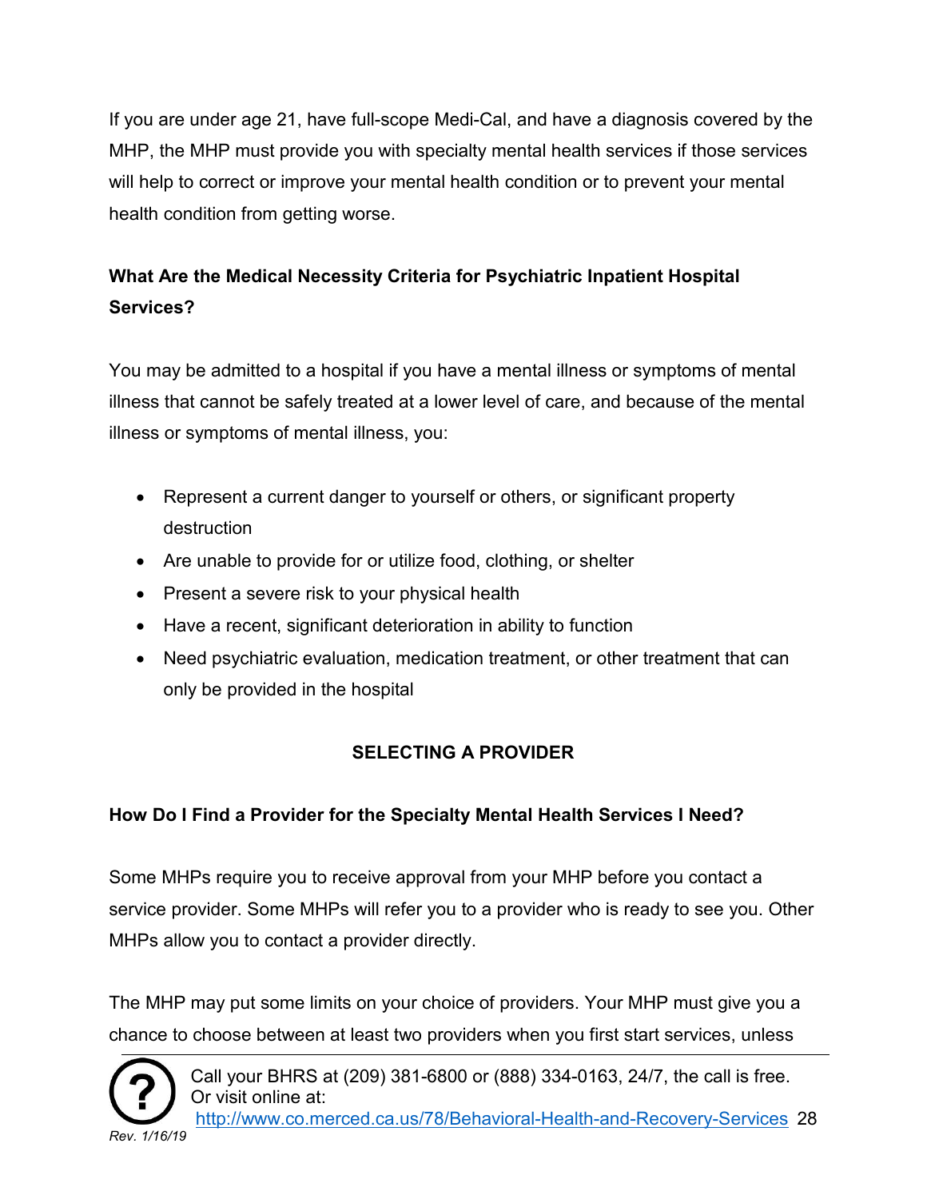If you are under age 21, have full-scope Medi-Cal, and have a diagnosis covered by the MHP, the MHP must provide you with specialty mental health services if those services will help to correct or improve your mental health condition or to prevent your mental health condition from getting worse.

### What Are the Medical Necessity Criteria for Psychiatric Inpatient Hospital Services?

You may be admitted to a hospital if you have a mental illness or symptoms of mental illness that cannot be safely treated at a lower level of care, and because of the mental illness or symptoms of mental illness, you:

- Represent a current danger to yourself or others, or significant property destruction
- Are unable to provide for or utilize food, clothing, or shelter
- Present a severe risk to your physical health
- Have a recent, significant deterioration in ability to function
- Need psychiatric evaluation, medication treatment, or other treatment that can only be provided in the hospital

## SELECTING A PROVIDER

### How Do I Find a Provider for the Specialty Mental Health Services I Need?

Some MHPs require you to receive approval from your MHP before you contact a service provider. Some MHPs will refer you to a provider who is ready to see you. Other MHPs allow you to contact a provider directly.

The MHP may put some limits on your choice of providers. Your MHP must give you a chance to choose between at least two providers when you first start services, unless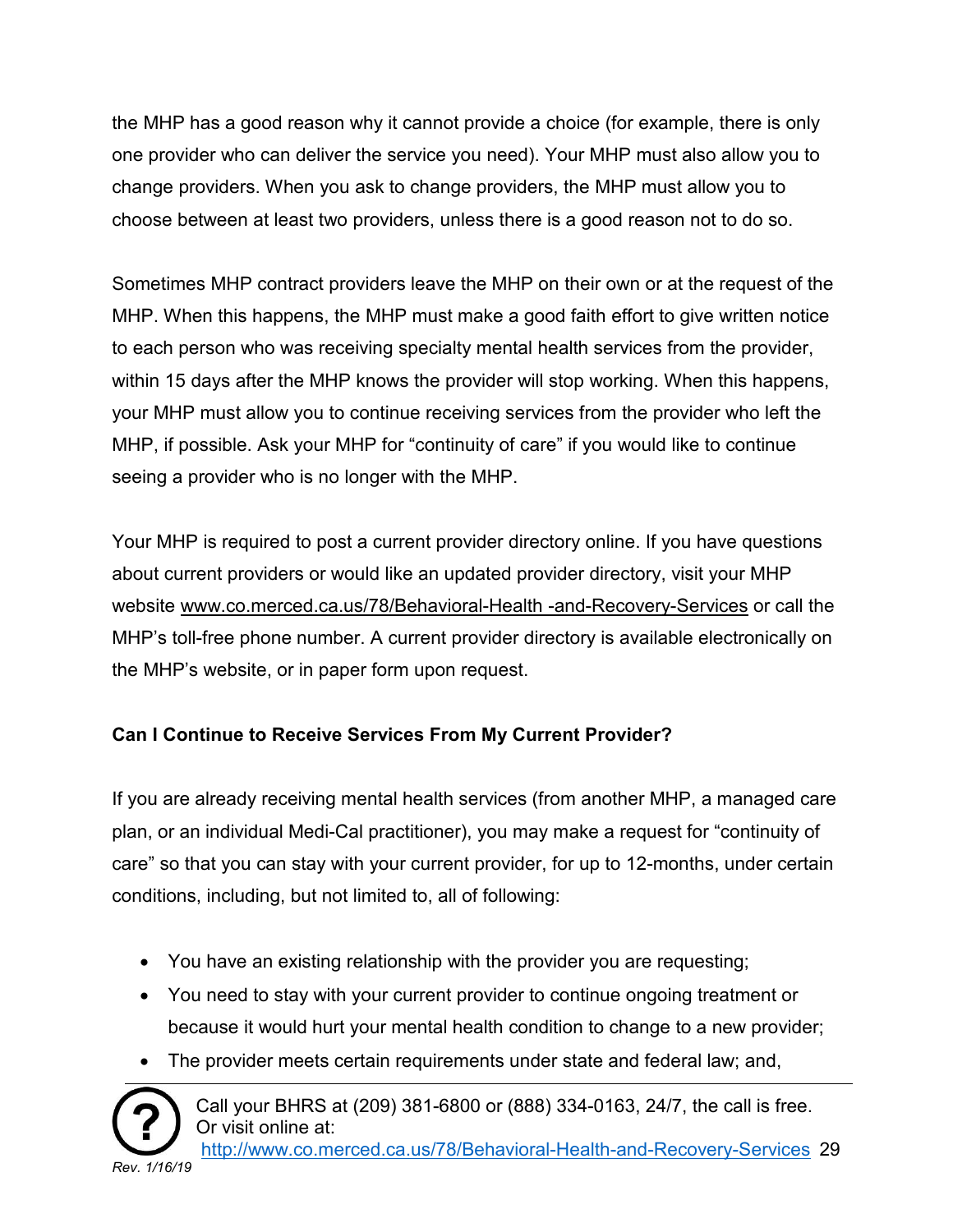the MHP has a good reason why it cannot provide a choice (for example, there is only one provider who can deliver the service you need). Your MHP must also allow you to change providers. When you ask to change providers, the MHP must allow you to choose between at least two providers, unless there is a good reason not to do so.

Sometimes MHP contract providers leave the MHP on their own or at the request of the MHP. When this happens, the MHP must make a good faith effort to give written notice to each person who was receiving specialty mental health services from the provider, within 15 days after the MHP knows the provider will stop working. When this happens, your MHP must allow you to continue receiving services from the provider who left the MHP, if possible. Ask your MHP for "continuity of care" if you would like to continue seeing a provider who is no longer with the MHP.

Your MHP is required to post a current provider directory online. If you have questions about current providers or would like an updated provider directory, visit your MHP website www.co.merced.ca.us/78/Behavioral-Health -and-Recovery-Services or call the MHP's toll-free phone number. A current provider directory is available electronically on the MHP's website, or in paper form upon request.

**Can I Continue to Receive Services From My Current Provider?**

If you are already receiving mental health services (from another MHP, a managed care plan, or an individual Medi-Cal practitioner), you may make a request for "continuity of care" so that you can stay with your current provider, for up to 12-months, under certain conditions, including, but not limited to, all of following:

- You have an existing relationship with the provider you are requesting;
- You need to stay with your current provider to continue ongoing treatment or because it would hurt your mental health condition to change to a new provider;
- The provider meets certain requirements under state and federal law; and,

Call your BHRS at (209) 381-6800 or (888) 334-0163, 24/7, the call is free. Or visit online at: http://www.co.merced.ca.us/78/Behavioral-Health-and-Recovery-Services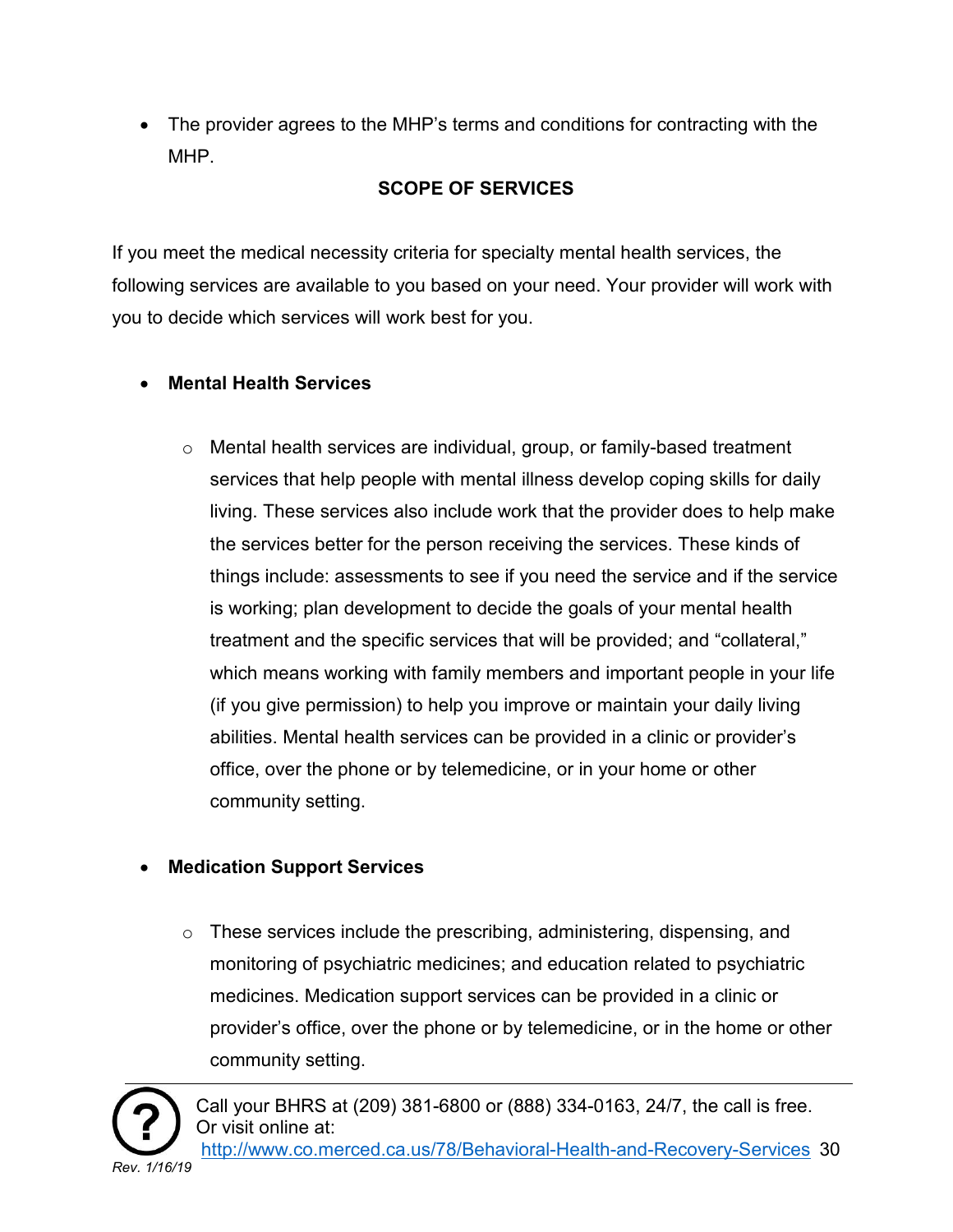- The provider agrees to the MHP's terms and conditions for contracting with the MHP.

## SCOPE OF SERVICES

If you meet the medical necessity criteria for specialty mental health services, the following services are available to you based on your need. Your provider will work with you to decide which services will work best for you.

- **Mental Health Services**
  - Mental health services are individual, group, or family-based treatment services that help people with mental illness develop coping skills for daily living. These services also include work that the provider does to help make the services better for the person receiving the services. These kinds of things include: assessments to see if you need the service and if the service is working; plan development to decide the goals of your mental health treatment and the specific services that will be provided; and "collateral," which means working with family members and important people in your life (if you give permission) to help you improve or maintain your daily living abilities. Mental health services can be provided in a clinic or provider's office, over the phone or by telemedicine, or in your home or other community setting.

- **Medication Support Services**
  - These services include the prescribing, administering, dispensing, and monitoring of psychiatric medicines; and education related to psychiatric medicines. Medication support services can be provided in a clinic or provider's office, over the phone or by telemedicine, or in the home or other community setting.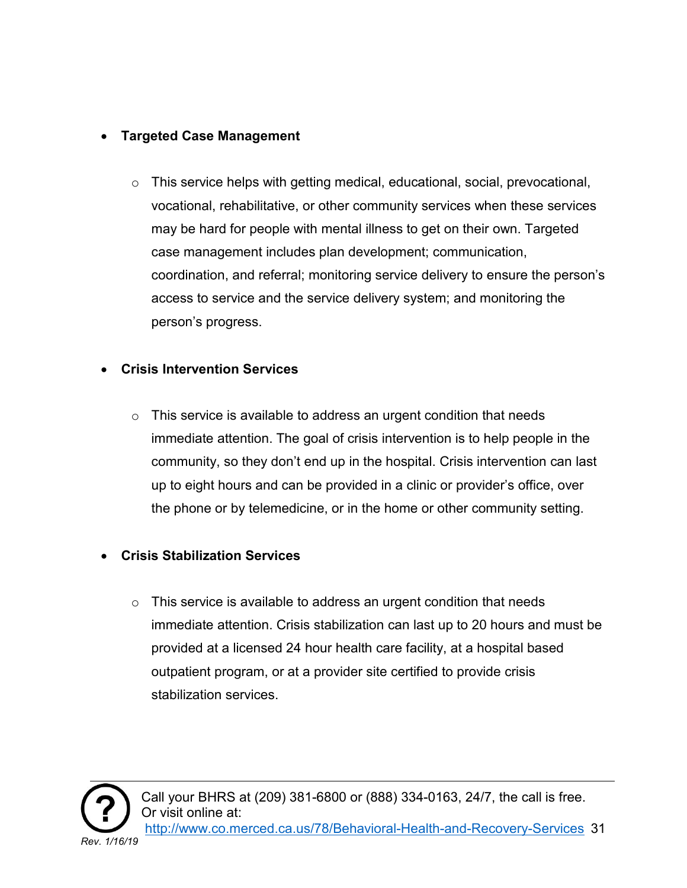- **Targeted Case Management**
  - This service helps with getting medical, educational, social, prevocational, vocational, rehabilitative, or other community services when these services may be hard for people with mental illness to get on their own. Targeted case management includes plan development; communication, coordination, and referral; monitoring service delivery to ensure the person's access to service and the service delivery system; and monitoring the person's progress.
- **Crisis Intervention Services**
  - This service is available to address an urgent condition that needs immediate attention. The goal of crisis intervention is to help people in the community, so they don't end up in the hospital. Crisis intervention can last up to eight hours and can be provided in a clinic or provider's office, over the phone or by telemedicine, or in the home or other community setting.
- **Crisis Stabilization Services**
  - This service is available to address an urgent condition that needs immediate attention. Crisis stabilization can last up to 20 hours and must be provided at a licensed 24 hour health care facility, at a hospital based outpatient program, or at a provider site certified to provide crisis stabilization services.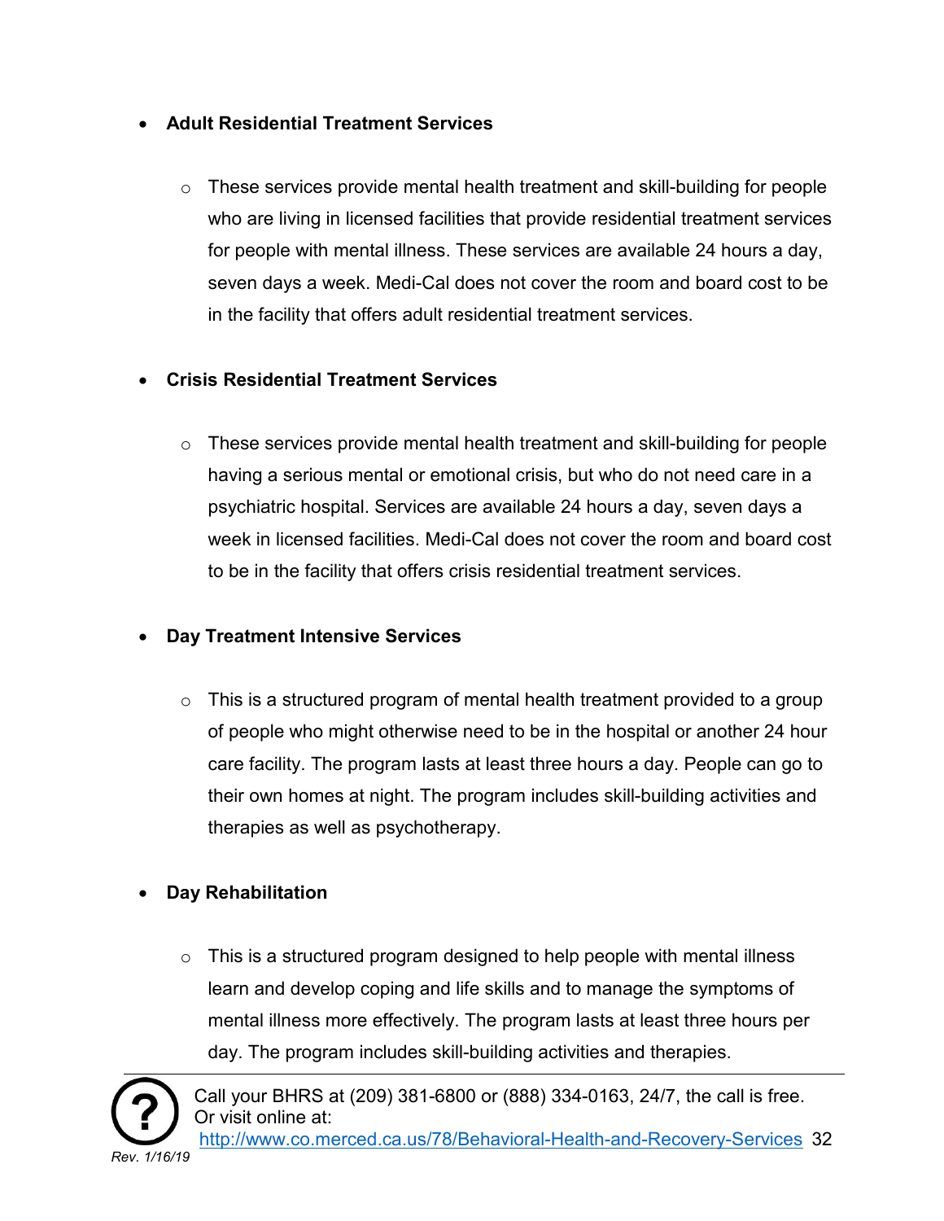- **Adult Residential Treatment Services**

    - These services provide mental health treatment and skill-building for people who are living in licensed facilities that provide residential treatment services for people with mental illness. These services are available 24 hours a day, seven days a week. Medi-Cal does not cover the room and board cost to be in the facility that offers adult residential treatment services.

- **Crisis Residential Treatment Services**

    - These services provide mental health treatment and skill-building for people having a serious mental or emotional crisis, but who do not need care in a psychiatric hospital. Services are available 24 hours a day, seven days a week in licensed facilities. Medi-Cal does not cover the room and board cost to be in the facility that offers crisis residential treatment services.

- **Day Treatment Intensive Services**

    - This is a structured program of mental health treatment provided to a group of people who might otherwise need to be in the hospital or another 24 hour care facility. The program lasts at least three hours a day. People can go to their own homes at night. The program includes skill-building activities and therapies as well as psychotherapy.

- **Day Rehabilitation**

    - This is a structured program designed to help people with mental illness learn and develop coping and life skills and to manage the symptoms of mental illness more effectively. The program lasts at least three hours per day. The program includes skill-building activities and therapies.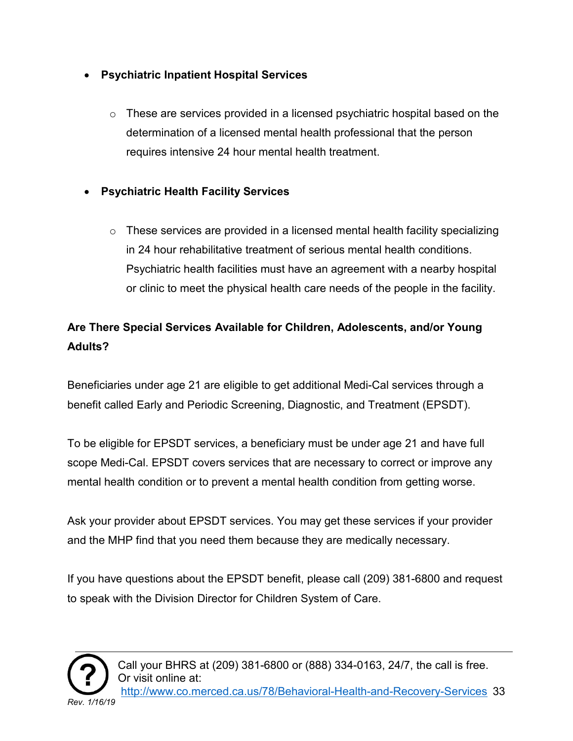- **Psychiatric Inpatient Hospital Services**
    - These are services provided in a licensed psychiatric hospital based on the determination of a licensed mental health professional that the person requires intensive 24 hour mental health treatment.

- **Psychiatric Health Facility Services**
    - These services are provided in a licensed mental health facility specializing in 24 hour rehabilitative treatment of serious mental health conditions. Psychiatric health facilities must have an agreement with a nearby hospital or clinic to meet the physical health care needs of the people in the facility.

**Are There Special Services Available for Children, Adolescents, and/or Young Adults?**

Beneficiaries under age 21 are eligible to get additional Medi-Cal services through a benefit called Early and Periodic Screening, Diagnostic, and Treatment (EPSDT).

To be eligible for EPSDT services, a beneficiary must be under age 21 and have full scope Medi-Cal. EPSDT covers services that are necessary to correct or improve any mental health condition or to prevent a mental health condition from getting worse.

Ask your provider about EPSDT services. You may get these services if your provider and the MHP find that you need them because they are medically necessary.

If you have questions about the EPSDT benefit, please call (209) 381-6800 and request to speak with the Division Director for Children System of Care.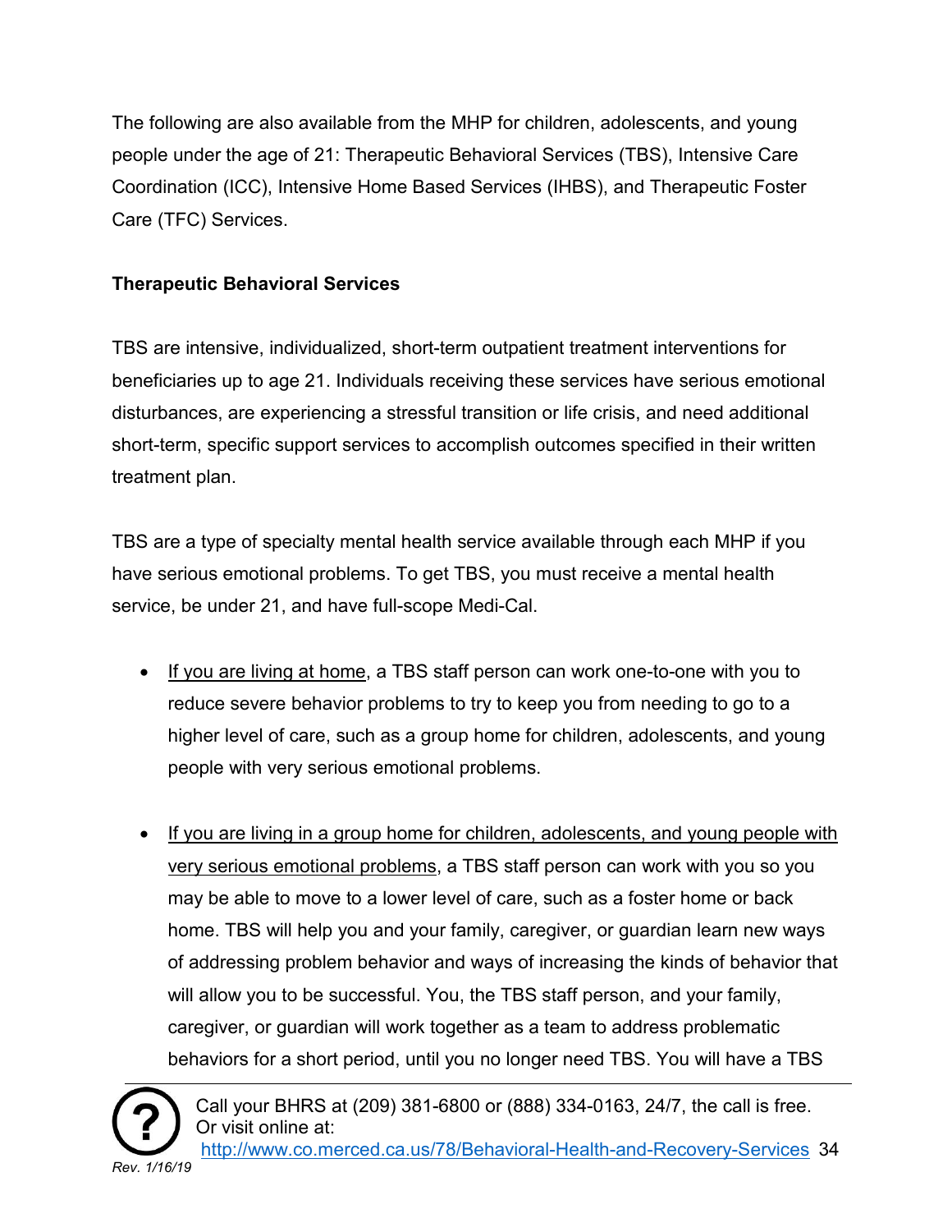The following are also available from the MHP for children, adolescents, and young people under the age of 21: Therapeutic Behavioral Services (TBS), Intensive Care Coordination (ICC), Intensive Home Based Services (IHBS), and Therapeutic Foster Care (TFC) Services.

**Therapeutic Behavioral Services**

TBS are intensive, individualized, short-term outpatient treatment interventions for beneficiaries up to age 21. Individuals receiving these services have serious emotional disturbances, are experiencing a stressful transition or life crisis, and need additional short-term, specific support services to accomplish outcomes specified in their written treatment plan.

TBS are a type of specialty mental health service available through each MHP if you have serious emotional problems. To get TBS, you must receive a mental health service, be under 21, and have full-scope Medi-Cal.

- If you are living at home, a TBS staff person can work one-to-one with you to reduce severe behavior problems to try to keep you from needing to go to a higher level of care, such as a group home for children, adolescents, and young people with very serious emotional problems.
- If you are living in a group home for children, adolescents, and young people with very serious emotional problems, a TBS staff person can work with you so you may be able to move to a lower level of care, such as a foster home or back home. TBS will help you and your family, caregiver, or guardian learn new ways of addressing problem behavior and ways of increasing the kinds of behavior that will allow you to be successful. You, the TBS staff person, and your family, caregiver, or guardian will work together as a team to address problematic behaviors for a short period, until you no longer need TBS. You will have a TBS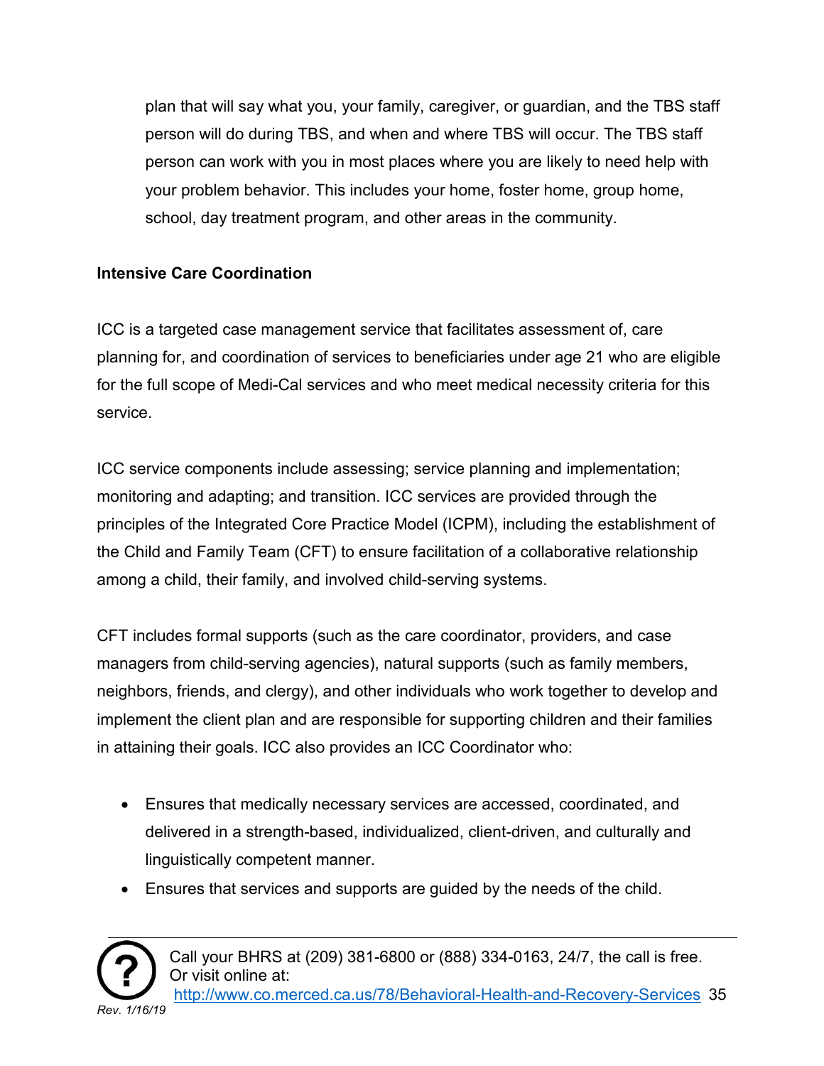plan that will say what you, your family, caregiver, or guardian, and the TBS staff person will do during TBS, and when and where TBS will occur. The TBS staff person can work with you in most places where you are likely to need help with your problem behavior. This includes your home, foster home, group home, school, day treatment program, and other areas in the community.

**Intensive Care Coordination**

ICC is a targeted case management service that facilitates assessment of, care planning for, and coordination of services to beneficiaries under age 21 who are eligible for the full scope of Medi-Cal services and who meet medical necessity criteria for this service.

ICC service components include assessing; service planning and implementation; monitoring and adapting; and transition. ICC services are provided through the principles of the Integrated Core Practice Model (ICPM), including the establishment of the Child and Family Team (CFT) to ensure facilitation of a collaborative relationship among a child, their family, and involved child-serving systems.

CFT includes formal supports (such as the care coordinator, providers, and case managers from child-serving agencies), natural supports (such as family members, neighbors, friends, and clergy), and other individuals who work together to develop and implement the client plan and are responsible for supporting children and their families in attaining their goals. ICC also provides an ICC Coordinator who:

- Ensures that medically necessary services are accessed, coordinated, and delivered in a strength-based, individualized, client-driven, and culturally and linguistically competent manner.
- Ensures that services and supports are guided by the needs of the child.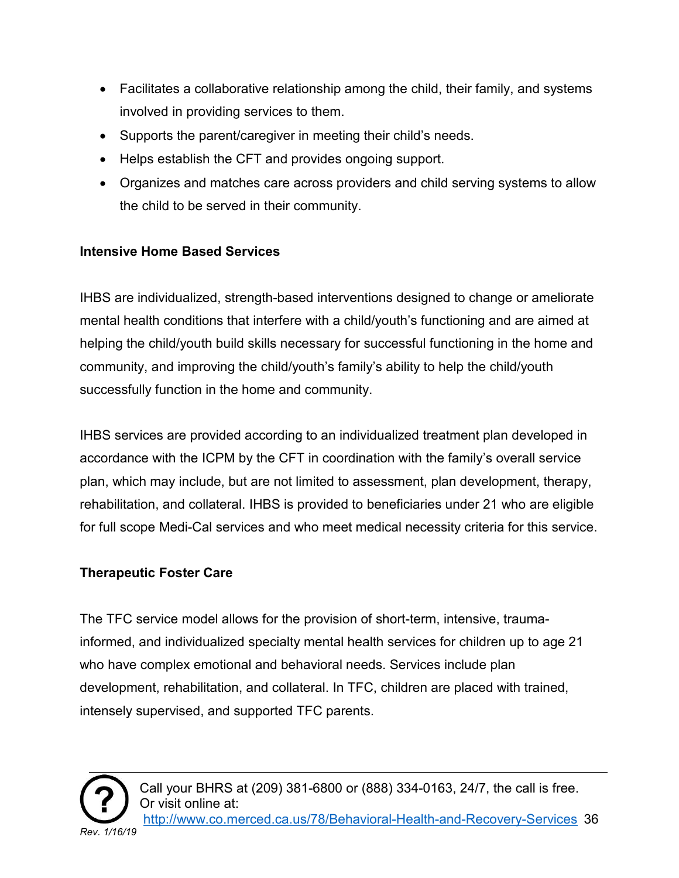- Facilitates a collaborative relationship among the child, their family, and systems involved in providing services to them.
- Supports the parent/caregiver in meeting their child's needs.
- Helps establish the CFT and provides ongoing support.
- Organizes and matches care across providers and child serving systems to allow the child to be served in their community.

**Intensive Home Based Services**

IHBS are individualized, strength-based interventions designed to change or ameliorate mental health conditions that interfere with a child/youth's functioning and are aimed at helping the child/youth build skills necessary for successful functioning in the home and community, and improving the child/youth's family's ability to help the child/youth successfully function in the home and community.

IHBS services are provided according to an individualized treatment plan developed in accordance with the ICPM by the CFT in coordination with the family's overall service plan, which may include, but are not limited to assessment, plan development, therapy, rehabilitation, and collateral. IHBS is provided to beneficiaries under 21 who are eligible for full scope Medi-Cal services and who meet medical necessity criteria for this service.

**Therapeutic Foster Care**

The TFC service model allows for the provision of short-term, intensive, trauma-informed, and individualized specialty mental health services for children up to age 21 who have complex emotional and behavioral needs. Services include plan development, rehabilitation, and collateral. In TFC, children are placed with trained, intensely supervised, and supported TFC parents.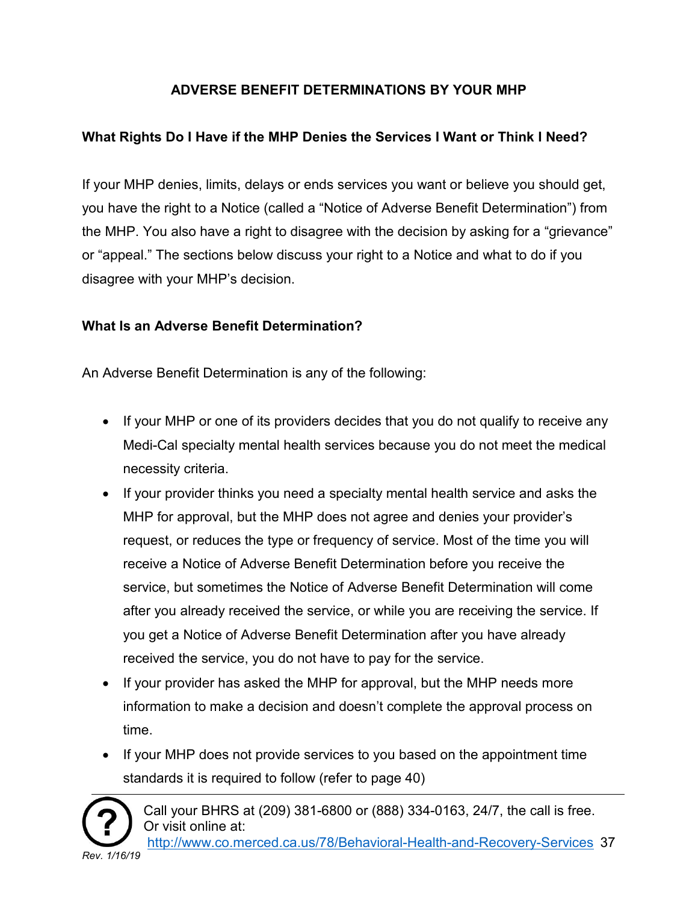## ADVERSE BENEFIT DETERMINATIONS BY YOUR MHP

### What Rights Do I Have if the MHP Denies the Services I Want or Think I Need?

If your MHP denies, limits, delays or ends services you want or believe you should get, you have the right to a Notice (called a "Notice of Adverse Benefit Determination") from the MHP. You also have a right to disagree with the decision by asking for a "grievance" or "appeal." The sections below discuss your right to a Notice and what to do if you disagree with your MHP's decision.

### What Is an Adverse Benefit Determination?

An Adverse Benefit Determination is any of the following:

- If your MHP or one of its providers decides that you do not qualify to receive any Medi-Cal specialty mental health services because you do not meet the medical necessity criteria.
- If your provider thinks you need a specialty mental health service and asks the MHP for approval, but the MHP does not agree and denies your provider's request, or reduces the type or frequency of service. Most of the time you will receive a Notice of Adverse Benefit Determination before you receive the service, but sometimes the Notice of Adverse Benefit Determination will come after you already received the service, or while you are receiving the service. If you get a Notice of Adverse Benefit Determination after you have already received the service, you do not have to pay for the service.
- If your provider has asked the MHP for approval, but the MHP needs more information to make a decision and doesn't complete the approval process on time.
- If your MHP does not provide services to you based on the appointment time standards it is required to follow (refer to page 40)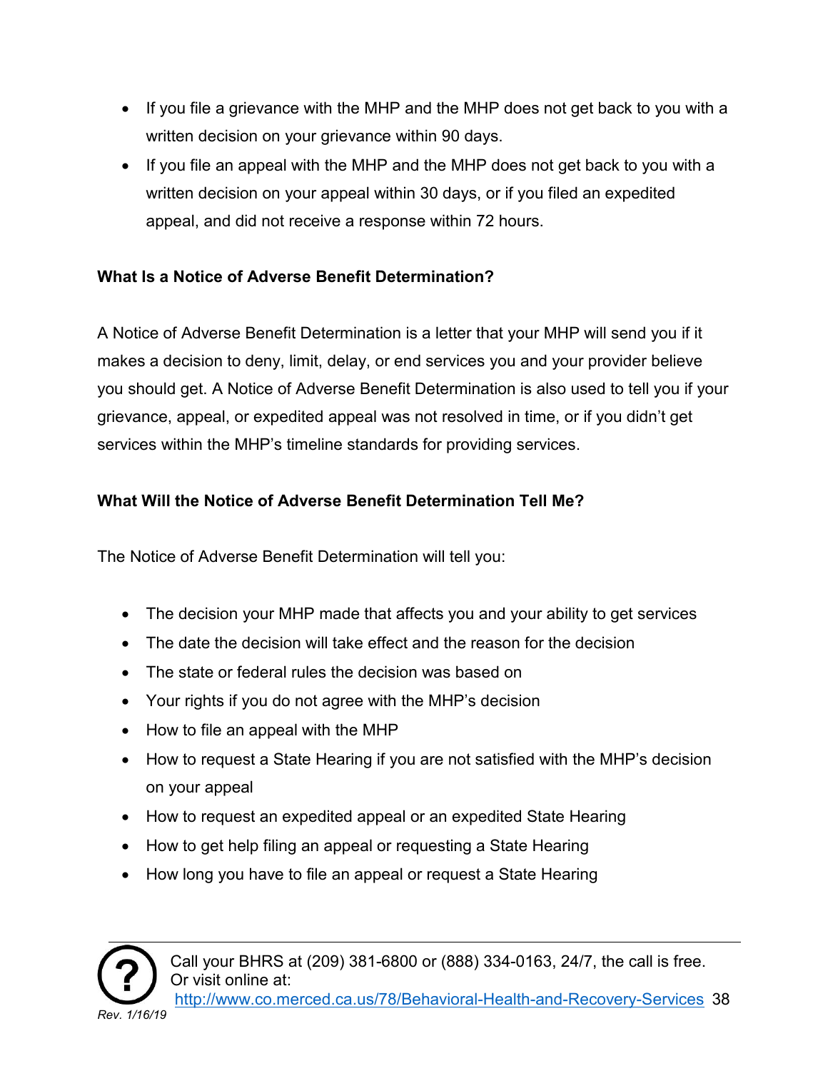- If you file a grievance with the MHP and the MHP does not get back to you with a written decision on your grievance within 90 days.
- If you file an appeal with the MHP and the MHP does not get back to you with a written decision on your appeal within 30 days, or if you filed an expedited appeal, and did not receive a response within 72 hours.

**What Is a Notice of Adverse Benefit Determination?**

A Notice of Adverse Benefit Determination is a letter that your MHP will send you if it makes a decision to deny, limit, delay, or end services you and your provider believe you should get. A Notice of Adverse Benefit Determination is also used to tell you if your grievance, appeal, or expedited appeal was not resolved in time, or if you didn't get services within the MHP's timeline standards for providing services.

**What Will the Notice of Adverse Benefit Determination Tell Me?**

The Notice of Adverse Benefit Determination will tell you:

- The decision your MHP made that affects you and your ability to get services
- The date the decision will take effect and the reason for the decision
- The state or federal rules the decision was based on
- Your rights if you do not agree with the MHP's decision
- How to file an appeal with the MHP
- How to request a State Hearing if you are not satisfied with the MHP's decision on your appeal
- How to request an expedited appeal or an expedited State Hearing
- How to get help filing an appeal or requesting a State Hearing
- How long you have to file an appeal or request a State Hearing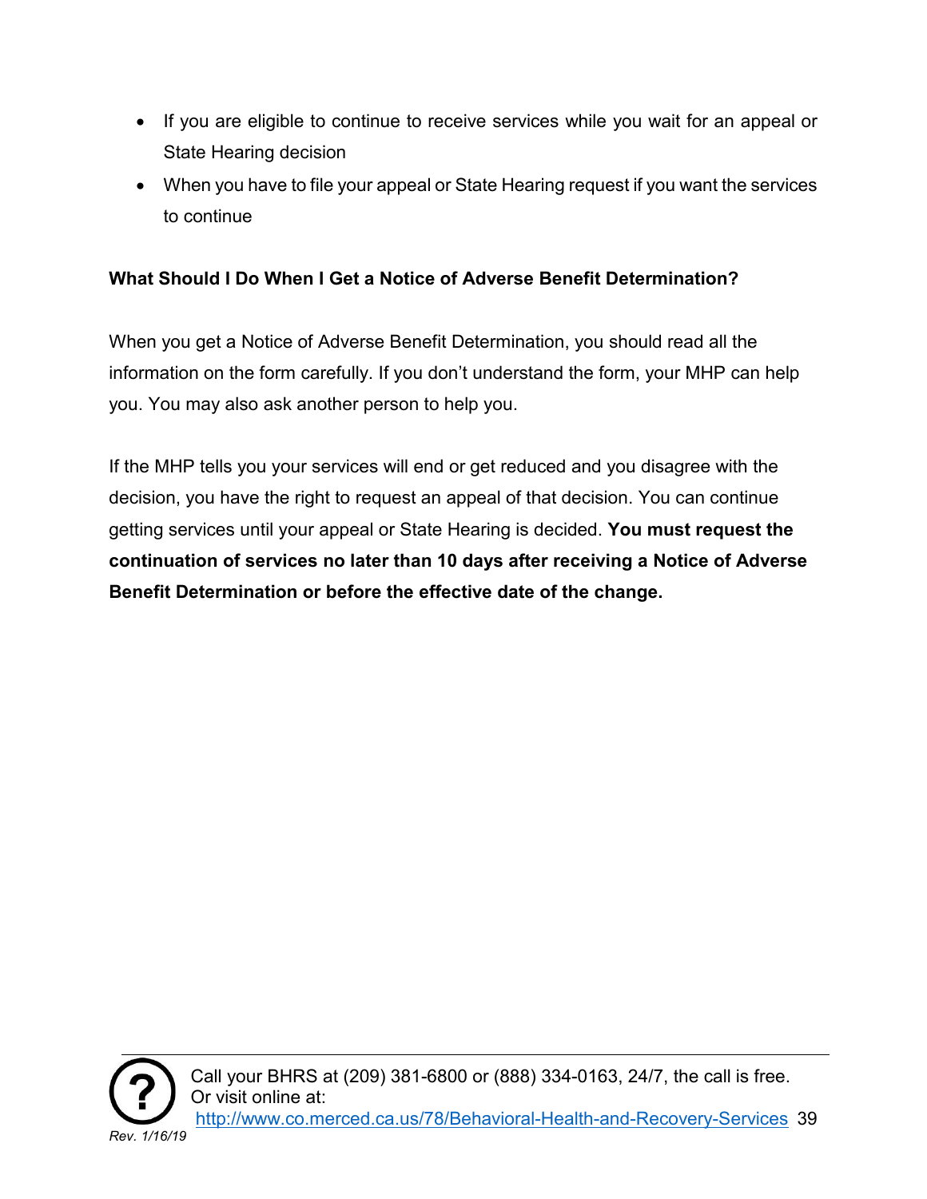- If you are eligible to continue to receive services while you wait for an appeal or State Hearing decision
- When you have to file your appeal or State Hearing request if you want the services to continue

**What Should I Do When I Get a Notice of Adverse Benefit Determination?**

When you get a Notice of Adverse Benefit Determination, you should read all the information on the form carefully. If you don't understand the form, your MHP can help you. You may also ask another person to help you.

If the MHP tells you your services will end or get reduced and you disagree with the decision, you have the right to request an appeal of that decision. You can continue getting services until your appeal or State Hearing is decided. **You must request the continuation of services no later than 10 days after receiving a Notice of Adverse Benefit Determination or before the effective date of the change.**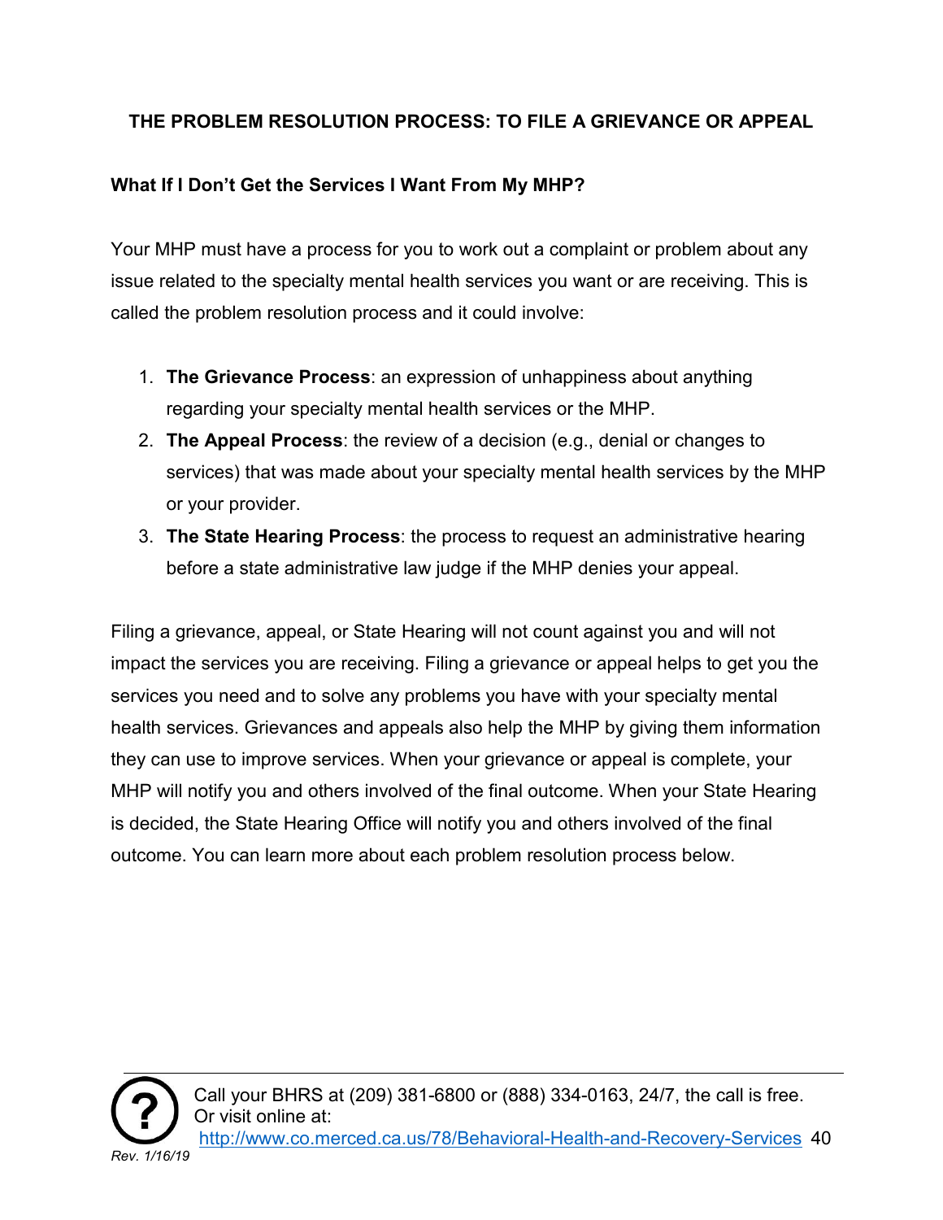## THE PROBLEM RESOLUTION PROCESS: TO FILE A GRIEVANCE OR APPEAL

### What If I Don't Get the Services I Want From My MHP?

Your MHP must have a process for you to work out a complaint or problem about any issue related to the specialty mental health services you want or are receiving. This is called the problem resolution process and it could involve:

1. **The Grievance Process**: an expression of unhappiness about anything regarding your specialty mental health services or the MHP.
2. **The Appeal Process**: the review of a decision (e.g., denial or changes to services) that was made about your specialty mental health services by the MHP or your provider.
3. **The State Hearing Process**: the process to request an administrative hearing before a state administrative law judge if the MHP denies your appeal.

Filing a grievance, appeal, or State Hearing will not count against you and will not impact the services you are receiving. Filing a grievance or appeal helps to get you the services you need and to solve any problems you have with your specialty mental health services. Grievances and appeals also help the MHP by giving them information they can use to improve services. When your grievance or appeal is complete, your MHP will notify you and others involved of the final outcome. When your State Hearing is decided, the State Hearing Office will notify you and others involved of the final outcome. You can learn more about each problem resolution process below.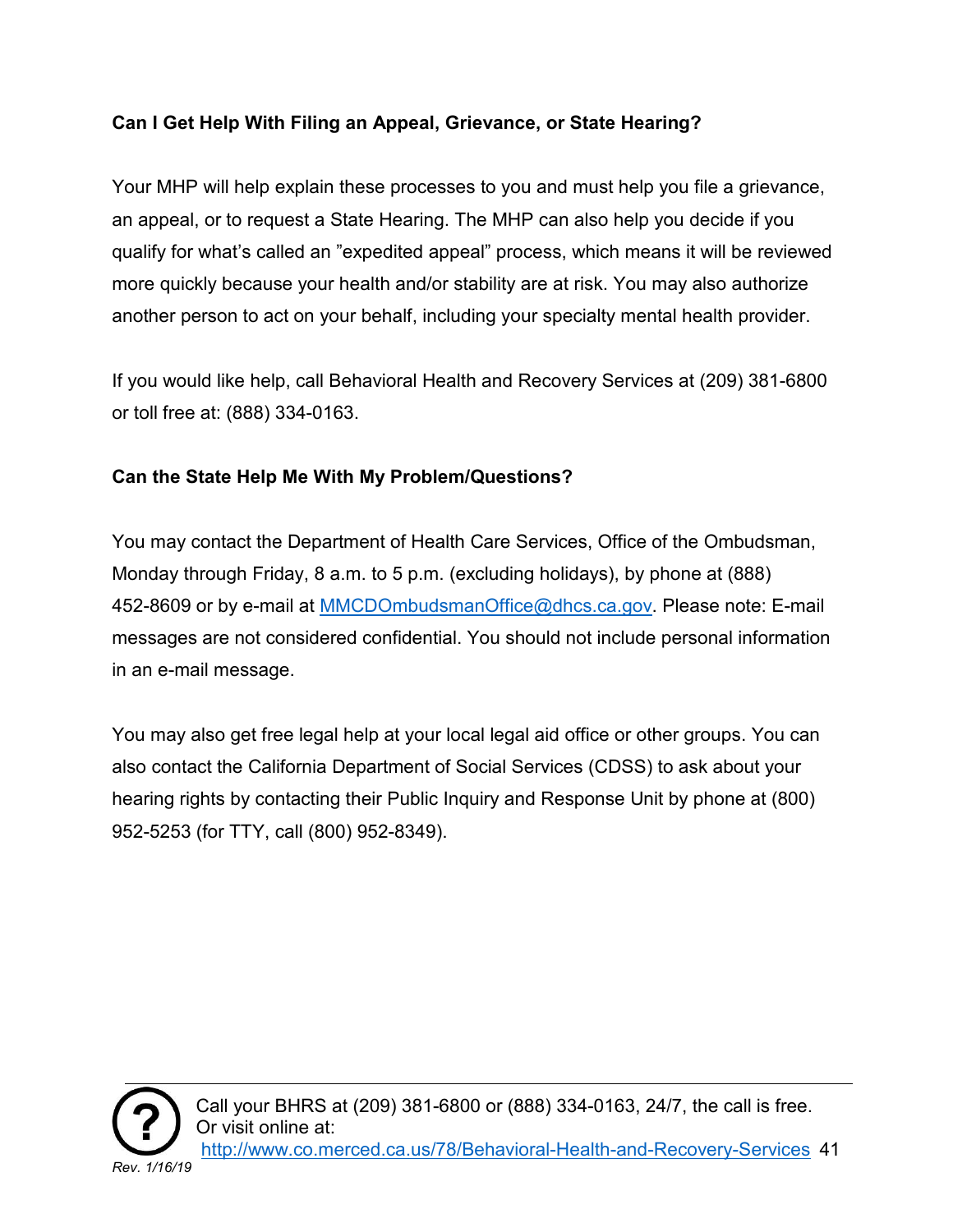**Can I Get Help With Filing an Appeal, Grievance, or State Hearing?**

Your MHP will help explain these processes to you and must help you file a grievance, an appeal, or to request a State Hearing. The MHP can also help you decide if you qualify for what's called an "expedited appeal" process, which means it will be reviewed more quickly because your health and/or stability are at risk. You may also authorize another person to act on your behalf, including your specialty mental health provider.

If you would like help, call Behavioral Health and Recovery Services at (209) 381-6800 or toll free at: (888) 334-0163.

**Can the State Help Me With My Problem/Questions?**

You may contact the Department of Health Care Services, Office of the Ombudsman, Monday through Friday, 8 a.m. to 5 p.m. (excluding holidays), by phone at (888) 452-8609 or by e-mail at MMCDOmbudsmanOffice@dhcs.ca.gov. Please note: E-mail messages are not considered confidential. You should not include personal information in an e-mail message.

You may also get free legal help at your local legal aid office or other groups. You can also contact the California Department of Social Services (CDSS) to ask about your hearing rights by contacting their Public Inquiry and Response Unit by phone at (800) 952-5253 (for TTY, call (800) 952-8349).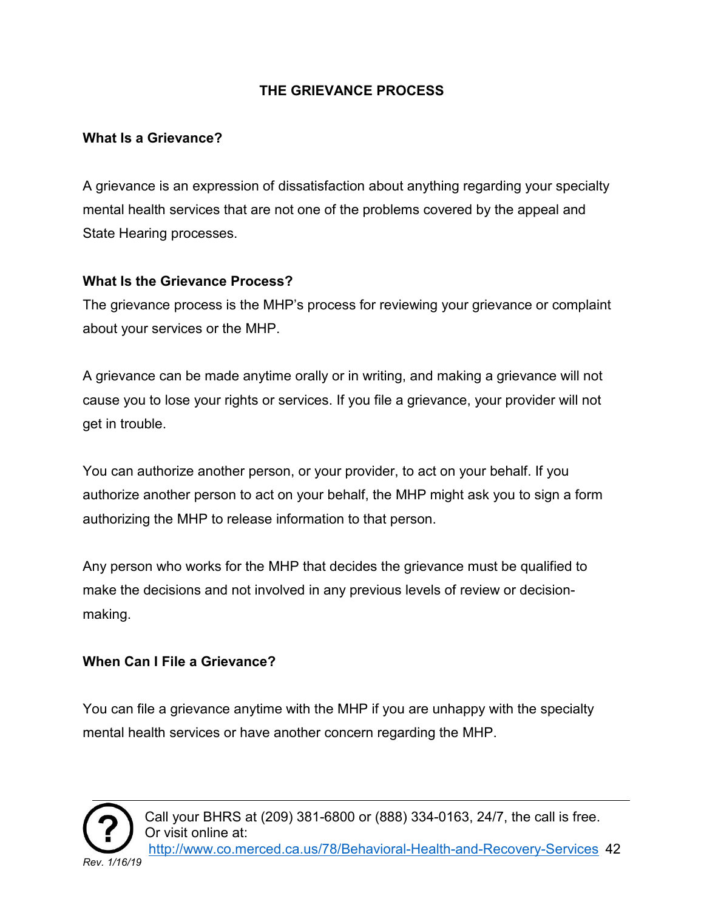# THE GRIEVANCE PROCESS

## What Is a Grievance?

A grievance is an expression of dissatisfaction about anything regarding your specialty mental health services that are not one of the problems covered by the appeal and State Hearing processes.

## What Is the Grievance Process?

The grievance process is the MHP's process for reviewing your grievance or complaint about your services or the MHP.

A grievance can be made anytime orally or in writing, and making a grievance will not cause you to lose your rights or services. If you file a grievance, your provider will not get in trouble.

You can authorize another person, or your provider, to act on your behalf. If you authorize another person to act on your behalf, the MHP might ask you to sign a form authorizing the MHP to release information to that person.

Any person who works for the MHP that decides the grievance must be qualified to make the decisions and not involved in any previous levels of review or decision-making.

## When Can I File a Grievance?

You can file a grievance anytime with the MHP if you are unhappy with the specialty mental health services or have another concern regarding the MHP.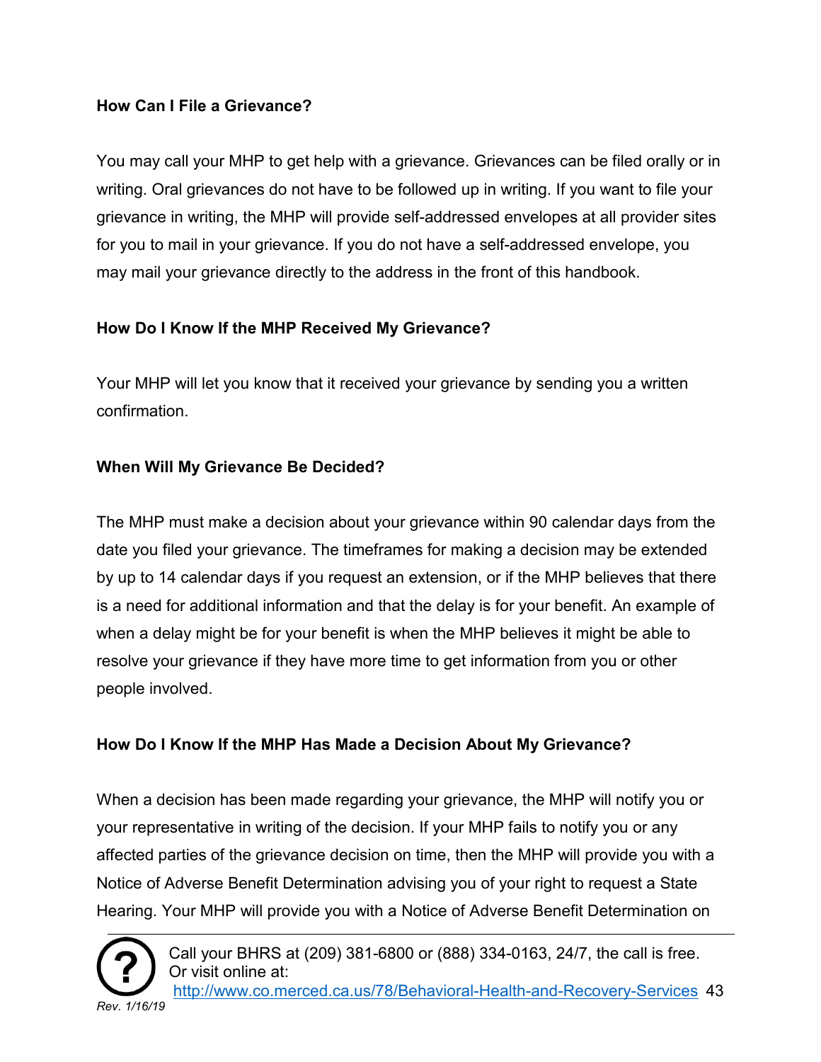**How Can I File a Grievance?**

You may call your MHP to get help with a grievance. Grievances can be filed orally or in writing. Oral grievances do not have to be followed up in writing. If you want to file your grievance in writing, the MHP will provide self-addressed envelopes at all provider sites for you to mail in your grievance. If you do not have a self-addressed envelope, you may mail your grievance directly to the address in the front of this handbook.

**How Do I Know If the MHP Received My Grievance?**

Your MHP will let you know that it received your grievance by sending you a written confirmation.

**When Will My Grievance Be Decided?**

The MHP must make a decision about your grievance within 90 calendar days from the date you filed your grievance. The timeframes for making a decision may be extended by up to 14 calendar days if you request an extension, or if the MHP believes that there is a need for additional information and that the delay is for your benefit. An example of when a delay might be for your benefit is when the MHP believes it might be able to resolve your grievance if they have more time to get information from you or other people involved.

**How Do I Know If the MHP Has Made a Decision About My Grievance?**

When a decision has been made regarding your grievance, the MHP will notify you or your representative in writing of the decision. If your MHP fails to notify you or any affected parties of the grievance decision on time, then the MHP will provide you with a Notice of Adverse Benefit Determination advising you of your right to request a State Hearing. Your MHP will provide you with a Notice of Adverse Benefit Determination on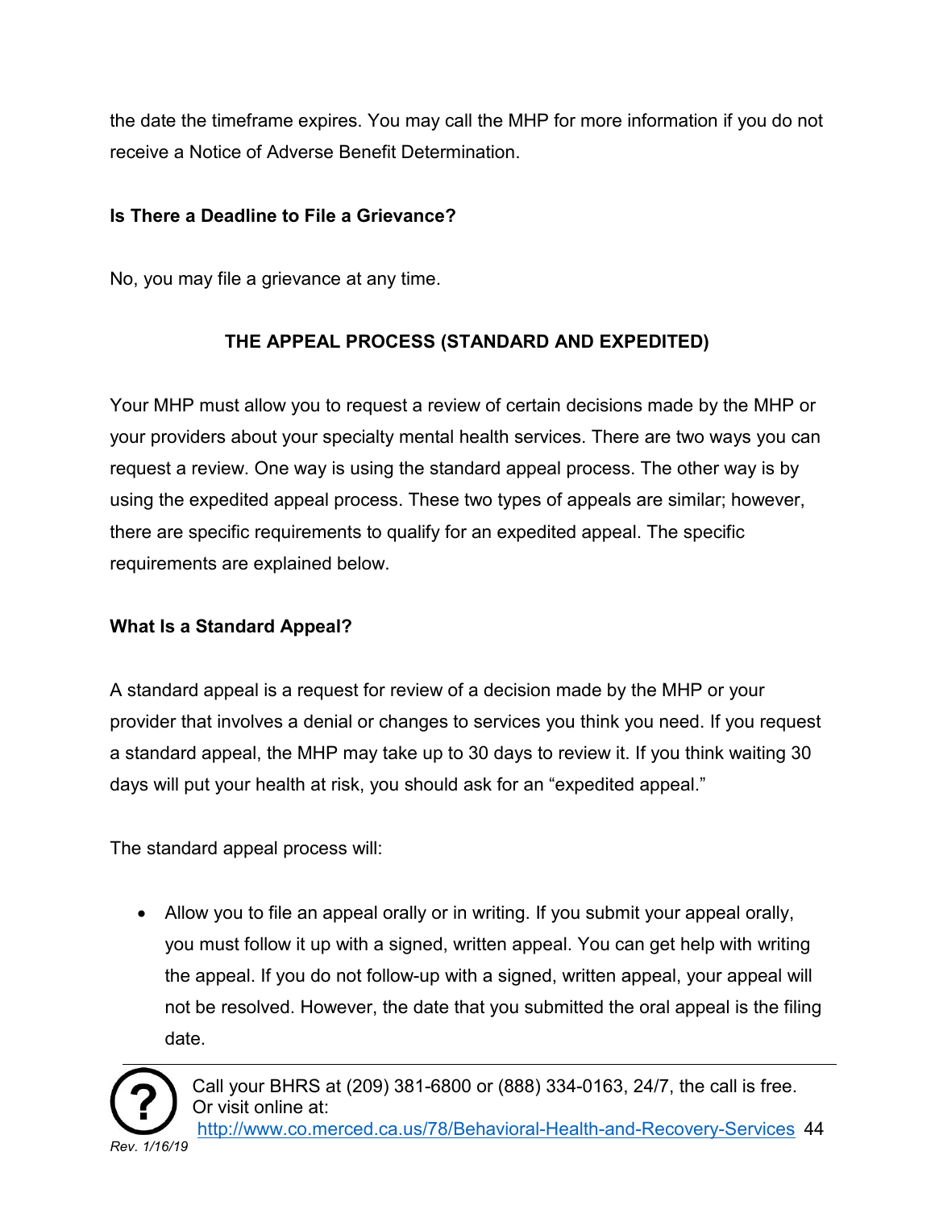the date the timeframe expires. You may call the MHP for more information if you do not receive a Notice of Adverse Benefit Determination.

**Is There a Deadline to File a Grievance?**

No, you may file a grievance at any time.

## THE APPEAL PROCESS (STANDARD AND EXPEDITED)

Your MHP must allow you to request a review of certain decisions made by the MHP or your providers about your specialty mental health services. There are two ways you can request a review. One way is using the standard appeal process. The other way is by using the expedited appeal process. These two types of appeals are similar; however, there are specific requirements to qualify for an expedited appeal. The specific requirements are explained below.

**What Is a Standard Appeal?**

A standard appeal is a request for review of a decision made by the MHP or your provider that involves a denial or changes to services you think you need. If you request a standard appeal, the MHP may take up to 30 days to review it. If you think waiting 30 days will put your health at risk, you should ask for an "expedited appeal."

The standard appeal process will:

- Allow you to file an appeal orally or in writing. If you submit your appeal orally, you must follow it up with a signed, written appeal. You can get help with writing the appeal. If you do not follow-up with a signed, written appeal, your appeal will not be resolved. However, the date that you submitted the oral appeal is the filing date.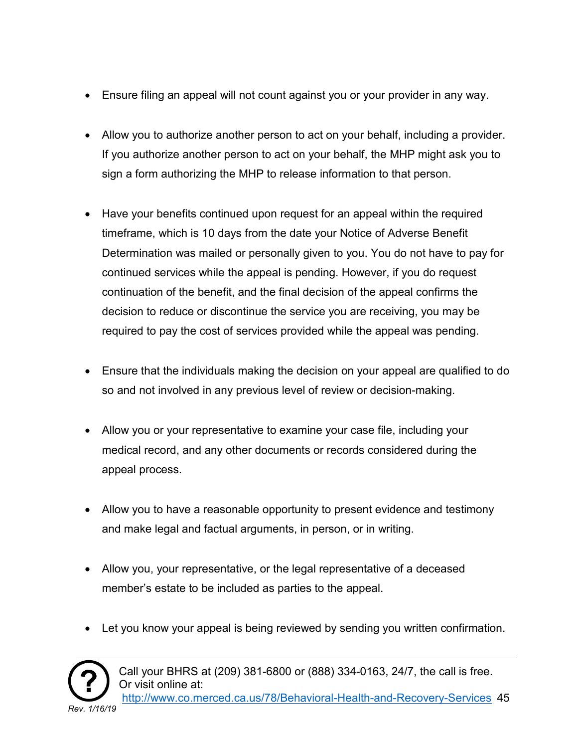- Ensure filing an appeal will not count against you or your provider in any way.

- Allow you to authorize another person to act on your behalf, including a provider. If you authorize another person to act on your behalf, the MHP might ask you to sign a form authorizing the MHP to release information to that person.

- Have your benefits continued upon request for an appeal within the required timeframe, which is 10 days from the date your Notice of Adverse Benefit Determination was mailed or personally given to you. You do not have to pay for continued services while the appeal is pending. However, if you do request continuation of the benefit, and the final decision of the appeal confirms the decision to reduce or discontinue the service you are receiving, you may be required to pay the cost of services provided while the appeal was pending.

- Ensure that the individuals making the decision on your appeal are qualified to do so and not involved in any previous level of review or decision-making.

- Allow you or your representative to examine your case file, including your medical record, and any other documents or records considered during the appeal process.

- Allow you to have a reasonable opportunity to present evidence and testimony and make legal and factual arguments, in person, or in writing.

- Allow you, your representative, or the legal representative of a deceased member's estate to be included as parties to the appeal.

- Let you know your appeal is being reviewed by sending you written confirmation.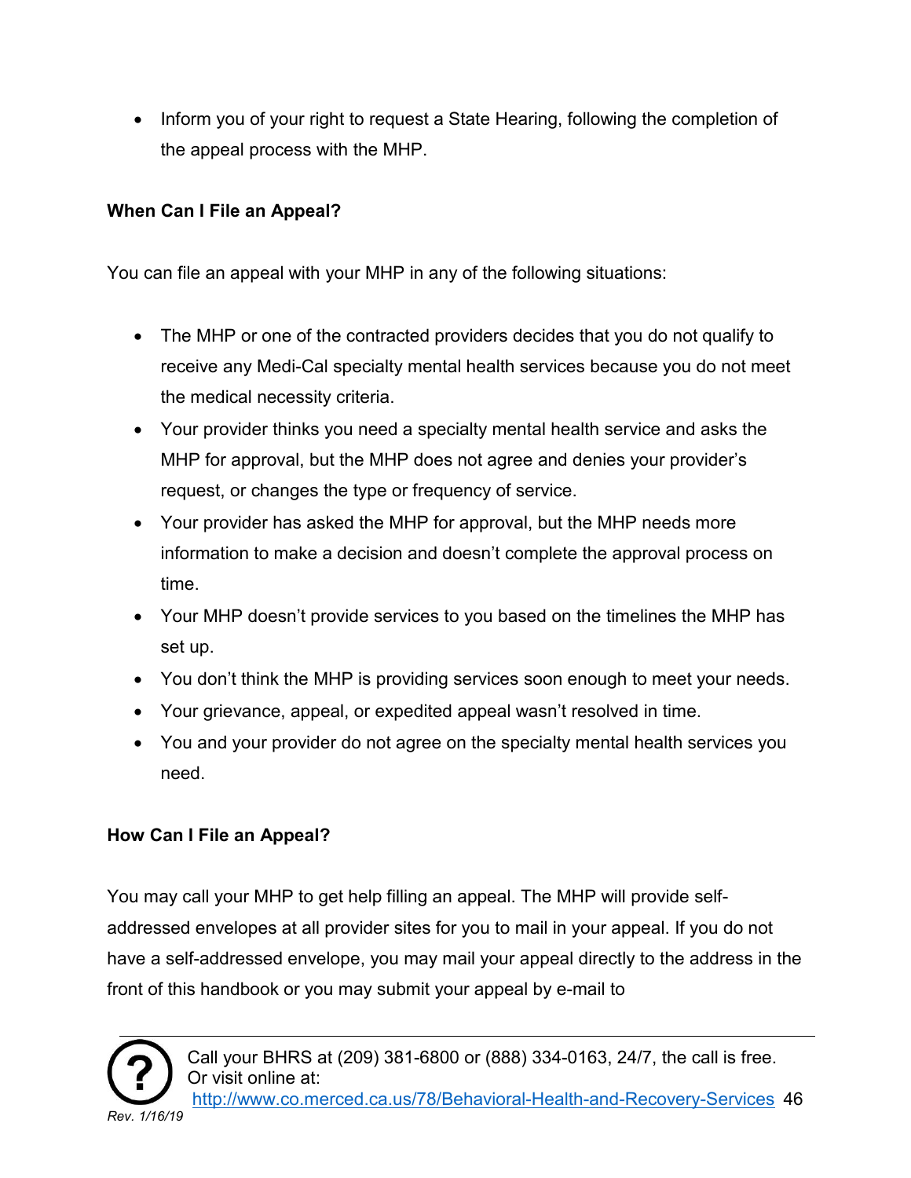- Inform you of your right to request a State Hearing, following the completion of the appeal process with the MHP.

**When Can I File an Appeal?**

You can file an appeal with your MHP in any of the following situations:

- The MHP or one of the contracted providers decides that you do not qualify to receive any Medi-Cal specialty mental health services because you do not meet the medical necessity criteria.
- Your provider thinks you need a specialty mental health service and asks the MHP for approval, but the MHP does not agree and denies your provider's request, or changes the type or frequency of service.
- Your provider has asked the MHP for approval, but the MHP needs more information to make a decision and doesn't complete the approval process on time.
- Your MHP doesn't provide services to you based on the timelines the MHP has set up.
- You don't think the MHP is providing services soon enough to meet your needs.
- Your grievance, appeal, or expedited appeal wasn't resolved in time.
- You and your provider do not agree on the specialty mental health services you need.

**How Can I File an Appeal?**

You may call your MHP to get help filling an appeal. The MHP will provide self-addressed envelopes at all provider sites for you to mail in your appeal. If you do not have a self-addressed envelope, you may mail your appeal directly to the address in the front of this handbook or you may submit your appeal by e-mail to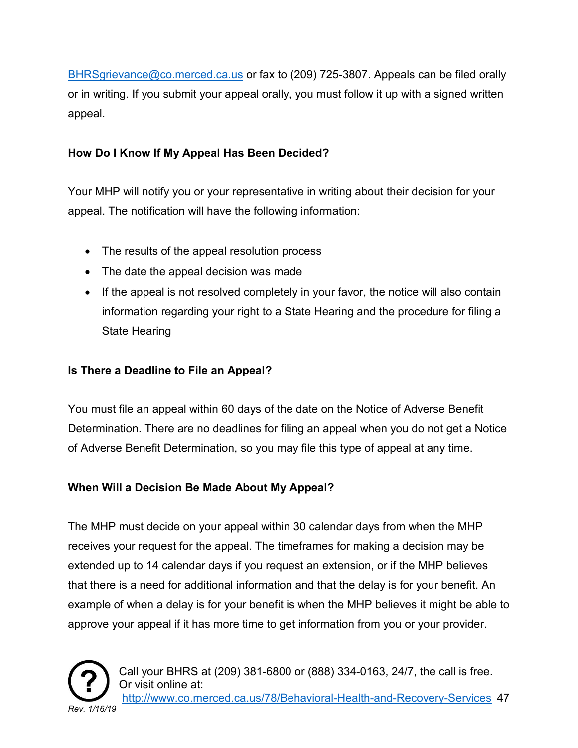BHRSgrievance@co.merced.ca.us or fax to (209) 725-3807. Appeals can be filed orally or in writing. If you submit your appeal orally, you must follow it up with a signed written appeal.

**How Do I Know If My Appeal Has Been Decided?**

Your MHP will notify you or your representative in writing about their decision for your appeal. The notification will have the following information:

- The results of the appeal resolution process
- The date the appeal decision was made
- If the appeal is not resolved completely in your favor, the notice will also contain information regarding your right to a State Hearing and the procedure for filing a State Hearing

**Is There a Deadline to File an Appeal?**

You must file an appeal within 60 days of the date on the Notice of Adverse Benefit Determination. There are no deadlines for filing an appeal when you do not get a Notice of Adverse Benefit Determination, so you may file this type of appeal at any time.

**When Will a Decision Be Made About My Appeal?**

The MHP must decide on your appeal within 30 calendar days from when the MHP receives your request for the appeal. The timeframes for making a decision may be extended up to 14 calendar days if you request an extension, or if the MHP believes that there is a need for additional information and that the delay is for your benefit. An example of when a delay is for your benefit is when the MHP believes it might be able to approve your appeal if it has more time to get information from you or your provider.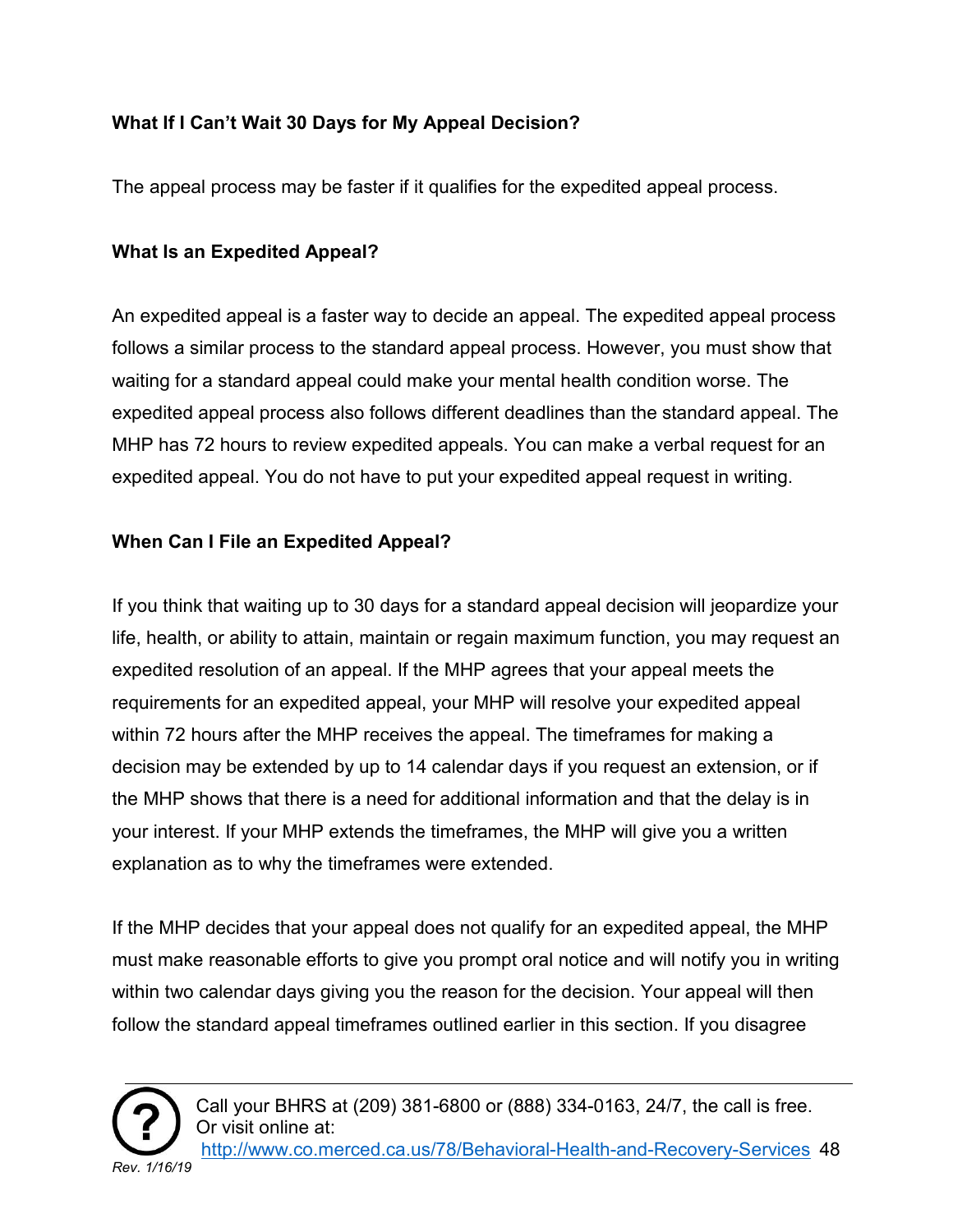**What If I Can't Wait 30 Days for My Appeal Decision?**

The appeal process may be faster if it qualifies for the expedited appeal process.

**What Is an Expedited Appeal?**

An expedited appeal is a faster way to decide an appeal. The expedited appeal process follows a similar process to the standard appeal process. However, you must show that waiting for a standard appeal could make your mental health condition worse. The expedited appeal process also follows different deadlines than the standard appeal. The MHP has 72 hours to review expedited appeals. You can make a verbal request for an expedited appeal. You do not have to put your expedited appeal request in writing.

**When Can I File an Expedited Appeal?**

If you think that waiting up to 30 days for a standard appeal decision will jeopardize your life, health, or ability to attain, maintain or regain maximum function, you may request an expedited resolution of an appeal. If the MHP agrees that your appeal meets the requirements for an expedited appeal, your MHP will resolve your expedited appeal within 72 hours after the MHP receives the appeal. The timeframes for making a decision may be extended by up to 14 calendar days if you request an extension, or if the MHP shows that there is a need for additional information and that the delay is in your interest. If your MHP extends the timeframes, the MHP will give you a written explanation as to why the timeframes were extended.

If the MHP decides that your appeal does not qualify for an expedited appeal, the MHP must make reasonable efforts to give you prompt oral notice and will notify you in writing within two calendar days giving you the reason for the decision. Your appeal will then follow the standard appeal timeframes outlined earlier in this section. If you disagree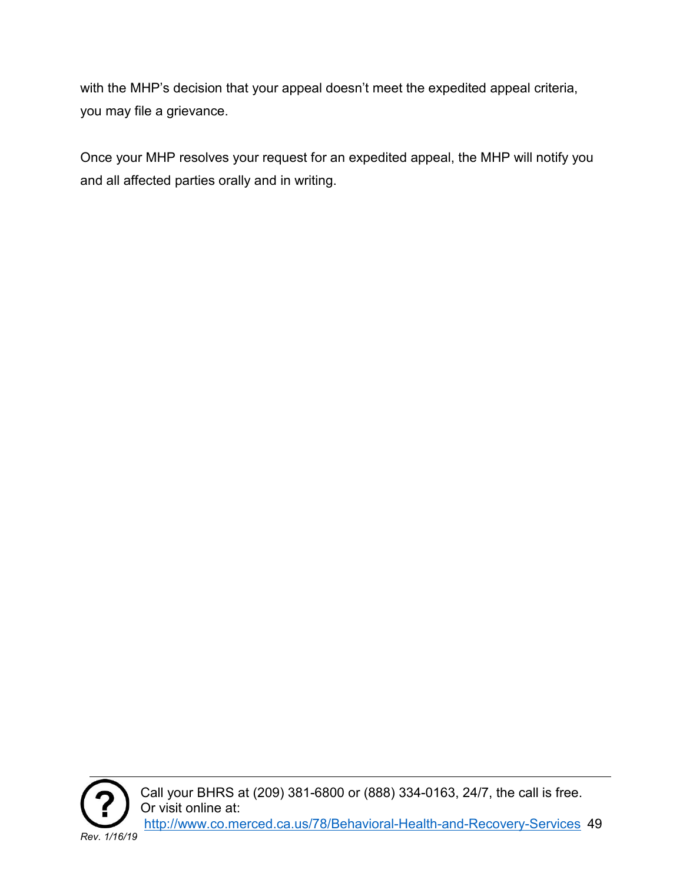with the MHP's decision that your appeal doesn't meet the expedited appeal criteria, you may file a grievance.

Once your MHP resolves your request for an expedited appeal, the MHP will notify you and all affected parties orally and in writing.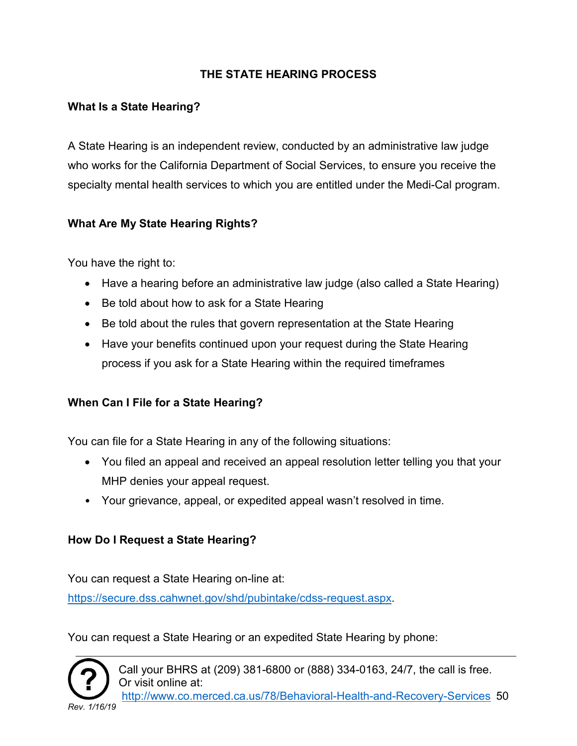# THE STATE HEARING PROCESS

## What Is a State Hearing?

A State Hearing is an independent review, conducted by an administrative law judge who works for the California Department of Social Services, to ensure you receive the specialty mental health services to which you are entitled under the Medi-Cal program.

## What Are My State Hearing Rights?

You have the right to:

- Have a hearing before an administrative law judge (also called a State Hearing)
- Be told about how to ask for a State Hearing
- Be told about the rules that govern representation at the State Hearing
- Have your benefits continued upon your request during the State Hearing process if you ask for a State Hearing within the required timeframes

## When Can I File for a State Hearing?

You can file for a State Hearing in any of the following situations:

- You filed an appeal and received an appeal resolution letter telling you that your MHP denies your appeal request.
- Your grievance, appeal, or expedited appeal wasn't resolved in time.

## How Do I Request a State Hearing?

You can request a State Hearing on-line at:
https://secure.dss.cahwnet.gov/shd/pubintake/cdss-request.aspx.

You can request a State Hearing or an expedited State Hearing by phone: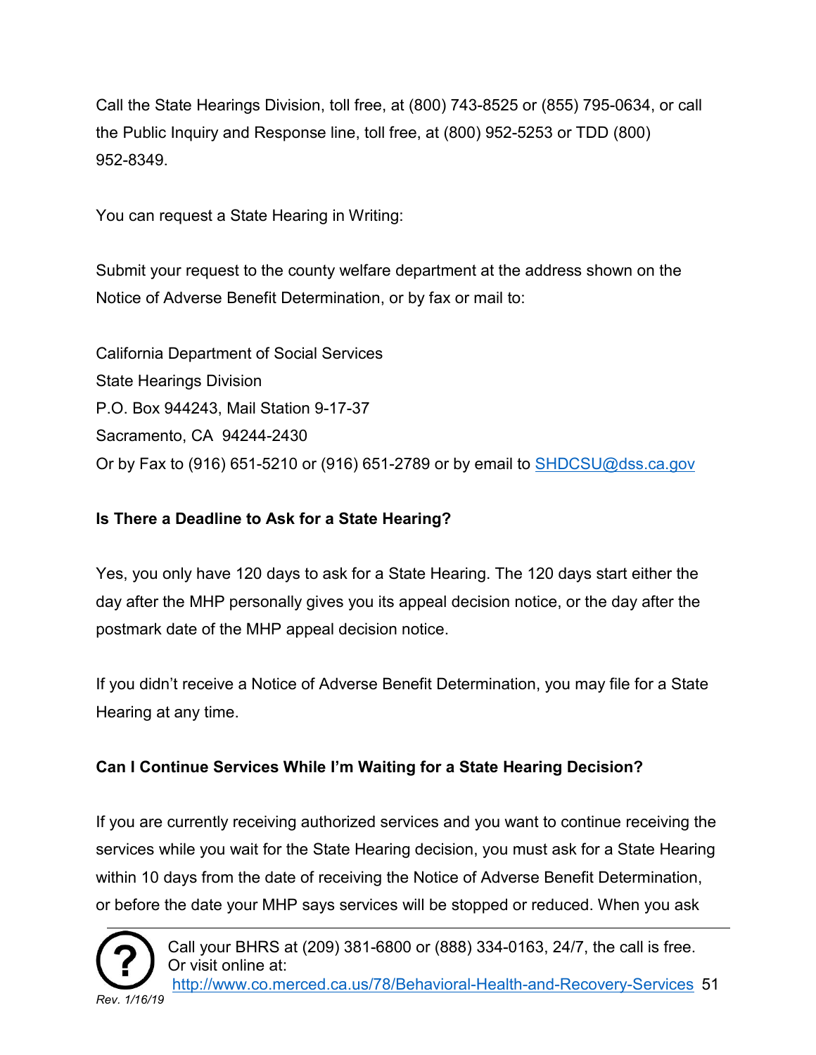Call the State Hearings Division, toll free, at (800) 743-8525 or (855) 795-0634, or call the Public Inquiry and Response line, toll free, at (800) 952-5253 or TDD (800) 952-8349.

You can request a State Hearing in Writing:

Submit your request to the county welfare department at the address shown on the Notice of Adverse Benefit Determination, or by fax or mail to:

California Department of Social Services  
State Hearings Division  
P.O. Box 944243, Mail Station 9-17-37  
Sacramento, CA 94244-2430  
Or by Fax to (916) 651-5210 or (916) 651-2789 or by email to SHDCSU@dss.ca.gov

**Is There a Deadline to Ask for a State Hearing?**

Yes, you only have 120 days to ask for a State Hearing. The 120 days start either the day after the MHP personally gives you its appeal decision notice, or the day after the postmark date of the MHP appeal decision notice.

If you didn't receive a Notice of Adverse Benefit Determination, you may file for a State Hearing at any time.

**Can I Continue Services While I'm Waiting for a State Hearing Decision?**

If you are currently receiving authorized services and you want to continue receiving the services while you wait for the State Hearing decision, you must ask for a State Hearing within 10 days from the date of receiving the Notice of Adverse Benefit Determination, or before the date your MHP says services will be stopped or reduced. When you ask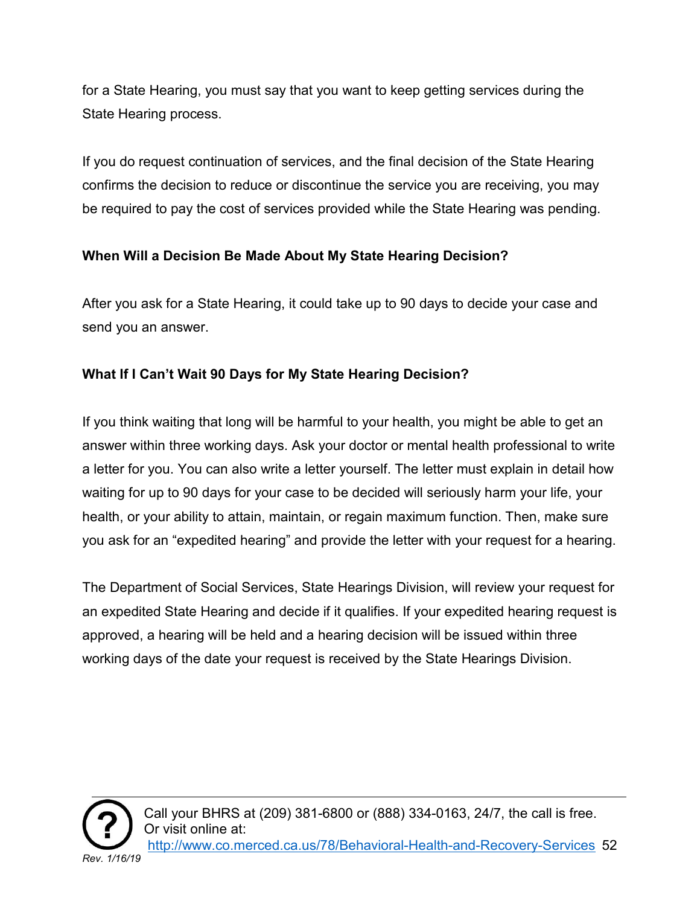for a State Hearing, you must say that you want to keep getting services during the State Hearing process.

If you do request continuation of services, and the final decision of the State Hearing confirms the decision to reduce or discontinue the service you are receiving, you may be required to pay the cost of services provided while the State Hearing was pending.

**When Will a Decision Be Made About My State Hearing Decision?**

After you ask for a State Hearing, it could take up to 90 days to decide your case and send you an answer.

**What If I Can't Wait 90 Days for My State Hearing Decision?**

If you think waiting that long will be harmful to your health, you might be able to get an answer within three working days. Ask your doctor or mental health professional to write a letter for you. You can also write a letter yourself. The letter must explain in detail how waiting for up to 90 days for your case to be decided will seriously harm your life, your health, or your ability to attain, maintain, or regain maximum function. Then, make sure you ask for an "expedited hearing" and provide the letter with your request for a hearing.

The Department of Social Services, State Hearings Division, will review your request for an expedited State Hearing and decide if it qualifies. If your expedited hearing request is approved, a hearing will be held and a hearing decision will be issued within three working days of the date your request is received by the State Hearings Division.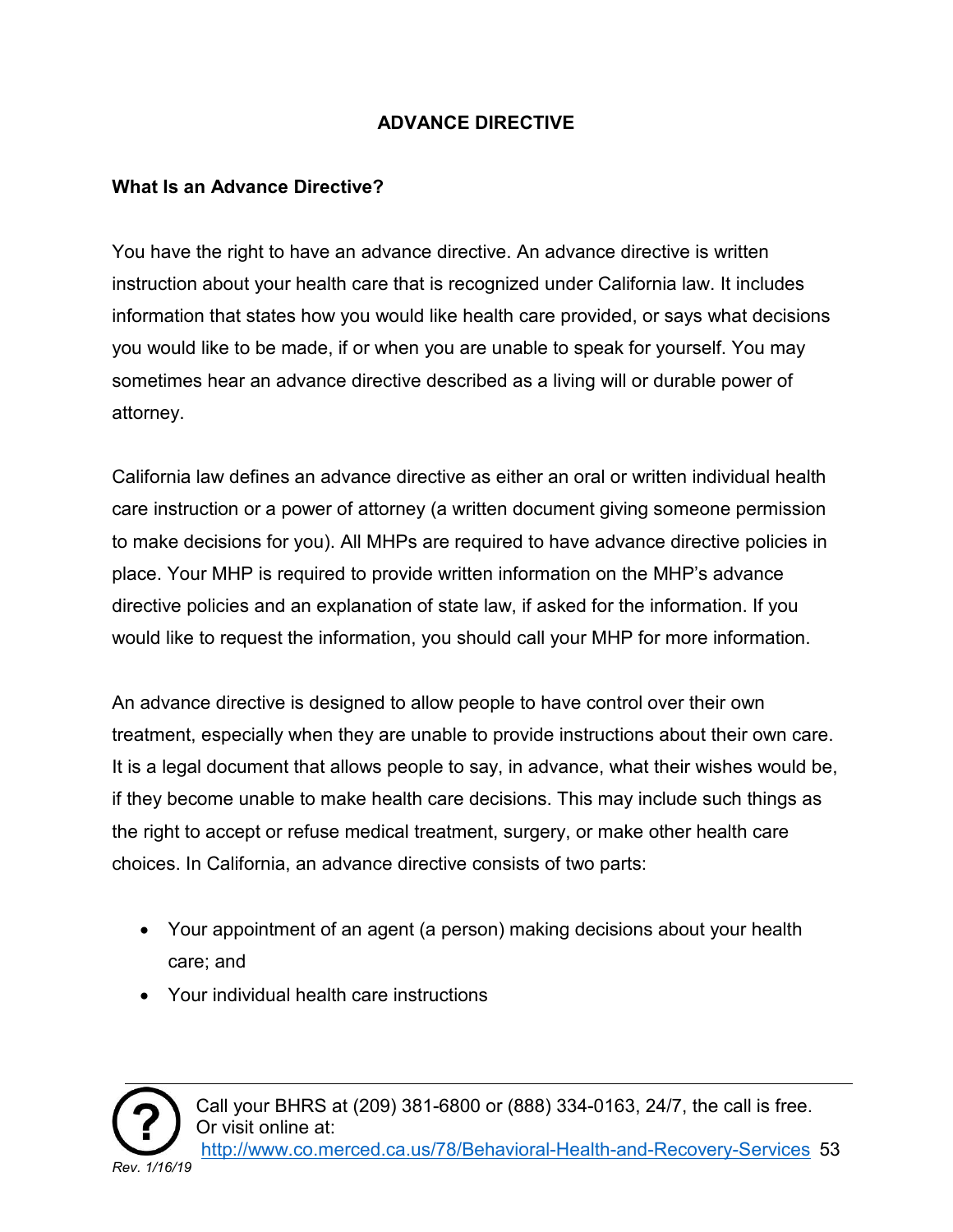# ADVANCE DIRECTIVE

## What Is an Advance Directive?

You have the right to have an advance directive. An advance directive is written instruction about your health care that is recognized under California law. It includes information that states how you would like health care provided, or says what decisions you would like to be made, if or when you are unable to speak for yourself. You may sometimes hear an advance directive described as a living will or durable power of attorney.

California law defines an advance directive as either an oral or written individual health care instruction or a power of attorney (a written document giving someone permission to make decisions for you). All MHPs are required to have advance directive policies in place. Your MHP is required to provide written information on the MHP's advance directive policies and an explanation of state law, if asked for the information. If you would like to request the information, you should call your MHP for more information.

An advance directive is designed to allow people to have control over their own treatment, especially when they are unable to provide instructions about their own care. It is a legal document that allows people to say, in advance, what their wishes would be, if they become unable to make health care decisions. This may include such things as the right to accept or refuse medical treatment, surgery, or make other health care choices. In California, an advance directive consists of two parts:

- Your appointment of an agent (a person) making decisions about your health care; and
- Your individual health care instructions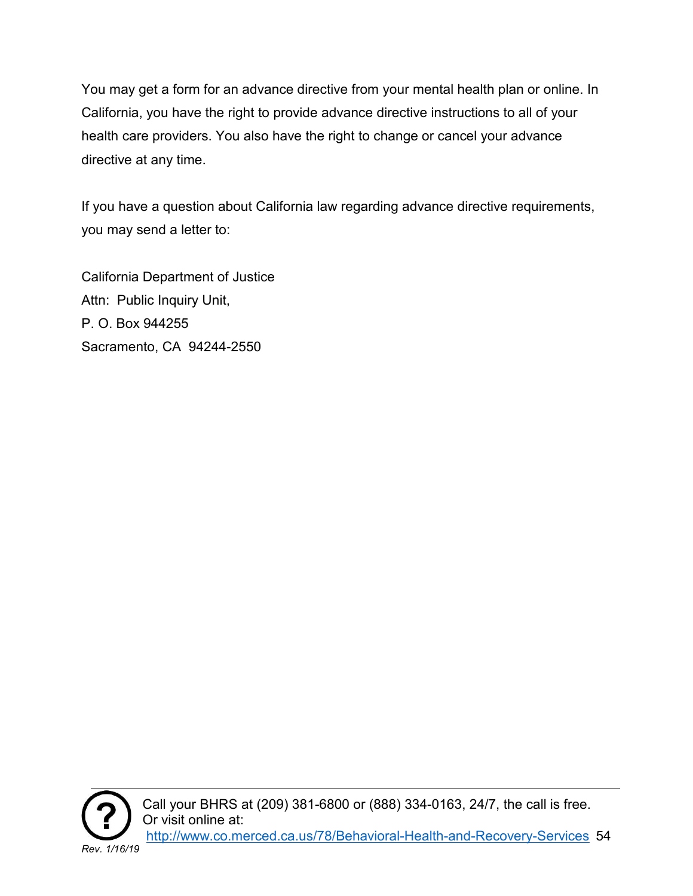You may get a form for an advance directive from your mental health plan or online. In California, you have the right to provide advance directive instructions to all of your health care providers. You also have the right to change or cancel your advance directive at any time.

If you have a question about California law regarding advance directive requirements, you may send a letter to:

California Department of Justice
Attn: Public Inquiry Unit,
P. O. Box 944255
Sacramento, CA 94244-2550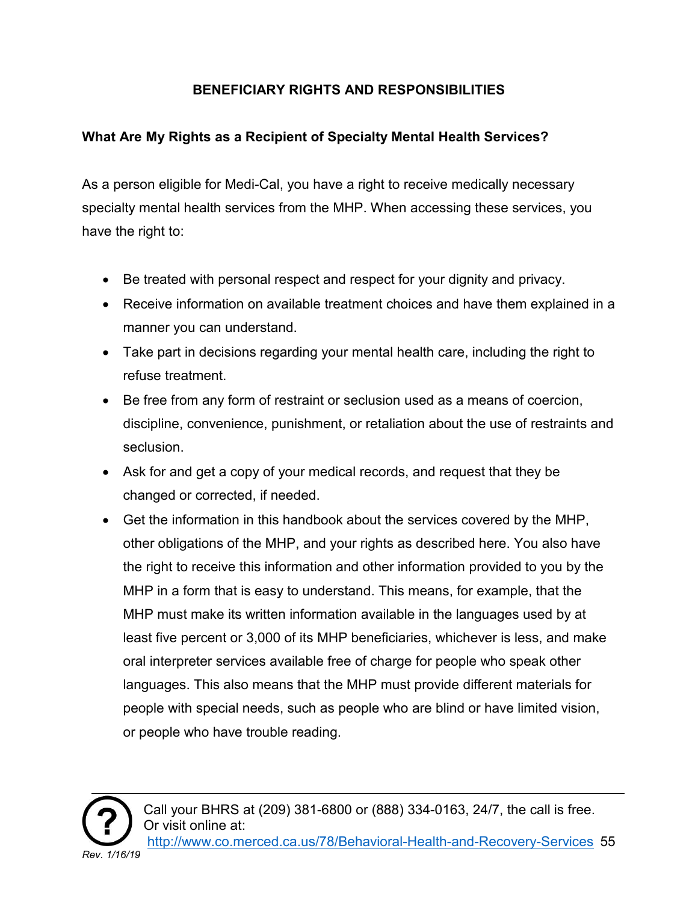## BENEFICIARY RIGHTS AND RESPONSIBILITIES

### What Are My Rights as a Recipient of Specialty Mental Health Services?

As a person eligible for Medi-Cal, you have a right to receive medically necessary specialty mental health services from the MHP. When accessing these services, you have the right to:

- Be treated with personal respect and respect for your dignity and privacy.
- Receive information on available treatment choices and have them explained in a manner you can understand.
- Take part in decisions regarding your mental health care, including the right to refuse treatment.
- Be free from any form of restraint or seclusion used as a means of coercion, discipline, convenience, punishment, or retaliation about the use of restraints and seclusion.
- Ask for and get a copy of your medical records, and request that they be changed or corrected, if needed.
- Get the information in this handbook about the services covered by the MHP, other obligations of the MHP, and your rights as described here. You also have the right to receive this information and other information provided to you by the MHP in a form that is easy to understand. This means, for example, that the MHP must make its written information available in the languages used by at least five percent or 3,000 of its MHP beneficiaries, whichever is less, and make oral interpreter services available free of charge for people who speak other languages. This also means that the MHP must provide different materials for people with special needs, such as people who are blind or have limited vision, or people who have trouble reading.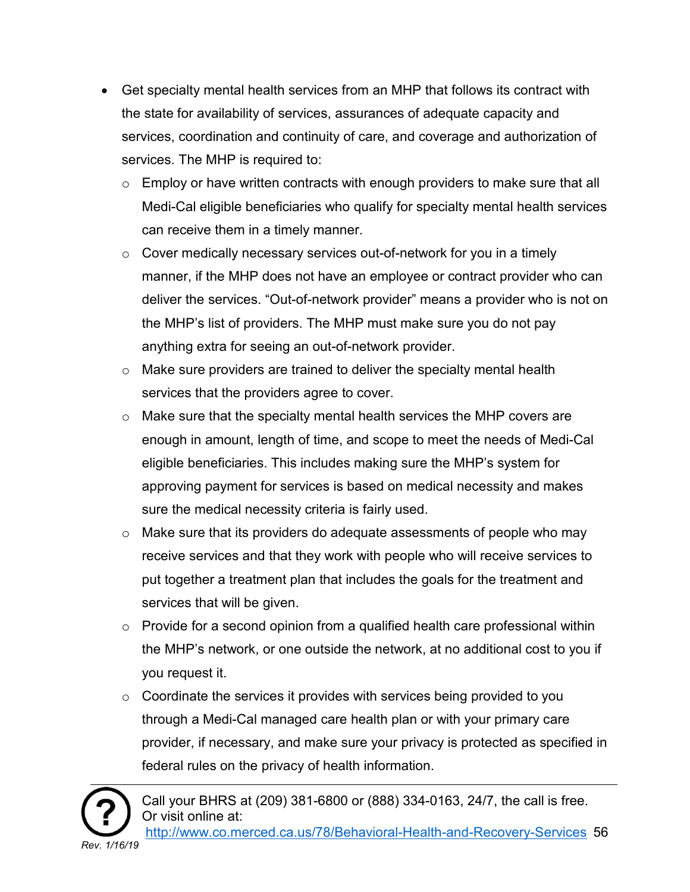- Get specialty mental health services from an MHP that follows its contract with the state for availability of services, assurances of adequate capacity and services, coordination and continuity of care, and coverage and authorization of services. The MHP is required to:
  - Employ or have written contracts with enough providers to make sure that all Medi-Cal eligible beneficiaries who qualify for specialty mental health services can receive them in a timely manner.
  - Cover medically necessary services out-of-network for you in a timely manner, if the MHP does not have an employee or contract provider who can deliver the services. "Out-of-network provider" means a provider who is not on the MHP's list of providers. The MHP must make sure you do not pay anything extra for seeing an out-of-network provider.
  - Make sure providers are trained to deliver the specialty mental health services that the providers agree to cover.
  - Make sure that the specialty mental health services the MHP covers are enough in amount, length of time, and scope to meet the needs of Medi-Cal eligible beneficiaries. This includes making sure the MHP's system for approving payment for services is based on medical necessity and makes sure the medical necessity criteria is fairly used.
  - Make sure that its providers do adequate assessments of people who may receive services and that they work with people who will receive services to put together a treatment plan that includes the goals for the treatment and services that will be given.
  - Provide for a second opinion from a qualified health care professional within the MHP's network, or one outside the network, at no additional cost to you if you request it.
  - Coordinate the services it provides with services being provided to you through a Medi-Cal managed care health plan or with your primary care provider, if necessary, and make sure your privacy is protected as specified in federal rules on the privacy of health information.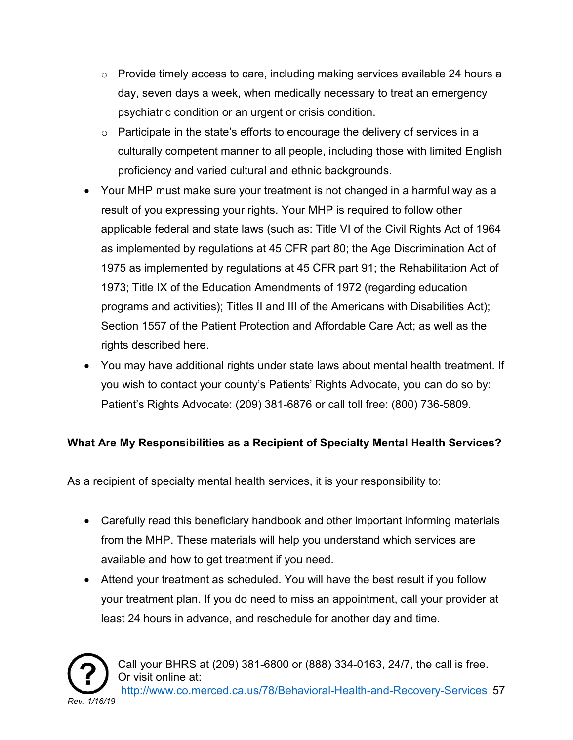- Provide timely access to care, including making services available 24 hours a day, seven days a week, when medically necessary to treat an emergency psychiatric condition or an urgent or crisis condition.
   - Participate in the state's efforts to encourage the delivery of services in a culturally competent manner to all people, including those with limited English proficiency and varied cultural and ethnic backgrounds.
- Your MHP must make sure your treatment is not changed in a harmful way as a result of you expressing your rights. Your MHP is required to follow other applicable federal and state laws (such as: Title VI of the Civil Rights Act of 1964 as implemented by regulations at 45 CFR part 80; the Age Discrimination Act of 1975 as implemented by regulations at 45 CFR part 91; the Rehabilitation Act of 1973; Title IX of the Education Amendments of 1972 (regarding education programs and activities); Titles II and III of the Americans with Disabilities Act); Section 1557 of the Patient Protection and Affordable Care Act; as well as the rights described here.
- You may have additional rights under state laws about mental health treatment. If you wish to contact your county's Patients' Rights Advocate, you can do so by: Patient's Rights Advocate: (209) 381-6876 or call toll free: (800) 736-5809.

**What Are My Responsibilities as a Recipient of Specialty Mental Health Services?**

As a recipient of specialty mental health services, it is your responsibility to:

- Carefully read this beneficiary handbook and other important informing materials from the MHP. These materials will help you understand which services are available and how to get treatment if you need.
- Attend your treatment as scheduled. You will have the best result if you follow your treatment plan. If you do need to miss an appointment, call your provider at least 24 hours in advance, and reschedule for another day and time.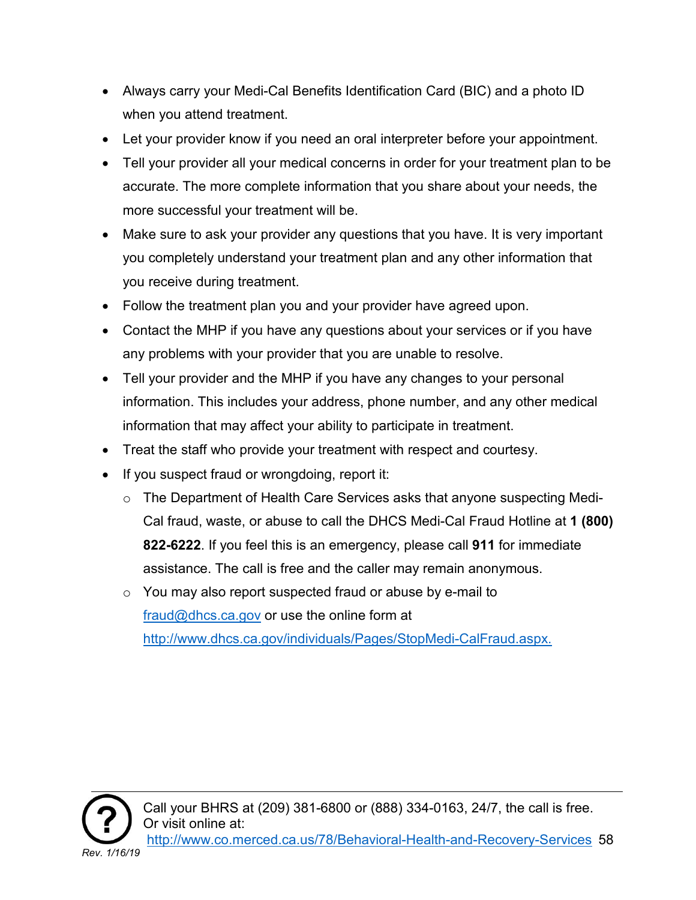- Always carry your Medi-Cal Benefits Identification Card (BIC) and a photo ID when you attend treatment.
- Let your provider know if you need an oral interpreter before your appointment.
- Tell your provider all your medical concerns in order for your treatment plan to be accurate. The more complete information that you share about your needs, the more successful your treatment will be.
- Make sure to ask your provider any questions that you have. It is very important you completely understand your treatment plan and any other information that you receive during treatment.
- Follow the treatment plan you and your provider have agreed upon.
- Contact the MHP if you have any questions about your services or if you have any problems with your provider that you are unable to resolve.
- Tell your provider and the MHP if you have any changes to your personal information. This includes your address, phone number, and any other medical information that may affect your ability to participate in treatment.
- Treat the staff who provide your treatment with respect and courtesy.
- If you suspect fraud or wrongdoing, report it:
  - The Department of Health Care Services asks that anyone suspecting Medi-Cal fraud, waste, or abuse to call the DHCS Medi-Cal Fraud Hotline at **1 (800) 822-6222**. If you feel this is an emergency, please call **911** for immediate assistance. The call is free and the caller may remain anonymous.
  - You may also report suspected fraud or abuse by e-mail to [fraud@dhcs.ca.gov](mailto:fraud@dhcs.ca.gov) or use the online form at [http://www.dhcs.ca.gov/individuals/Pages/StopMedi-CalFraud.aspx.](http://www.dhcs.ca.gov/individuals/Pages/StopMedi-CalFraud.aspx)